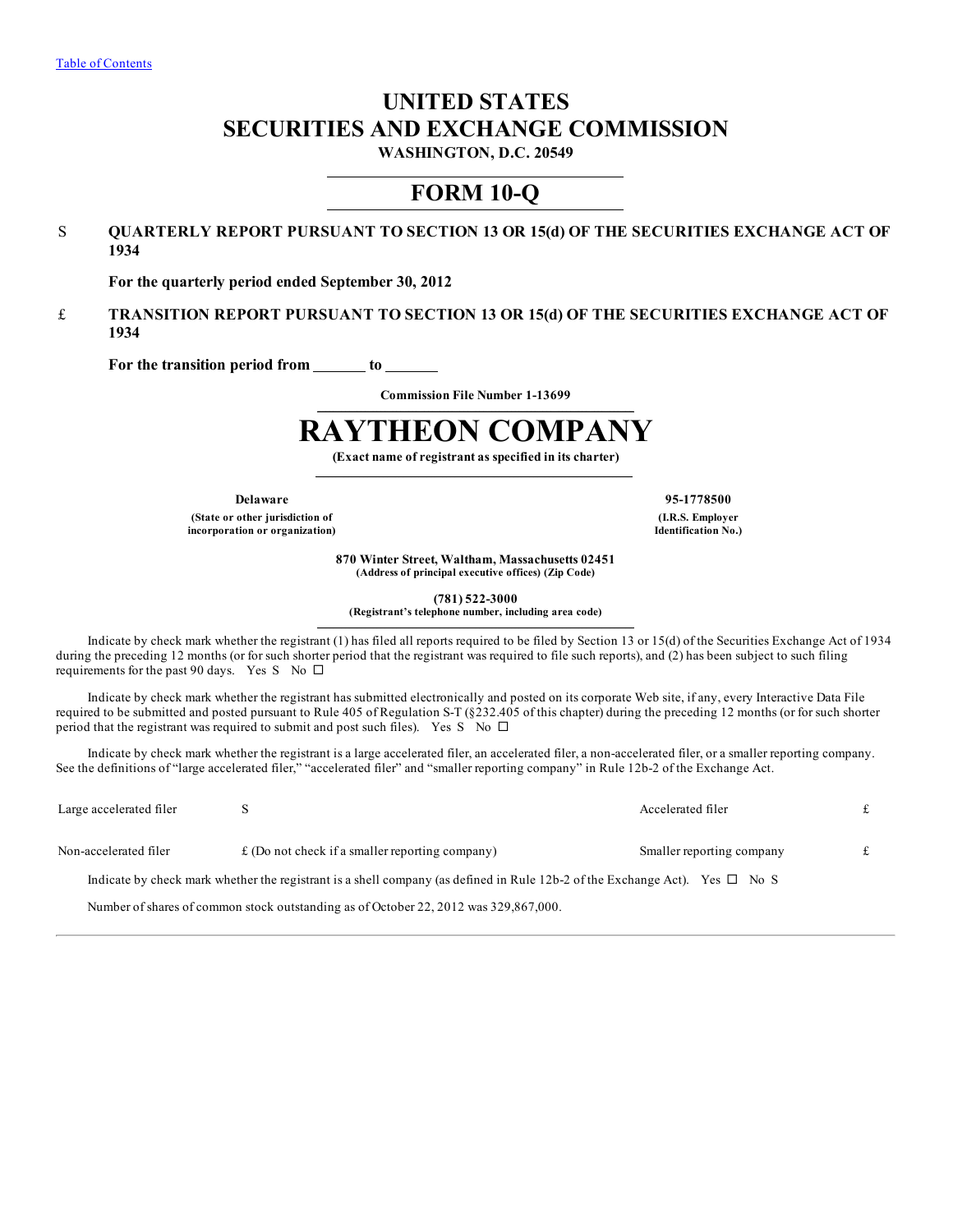Table of Contents

# UNITED STATES
# SECURITIES AND EXCHANGE COMMISSION

**WASHINGTON, D.C. 20549**

# FORM 10-Q

S **QUARTERLY REPORT PURSUANT TO SECTION 13 OR 15(d) OF THE SECURITIES EXCHANGE ACT OF 1934**

**For the quarterly period ended September 30, 2012**

£ **TRANSITION REPORT PURSUANT TO SECTION 13 OR 15(d) OF THE SECURITIES EXCHANGE ACT OF 1934**

**For the transition period from \_\_\_\_\_\_\_ to \_\_\_\_\_\_\_**

**Commission File Number 1-13699**

# RAYTHEON COMPANY

**(Exact name of registrant as specified in its charter)**

| **Delaware** | **95-1778500** |
|---|---|
| **(State or other jurisdiction of incorporation or organization)** | **(I.R.S. Employer Identification No.)** |

**870 Winter Street, Waltham, Massachusetts 02451**
**(Address of principal executive offices) (Zip Code)**

**(781) 522-3000**
**(Registrant's telephone number, including area code)**

Indicate by check mark whether the registrant (1) has filed all reports required to be filed by Section 13 or 15(d) of the Securities Exchange Act of 1934 during the preceding 12 months (or for such shorter period that the registrant was required to file such reports), and (2) has been subject to such filing requirements for the past 90 days. Yes S No ☐

Indicate by check mark whether the registrant has submitted electronically and posted on its corporate Web site, if any, every Interactive Data File required to be submitted and posted pursuant to Rule 405 of Regulation S-T (§232.405 of this chapter) during the preceding 12 months (or for such shorter period that the registrant was required to submit and post such files). Yes S No ☐

Indicate by check mark whether the registrant is a large accelerated filer, an accelerated filer, a non-accelerated filer, or a smaller reporting company. See the definitions of "large accelerated filer," "accelerated filer" and "smaller reporting company" in Rule 12b-2 of the Exchange Act.

| Large accelerated filer | S | Accelerated filer | £ |
|---|---|---|---|
| Non-accelerated filer | £ (Do not check if a smaller reporting company) | Smaller reporting company | £ |

Indicate by check mark whether the registrant is a shell company (as defined in Rule 12b-2 of the Exchange Act). Yes ☐ No S

Number of shares of common stock outstanding as of October 22, 2012 was 329,867,000.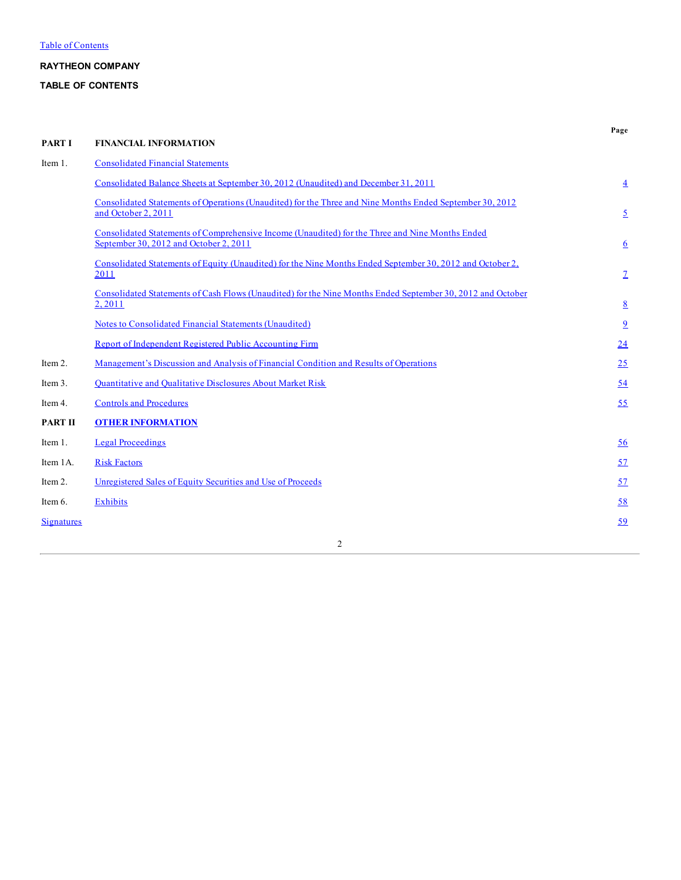Table of Contents

**RAYTHEON COMPANY**

**TABLE OF CONTENTS**

| | | Page |
|---|---|---|
| **PART I** | **FINANCIAL INFORMATION** | |
| Item 1. | Consolidated Financial Statements | |
| | Consolidated Balance Sheets at September 30, 2012 (Unaudited) and December 31, 2011 | 4 |
| | Consolidated Statements of Operations (Unaudited) for the Three and Nine Months Ended September 30, 2012 and October 2, 2011 | 5 |
| | Consolidated Statements of Comprehensive Income (Unaudited) for the Three and Nine Months Ended September 30, 2012 and October 2, 2011 | 6 |
| | Consolidated Statements of Equity (Unaudited) for the Nine Months Ended September 30, 2012 and October 2, 2011 | 7 |
| | Consolidated Statements of Cash Flows (Unaudited) for the Nine Months Ended September 30, 2012 and October 2, 2011 | 8 |
| | Notes to Consolidated Financial Statements (Unaudited) | 9 |
| | Report of Independent Registered Public Accounting Firm | 24 |
| Item 2. | Management's Discussion and Analysis of Financial Condition and Results of Operations | 25 |
| Item 3. | Quantitative and Qualitative Disclosures About Market Risk | 54 |
| Item 4. | Controls and Procedures | 55 |
| **PART II** | **OTHER INFORMATION** | |
| Item 1. | Legal Proceedings | 56 |
| Item 1A. | Risk Factors | 57 |
| Item 2. | Unregistered Sales of Equity Securities and Use of Proceeds | 57 |
| Item 6. | Exhibits | 58 |
| Signatures | | 59 |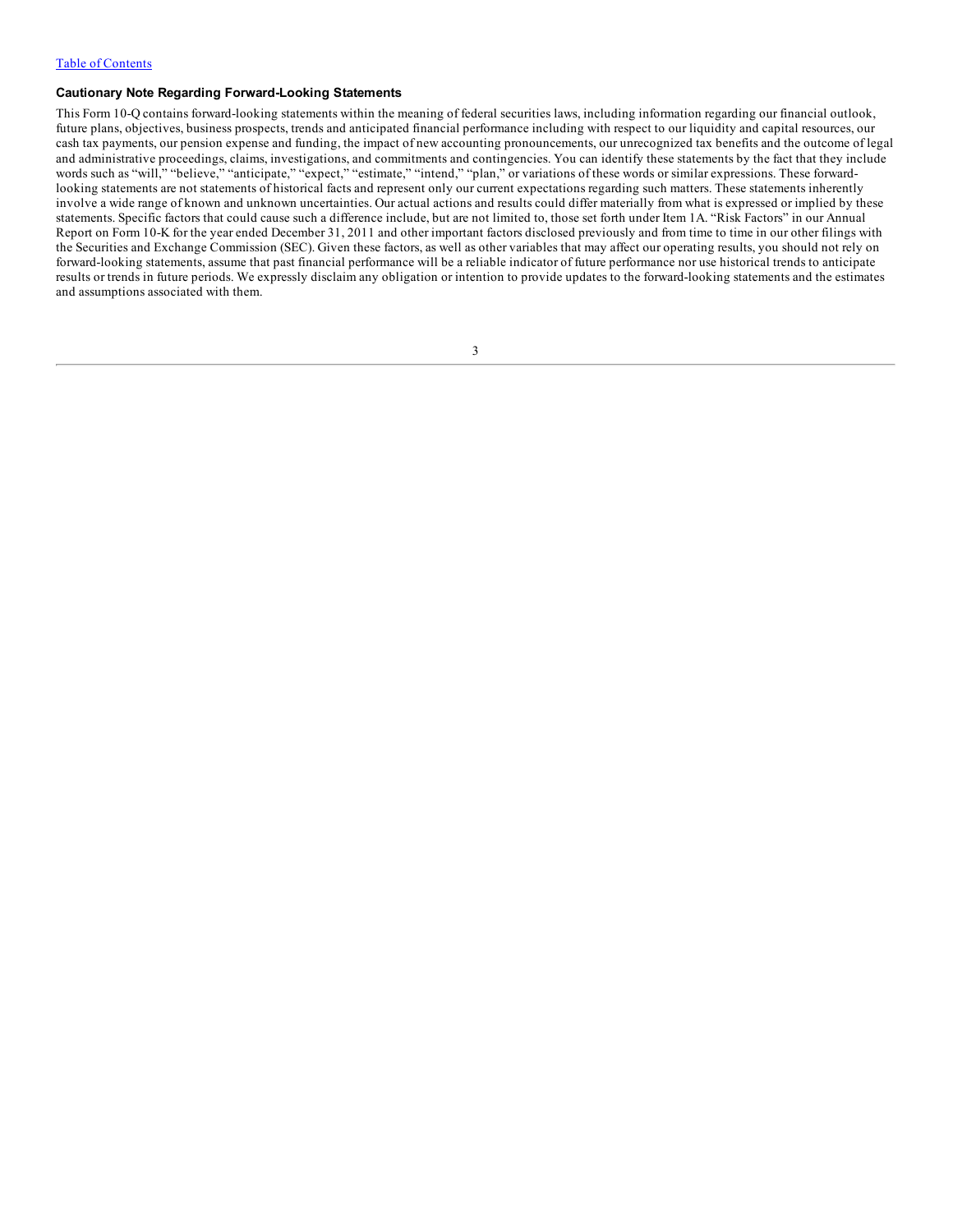### Cautionary Note Regarding Forward-Looking Statements

This Form 10-Q contains forward-looking statements within the meaning of federal securities laws, including information regarding our financial outlook, future plans, objectives, business prospects, trends and anticipated financial performance including with respect to our liquidity and capital resources, our cash tax payments, our pension expense and funding, the impact of new accounting pronouncements, our unrecognized tax benefits and the outcome of legal and administrative proceedings, claims, investigations, and commitments and contingencies. You can identify these statements by the fact that they include words such as "will," "believe," "anticipate," "expect," "estimate," "intend," "plan," or variations of these words or similar expressions. These forward-looking statements are not statements of historical facts and represent only our current expectations regarding such matters. These statements inherently involve a wide range of known and unknown uncertainties. Our actual actions and results could differ materially from what is expressed or implied by these statements. Specific factors that could cause such a difference include, but are not limited to, those set forth under Item 1A. "Risk Factors" in our Annual Report on Form 10-K for the year ended December 31, 2011 and other important factors disclosed previously and from time to time in our other filings with the Securities and Exchange Commission (SEC). Given these factors, as well as other variables that may affect our operating results, you should not rely on forward-looking statements, assume that past financial performance will be a reliable indicator of future performance nor use historical trends to anticipate results or trends in future periods. We expressly disclaim any obligation or intention to provide updates to the forward-looking statements and the estimates and assumptions associated with them.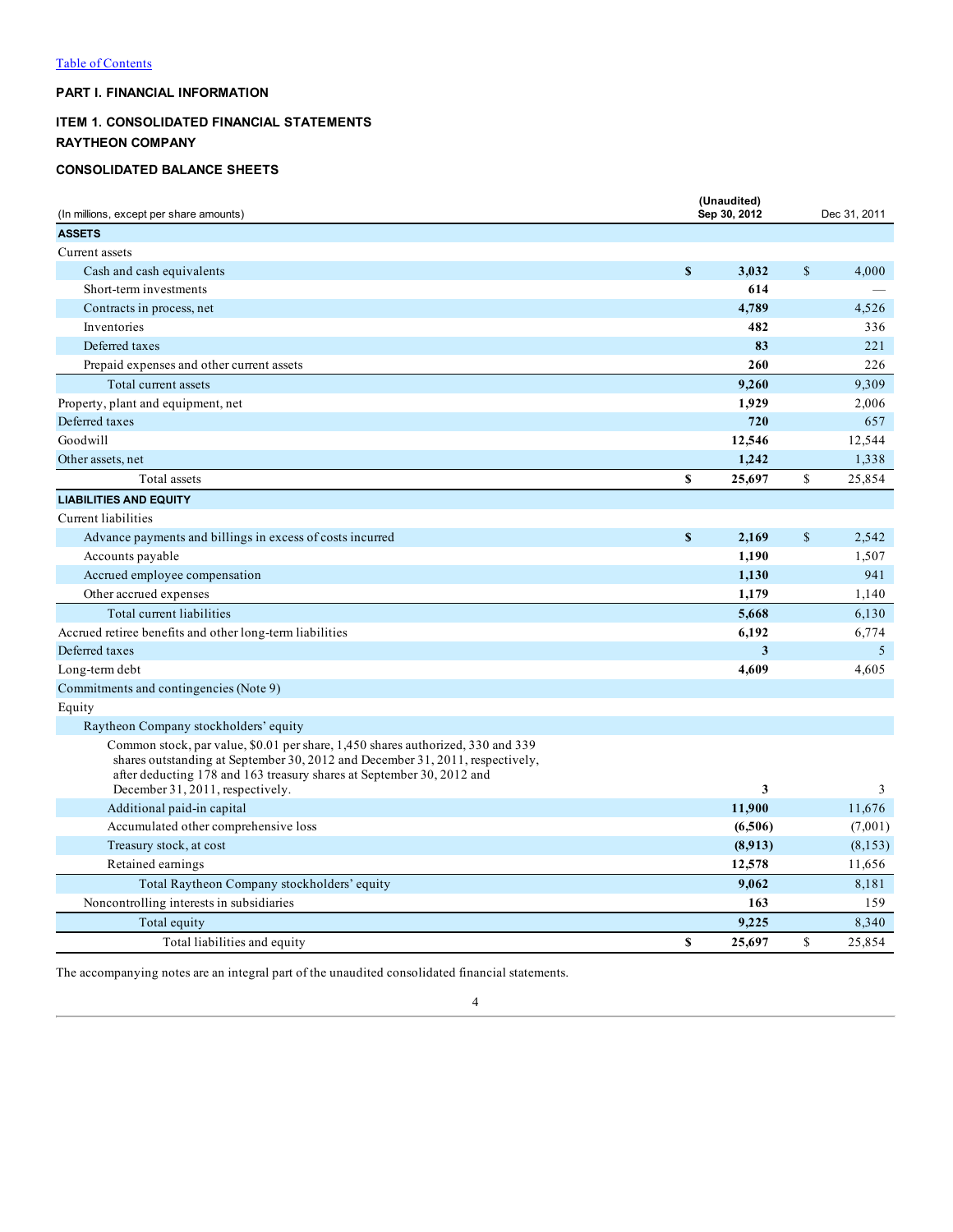[Table of Contents](#)

## PART I. FINANCIAL INFORMATION

## ITEM 1. CONSOLIDATED FINANCIAL STATEMENTS

## RAYTHEON COMPANY

## CONSOLIDATED BALANCE SHEETS

| (In millions, except per share amounts) | (Unaudited) Sep 30, 2012 | Dec 31, 2011 |
|---|---|---|
| **ASSETS** | | |
| Current assets | | |
| Cash and cash equivalents | **$ 3,032** | $ 4,000 |
| Short-term investments | **614** | — |
| Contracts in process, net | **4,789** | 4,526 |
| Inventories | **482** | 336 |
| Deferred taxes | **83** | 221 |
| Prepaid expenses and other current assets | **260** | 226 |
| Total current assets | **9,260** | 9,309 |
| Property, plant and equipment, net | **1,929** | 2,006 |
| Deferred taxes | **720** | 657 |
| Goodwill | **12,546** | 12,544 |
| Other assets, net | **1,242** | 1,338 |
| Total assets | **$ 25,697** | $ 25,854 |
| **LIABILITIES AND EQUITY** | | |
| Current liabilities | | |
| Advance payments and billings in excess of costs incurred | **$ 2,169** | $ 2,542 |
| Accounts payable | **1,190** | 1,507 |
| Accrued employee compensation | **1,130** | 941 |
| Other accrued expenses | **1,179** | 1,140 |
| Total current liabilities | **5,668** | 6,130 |
| Accrued retiree benefits and other long-term liabilities | **6,192** | 6,774 |
| Deferred taxes | **3** | 5 |
| Long-term debt | **4,609** | 4,605 |
| Commitments and contingencies (Note 9) | | |
| Equity | | |
| Raytheon Company stockholders' equity | | |
| Common stock, par value, $0.01 per share, 1,450 shares authorized, 330 and 339 shares outstanding at September 30, 2012 and December 31, 2011, respectively, after deducting 178 and 163 treasury shares at September 30, 2012 and December 31, 2011, respectively. | **3** | 3 |
| Additional paid-in capital | **11,900** | 11,676 |
| Accumulated other comprehensive loss | **(6,506)** | (7,001) |
| Treasury stock, at cost | **(8,913)** | (8,153) |
| Retained earnings | **12,578** | 11,656 |
| Total Raytheon Company stockholders' equity | **9,062** | 8,181 |
| Noncontrolling interests in subsidiaries | **163** | 159 |
| Total equity | **9,225** | 8,340 |
| Total liabilities and equity | **$ 25,697** | $ 25,854 |

The accompanying notes are an integral part of the unaudited consolidated financial statements.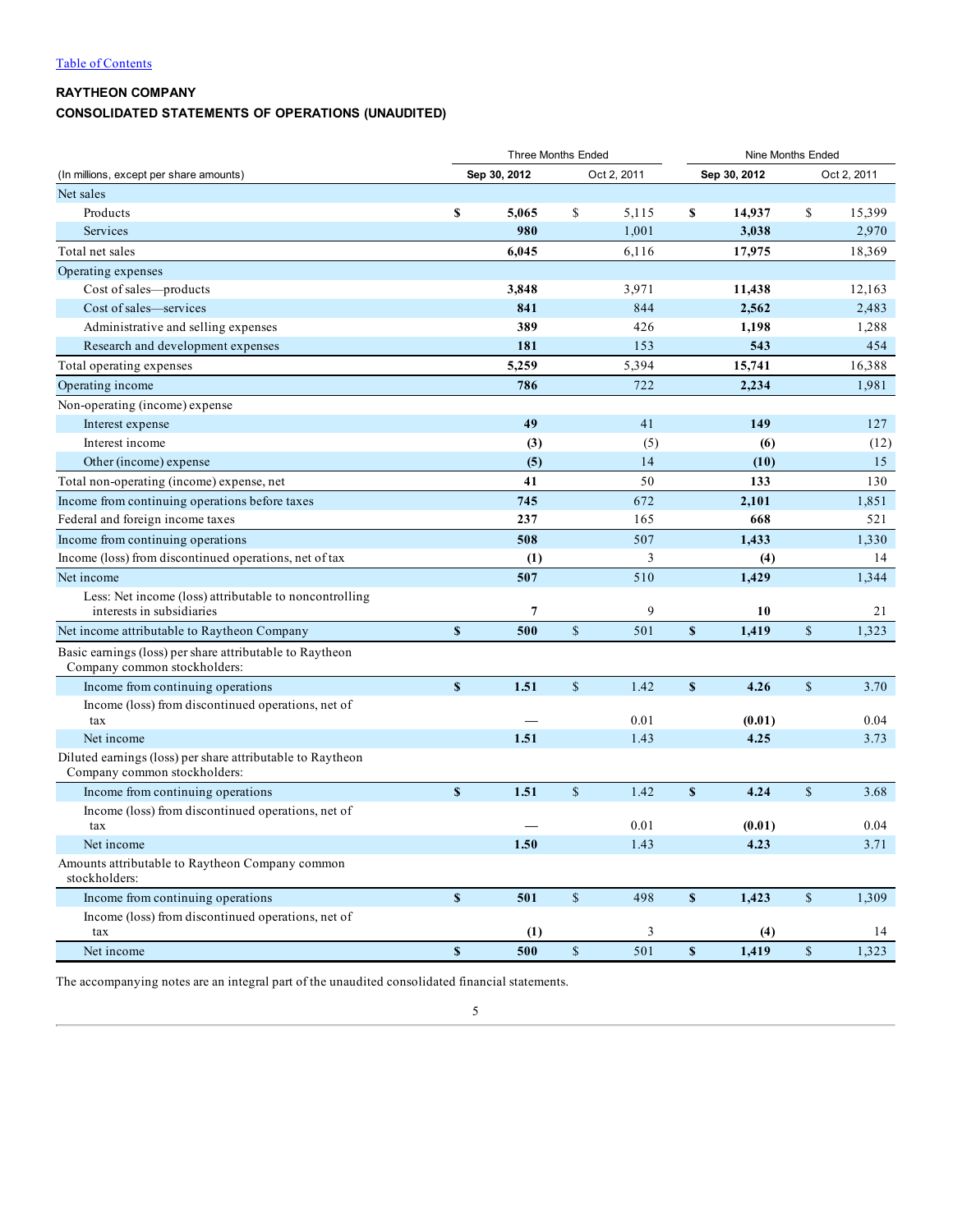Table of Contents

**RAYTHEON COMPANY**

**CONSOLIDATED STATEMENTS OF OPERATIONS (UNAUDITED)**

| (In millions, except per share amounts) | Three Months Ended | | Nine Months Ended | |
|---|---|---|---|---|
| | **Sep 30, 2012** | Oct 2, 2011 | **Sep 30, 2012** | Oct 2, 2011 |
| Net sales | | | | |
| Products | **$ 5,065** | $ 5,115 | **$ 14,937** | $ 15,399 |
| Services | **980** | 1,001 | **3,038** | 2,970 |
| Total net sales | **6,045** | 6,116 | **17,975** | 18,369 |
| Operating expenses | | | | |
| Cost of sales—products | **3,848** | 3,971 | **11,438** | 12,163 |
| Cost of sales—services | **841** | 844 | **2,562** | 2,483 |
| Administrative and selling expenses | **389** | 426 | **1,198** | 1,288 |
| Research and development expenses | **181** | 153 | **543** | 454 |
| Total operating expenses | **5,259** | 5,394 | **15,741** | 16,388 |
| Operating income | **786** | 722 | **2,234** | 1,981 |
| Non-operating (income) expense | | | | |
| Interest expense | **49** | 41 | **149** | 127 |
| Interest income | **(3)** | (5) | **(6)** | (12) |
| Other (income) expense | **(5)** | 14 | **(10)** | 15 |
| Total non-operating (income) expense, net | **41** | 50 | **133** | 130 |
| Income from continuing operations before taxes | **745** | 672 | **2,101** | 1,851 |
| Federal and foreign income taxes | **237** | 165 | **668** | 521 |
| Income from continuing operations | **508** | 507 | **1,433** | 1,330 |
| Income (loss) from discontinued operations, net of tax | **(1)** | 3 | **(4)** | 14 |
| Net income | **507** | 510 | **1,429** | 1,344 |
| Less: Net income (loss) attributable to noncontrolling interests in subsidiaries | **7** | 9 | **10** | 21 |
| Net income attributable to Raytheon Company | **$ 500** | $ 501 | **$ 1,419** | $ 1,323 |
| Basic earnings (loss) per share attributable to Raytheon Company common stockholders: | | | | |
| Income from continuing operations | **$ 1.51** | $ 1.42 | **$ 4.26** | $ 3.70 |
| Income (loss) from discontinued operations, net of tax | **—** | 0.01 | **(0.01)** | 0.04 |
| Net income | **1.51** | 1.43 | **4.25** | 3.73 |
| Diluted earnings (loss) per share attributable to Raytheon Company common stockholders: | | | | |
| Income from continuing operations | **$ 1.51** | $ 1.42 | **$ 4.24** | $ 3.68 |
| Income (loss) from discontinued operations, net of tax | **—** | 0.01 | **(0.01)** | 0.04 |
| Net income | **1.50** | 1.43 | **4.23** | 3.71 |
| Amounts attributable to Raytheon Company common stockholders: | | | | |
| Income from continuing operations | **$ 501** | $ 498 | **$ 1,423** | $ 1,309 |
| Income (loss) from discontinued operations, net of tax | **(1)** | 3 | **(4)** | 14 |
| Net income | **$ 500** | $ 501 | **$ 1,419** | $ 1,323 |

The accompanying notes are an integral part of the unaudited consolidated financial statements.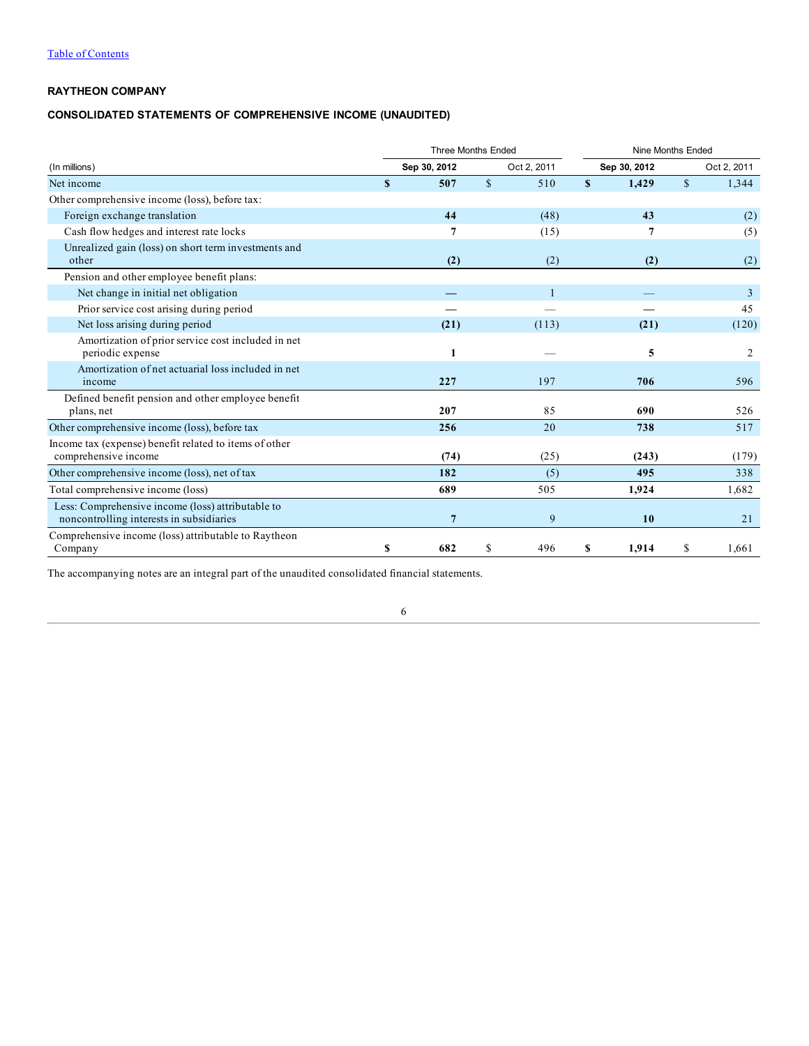Table of Contents

## RAYTHEON COMPANY

### CONSOLIDATED STATEMENTS OF COMPREHENSIVE INCOME (UNAUDITED)

| (In millions) | Three Months Ended | | Nine Months Ended | |
|---|---|---|---|---|
| | **Sep 30, 2012** | Oct 2, 2011 | **Sep 30, 2012** | Oct 2, 2011 |
| Net income | **$ 507** | $ 510 | **$ 1,429** | $ 1,344 |
| Other comprehensive income (loss), before tax: | | | | |
| Foreign exchange translation | **44** | (48) | **43** | (2) |
| Cash flow hedges and interest rate locks | **7** | (15) | **7** | (5) |
| Unrealized gain (loss) on short term investments and other | **(2)** | (2) | **(2)** | (2) |
| Pension and other employee benefit plans: | | | | |
| Net change in initial net obligation | **—** | 1 | **—** | 3 |
| Prior service cost arising during period | **—** | — | **—** | 45 |
| Net loss arising during period | **(21)** | (113) | **(21)** | (120) |
| Amortization of prior service cost included in net periodic expense | **1** | — | **5** | 2 |
| Amortization of net actuarial loss included in net income | **227** | 197 | **706** | 596 |
| Defined benefit pension and other employee benefit plans, net | **207** | 85 | **690** | 526 |
| Other comprehensive income (loss), before tax | **256** | 20 | **738** | 517 |
| Income tax (expense) benefit related to items of other comprehensive income | **(74)** | (25) | **(243)** | (179) |
| Other comprehensive income (loss), net of tax | **182** | (5) | **495** | 338 |
| Total comprehensive income (loss) | **689** | 505 | **1,924** | 1,682 |
| Less: Comprehensive income (loss) attributable to noncontrolling interests in subsidiaries | **7** | 9 | **10** | 21 |
| Comprehensive income (loss) attributable to Raytheon Company | **$ 682** | $ 496 | **$ 1,914** | $ 1,661 |

The accompanying notes are an integral part of the unaudited consolidated financial statements.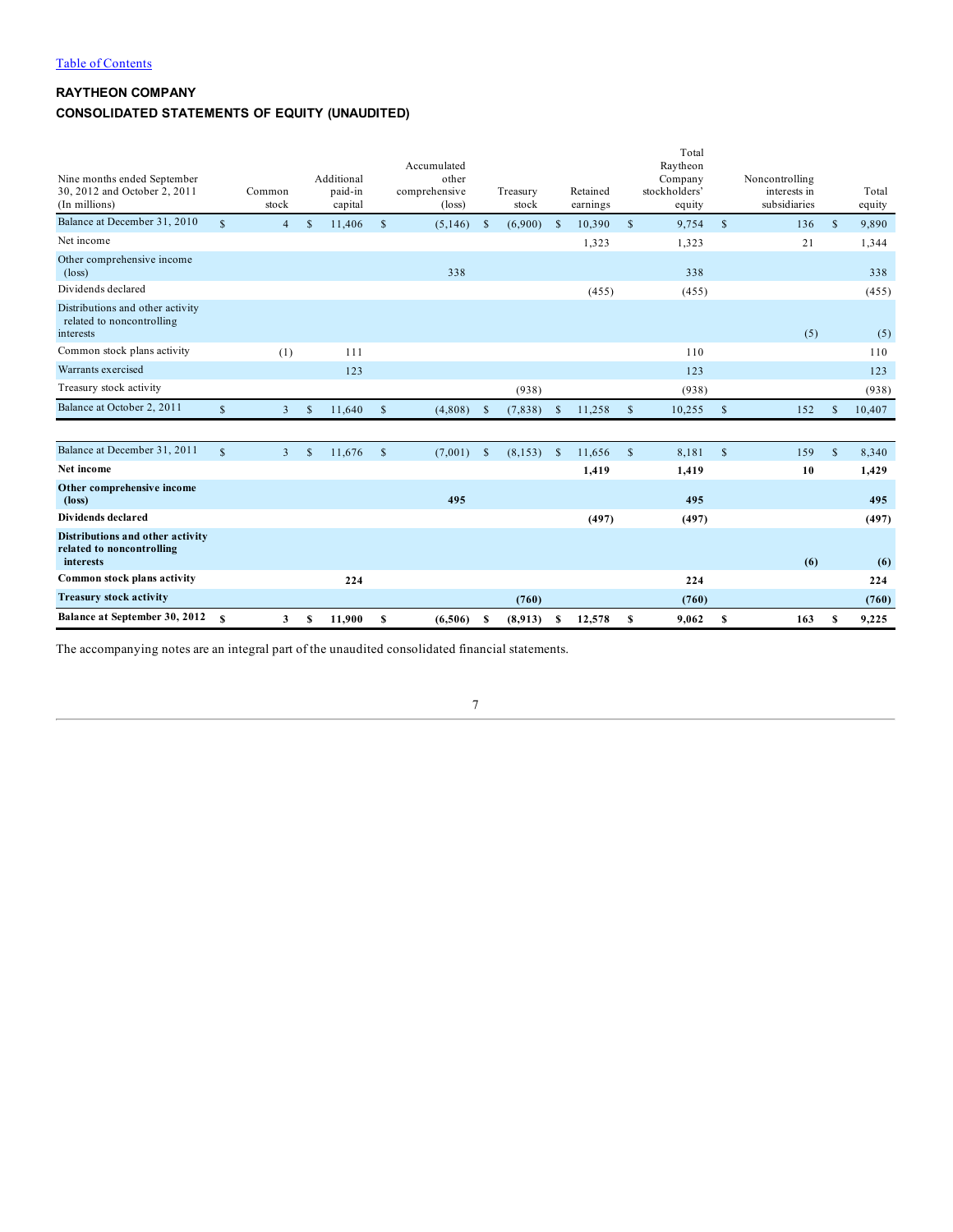[Table of Contents](#)

**RAYTHEON COMPANY**

**CONSOLIDATED STATEMENTS OF EQUITY (UNAUDITED)**

| Nine months ended September 30, 2012 and October 2, 2011 (In millions) | Common stock | Additional paid-in capital | Accumulated other comprehensive (loss) | Treasury stock | Retained earnings | Total Raytheon Company stockholders' equity | Noncontrolling interests in subsidiaries | Total equity |
|---|---|---|---|---|---|---|---|---|
| Balance at December 31, 2010 | $ 4 | $ 11,406 | $ (5,146) | $ (6,900) | $ 10,390 | $ 9,754 | $ 136 | $ 9,890 |
| Net income | | | | | 1,323 | 1,323 | 21 | 1,344 |
| Other comprehensive income (loss) | | | 338 | | | 338 | | 338 |
| Dividends declared | | | | | (455) | (455) | | (455) |
| Distributions and other activity related to noncontrolling interests | | | | | | | (5) | (5) |
| Common stock plans activity | (1) | 111 | | | | 110 | | 110 |
| Warrants exercised | | 123 | | | | 123 | | 123 |
| Treasury stock activity | | | | (938) | | (938) | | (938) |
| Balance at October 2, 2011 | $ 3 | $ 11,640 | $ (4,808) | $ (7,838) | $ 11,258 | $ 10,255 | $ 152 | $ 10,407 |
| | | | | | | | | |
| Balance at December 31, 2011 | $ 3 | $ 11,676 | $ (7,001) | $ (8,153) | $ 11,656 | $ 8,181 | $ 159 | $ 8,340 |
| **Net income** | | | | | **1,419** | **1,419** | **10** | **1,429** |
| **Other comprehensive income (loss)** | | | **495** | | | **495** | | **495** |
| **Dividends declared** | | | | | **(497)** | **(497)** | | **(497)** |
| **Distributions and other activity related to noncontrolling interests** | | | | | | | **(6)** | **(6)** |
| **Common stock plans activity** | | **224** | | | | **224** | | **224** |
| **Treasury stock activity** | | | | **(760)** | | **(760)** | | **(760)** |
| **Balance at September 30, 2012** | **$ 3** | **$ 11,900** | **$ (6,506)** | **$ (8,913)** | **$ 12,578** | **$ 9,062** | **$ 163** | **$ 9,225** |

The accompanying notes are an integral part of the unaudited consolidated financial statements.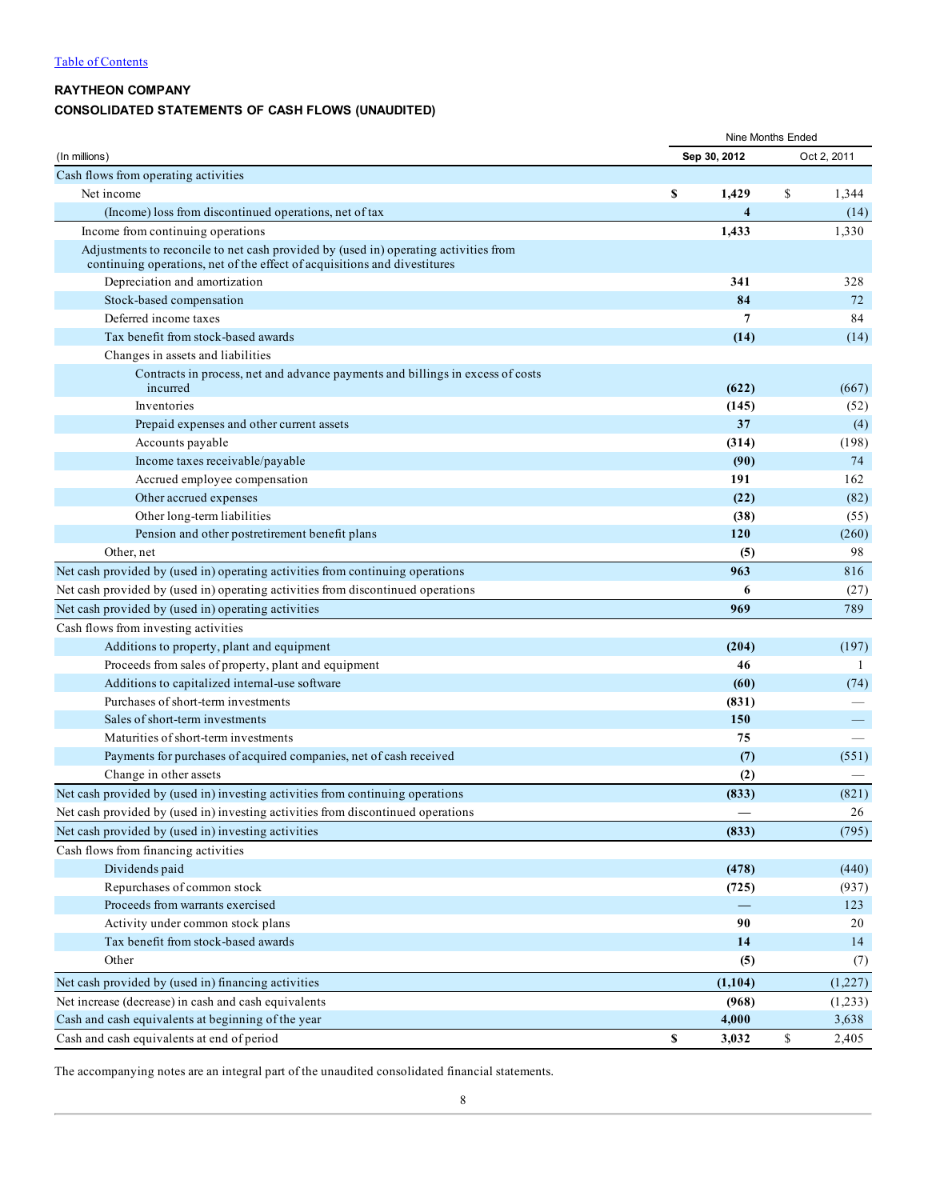[Table of Contents](#)

**RAYTHEON COMPANY**

**CONSOLIDATED STATEMENTS OF CASH FLOWS (UNAUDITED)**

| | Nine Months Ended | |
|---|---|---|
| (In millions) | **Sep 30, 2012** | Oct 2, 2011 |
| Cash flows from operating activities | | |
| Net income | **$ 1,429** | $ 1,344 |
| (Income) loss from discontinued operations, net of tax | **4** | (14) |
| Income from continuing operations | **1,433** | 1,330 |
| Adjustments to reconcile to net cash provided by (used in) operating activities from continuing operations, net of the effect of acquisitions and divestitures | | |
| Depreciation and amortization | **341** | 328 |
| Stock-based compensation | **84** | 72 |
| Deferred income taxes | **7** | 84 |
| Tax benefit from stock-based awards | **(14)** | (14) |
| Changes in assets and liabilities | | |
| Contracts in process, net and advance payments and billings in excess of costs incurred | **(622)** | (667) |
| Inventories | **(145)** | (52) |
| Prepaid expenses and other current assets | **37** | (4) |
| Accounts payable | **(314)** | (198) |
| Income taxes receivable/payable | **(90)** | 74 |
| Accrued employee compensation | **191** | 162 |
| Other accrued expenses | **(22)** | (82) |
| Other long-term liabilities | **(38)** | (55) |
| Pension and other postretirement benefit plans | **120** | (260) |
| Other, net | **(5)** | 98 |
| Net cash provided by (used in) operating activities from continuing operations | **963** | 816 |
| Net cash provided by (used in) operating activities from discontinued operations | **6** | (27) |
| Net cash provided by (used in) operating activities | **969** | 789 |
| Cash flows from investing activities | | |
| Additions to property, plant and equipment | **(204)** | (197) |
| Proceeds from sales of property, plant and equipment | **46** | 1 |
| Additions to capitalized internal-use software | **(60)** | (74) |
| Purchases of short-term investments | **(831)** | — |
| Sales of short-term investments | **150** | — |
| Maturities of short-term investments | **75** | — |
| Payments for purchases of acquired companies, net of cash received | **(7)** | (551) |
| Change in other assets | **(2)** | — |
| Net cash provided by (used in) investing activities from continuing operations | **(833)** | (821) |
| Net cash provided by (used in) investing activities from discontinued operations | **—** | 26 |
| Net cash provided by (used in) investing activities | **(833)** | (795) |
| Cash flows from financing activities | | |
| Dividends paid | **(478)** | (440) |
| Repurchases of common stock | **(725)** | (937) |
| Proceeds from warrants exercised | **—** | 123 |
| Activity under common stock plans | **90** | 20 |
| Tax benefit from stock-based awards | **14** | 14 |
| Other | **(5)** | (7) |
| Net cash provided by (used in) financing activities | **(1,104)** | (1,227) |
| Net increase (decrease) in cash and cash equivalents | **(968)** | (1,233) |
| Cash and cash equivalents at beginning of the year | **4,000** | 3,638 |
| Cash and cash equivalents at end of period | **$ 3,032** | $ 2,405 |

The accompanying notes are an integral part of the unaudited consolidated financial statements.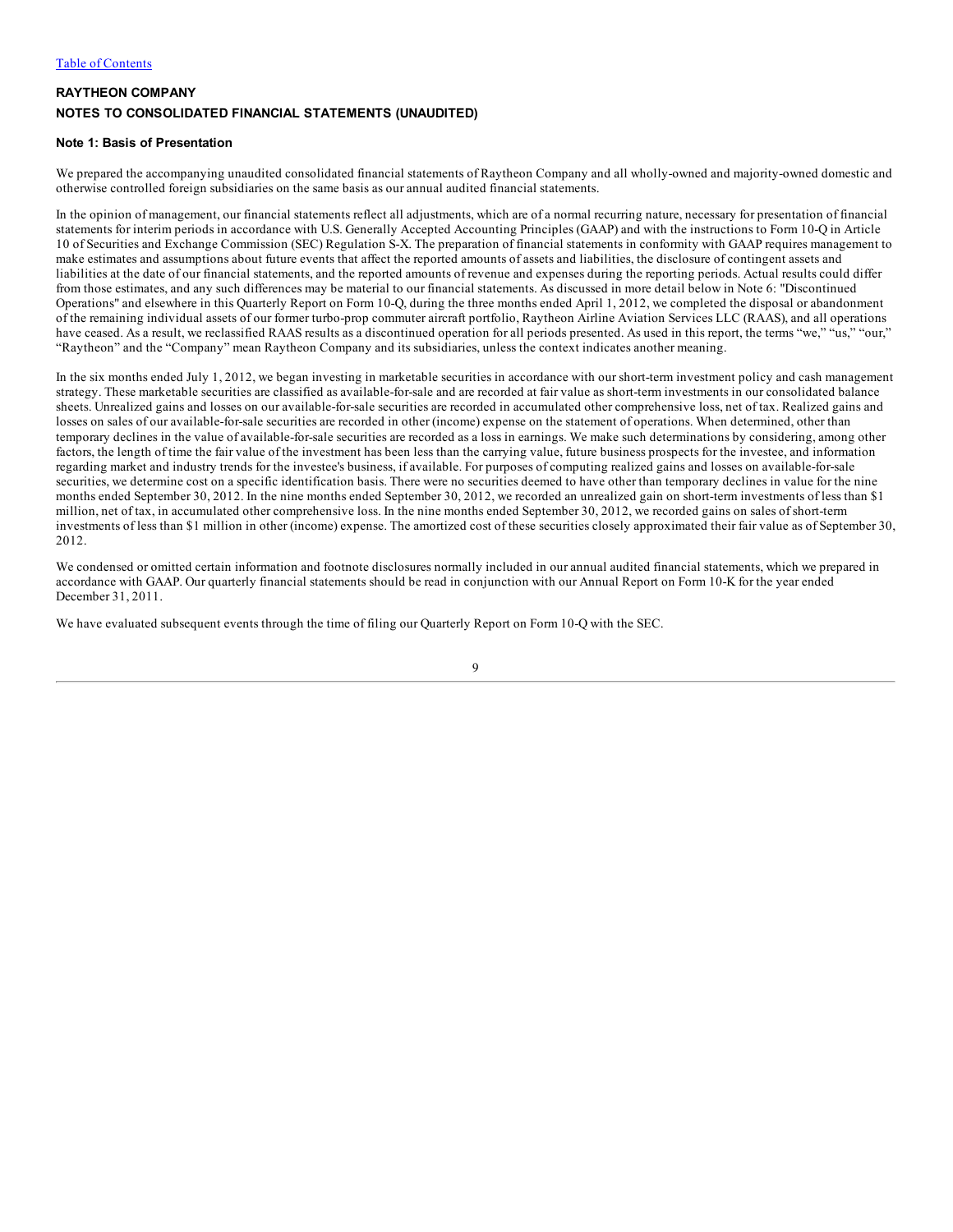**RAYTHEON COMPANY**

**NOTES TO CONSOLIDATED FINANCIAL STATEMENTS (UNAUDITED)**

**Note 1: Basis of Presentation**

We prepared the accompanying unaudited consolidated financial statements of Raytheon Company and all wholly-owned and majority-owned domestic and otherwise controlled foreign subsidiaries on the same basis as our annual audited financial statements.

In the opinion of management, our financial statements reflect all adjustments, which are of a normal recurring nature, necessary for presentation of financial statements for interim periods in accordance with U.S. Generally Accepted Accounting Principles (GAAP) and with the instructions to Form 10-Q in Article 10 of Securities and Exchange Commission (SEC) Regulation S-X. The preparation of financial statements in conformity with GAAP requires management to make estimates and assumptions about future events that affect the reported amounts of assets and liabilities, the disclosure of contingent assets and liabilities at the date of our financial statements, and the reported amounts of revenue and expenses during the reporting periods. Actual results could differ from those estimates, and any such differences may be material to our financial statements. As discussed in more detail below in Note 6: "Discontinued Operations" and elsewhere in this Quarterly Report on Form 10-Q, during the three months ended April 1, 2012, we completed the disposal or abandonment of the remaining individual assets of our former turbo-prop commuter aircraft portfolio, Raytheon Airline Aviation Services LLC (RAAS), and all operations have ceased. As a result, we reclassified RAAS results as a discontinued operation for all periods presented. As used in this report, the terms "we," "us," "our," "Raytheon" and the "Company" mean Raytheon Company and its subsidiaries, unless the context indicates another meaning.

In the six months ended July 1, 2012, we began investing in marketable securities in accordance with our short-term investment policy and cash management strategy. These marketable securities are classified as available-for-sale and are recorded at fair value as short-term investments in our consolidated balance sheets. Unrealized gains and losses on our available-for-sale securities are recorded in accumulated other comprehensive loss, net of tax. Realized gains and losses on sales of our available-for-sale securities are recorded in other (income) expense on the statement of operations. When determined, other than temporary declines in the value of available-for-sale securities are recorded as a loss in earnings. We make such determinations by considering, among other factors, the length of time the fair value of the investment has been less than the carrying value, future business prospects for the investee, and information regarding market and industry trends for the investee's business, if available. For purposes of computing realized gains and losses on available-for-sale securities, we determine cost on a specific identification basis. There were no securities deemed to have other than temporary declines in value for the nine months ended September 30, 2012. In the nine months ended September 30, 2012, we recorded an unrealized gain on short-term investments of less than $1 million, net of tax, in accumulated other comprehensive loss. In the nine months ended September 30, 2012, we recorded gains on sales of short-term investments of less than $1 million in other (income) expense. The amortized cost of these securities closely approximated their fair value as of September 30, 2012.

We condensed or omitted certain information and footnote disclosures normally included in our annual audited financial statements, which we prepared in accordance with GAAP. Our quarterly financial statements should be read in conjunction with our Annual Report on Form 10-K for the year ended December 31, 2011.

We have evaluated subsequent events through the time of filing our Quarterly Report on Form 10-Q with the SEC.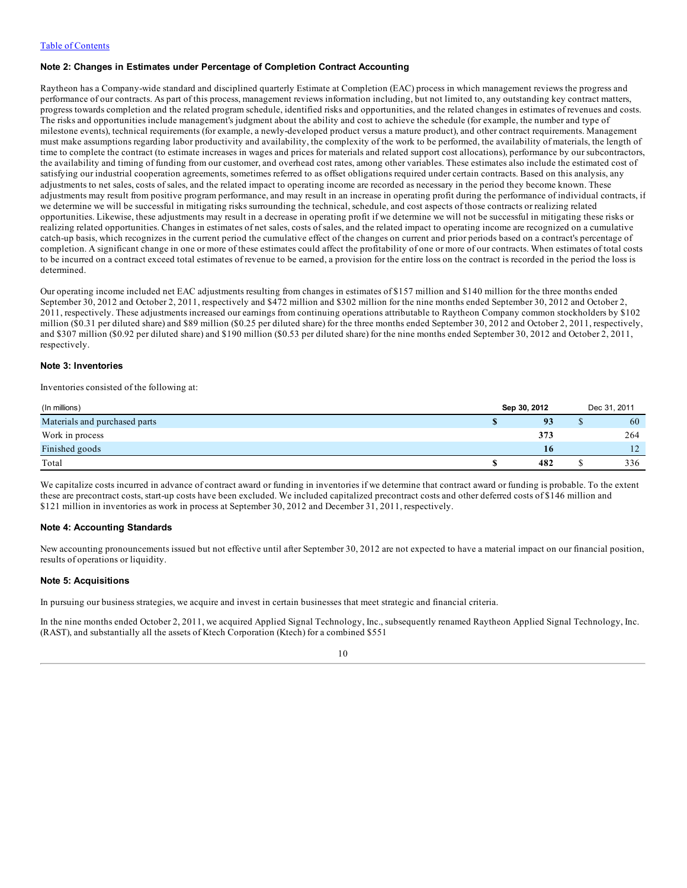## Note 2: Changes in Estimates under Percentage of Completion Contract Accounting

Raytheon has a Company-wide standard and disciplined quarterly Estimate at Completion (EAC) process in which management reviews the progress and performance of our contracts. As part of this process, management reviews information including, but not limited to, any outstanding key contract matters, progress towards completion and the related program schedule, identified risks and opportunities, and the related changes in estimates of revenues and costs. The risks and opportunities include management's judgment about the ability and cost to achieve the schedule (for example, the number and type of milestone events), technical requirements (for example, a newly-developed product versus a mature product), and other contract requirements. Management must make assumptions regarding labor productivity and availability, the complexity of the work to be performed, the availability of materials, the length of time to complete the contract (to estimate increases in wages and prices for materials and related support cost allocations), performance by our subcontractors, the availability and timing of funding from our customer, and overhead cost rates, among other variables. These estimates also include the estimated cost of satisfying our industrial cooperation agreements, sometimes referred to as offset obligations required under certain contracts. Based on this analysis, any adjustments to net sales, costs of sales, and the related impact to operating income are recorded as necessary in the period they become known. These adjustments may result from positive program performance, and may result in an increase in operating profit during the performance of individual contracts, if we determine we will be successful in mitigating risks surrounding the technical, schedule, and cost aspects of those contracts or realizing related opportunities. Likewise, these adjustments may result in a decrease in operating profit if we determine we will not be successful in mitigating these risks or realizing related opportunities. Changes in estimates of net sales, costs of sales, and the related impact to operating income are recognized on a cumulative catch-up basis, which recognizes in the current period the cumulative effect of the changes on current and prior periods based on a contract's percentage of completion. A significant change in one or more of these estimates could affect the profitability of one or more of our contracts. When estimates of total costs to be incurred on a contract exceed total estimates of revenue to be earned, a provision for the entire loss on the contract is recorded in the period the loss is determined.

Our operating income included net EAC adjustments resulting from changes in estimates of $157 million and $140 million for the three months ended September 30, 2012 and October 2, 2011, respectively and $472 million and $302 million for the nine months ended September 30, 2012 and October 2, 2011, respectively. These adjustments increased our earnings from continuing operations attributable to Raytheon Company common stockholders by $102 million ($0.31 per diluted share) and $89 million ($0.25 per diluted share) for the three months ended September 30, 2012 and October 2, 2011, respectively, and $307 million ($0.92 per diluted share) and $190 million ($0.53 per diluted share) for the nine months ended September 30, 2012 and October 2, 2011, respectively.

## Note 3: Inventories

Inventories consisted of the following at:

| (In millions) | Sep 30, 2012 | Dec 31, 2011 |
|---|---|---|
| Materials and purchased parts | **$ 93** | $ 60 |
| Work in process | **373** | 264 |
| Finished goods | **16** | 12 |
| Total | **$ 482** | $ 336 |

We capitalize costs incurred in advance of contract award or funding in inventories if we determine that contract award or funding is probable. To the extent these are precontract costs, start-up costs have been excluded. We included capitalized precontract costs and other deferred costs of $146 million and $121 million in inventories as work in process at September 30, 2012 and December 31, 2011, respectively.

## Note 4: Accounting Standards

New accounting pronouncements issued but not effective until after September 30, 2012 are not expected to have a material impact on our financial position, results of operations or liquidity.

## Note 5: Acquisitions

In pursuing our business strategies, we acquire and invest in certain businesses that meet strategic and financial criteria.

In the nine months ended October 2, 2011, we acquired Applied Signal Technology, Inc., subsequently renamed Raytheon Applied Signal Technology, Inc. (RAST), and substantially all the assets of Ktech Corporation (Ktech) for a combined $551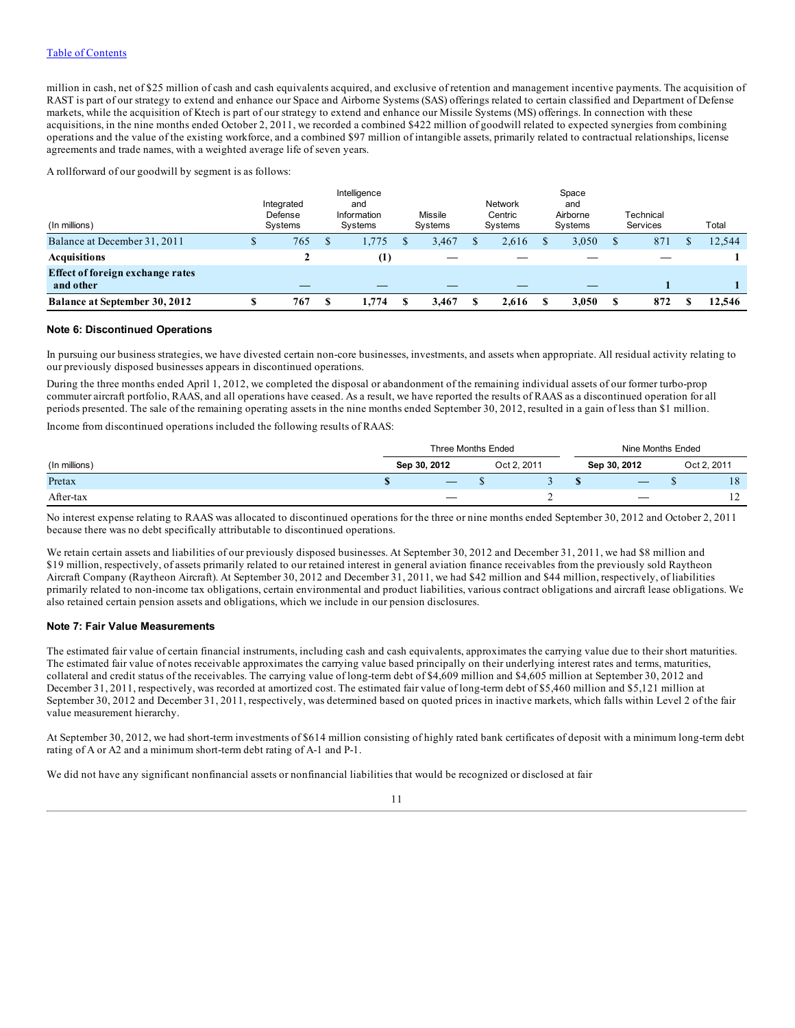million in cash, net of $25 million of cash and cash equivalents acquired, and exclusive of retention and management incentive payments. The acquisition of RAST is part of our strategy to extend and enhance our Space and Airborne Systems (SAS) offerings related to certain classified and Department of Defense markets, while the acquisition of Ktech is part of our strategy to extend and enhance our Missile Systems (MS) offerings. In connection with these acquisitions, in the nine months ended October 2, 2011, we recorded a combined $422 million of goodwill related to expected synergies from combining operations and the value of the existing workforce, and a combined $97 million of intangible assets, primarily related to contractual relationships, license agreements and trade names, with a weighted average life of seven years.

A rollforward of our goodwill by segment is as follows:

| (In millions) | Integrated Defense Systems | Intelligence and Information Systems | Missile Systems | Network Centric Systems | Space and Airborne Systems | Technical Services | Total |
|---|---|---|---|---|---|---|---|
| Balance at December 31, 2011 | $ 765 | $ 1,775 | $ 3,467 | $ 2,616 | $ 3,050 | $ 871 | $ 12,544 |
| **Acquisitions** | **2** | **(1)** | **—** | **—** | **—** | **—** | **1** |
| **Effect of foreign exchange rates and other** | **—** | **—** | **—** | **—** | **—** | **1** | **1** |
| **Balance at September 30, 2012** | **$ 767** | **$ 1,774** | **$ 3,467** | **$ 2,616** | **$ 3,050** | **$ 872** | **$ 12,546** |

## Note 6: Discontinued Operations

In pursuing our business strategies, we have divested certain non-core businesses, investments, and assets when appropriate. All residual activity relating to our previously disposed businesses appears in discontinued operations.

During the three months ended April 1, 2012, we completed the disposal or abandonment of the remaining individual assets of our former turbo-prop commuter aircraft portfolio, RAAS, and all operations have ceased. As a result, we have reported the results of RAAS as a discontinued operation for all periods presented. The sale of the remaining operating assets in the nine months ended September 30, 2012, resulted in a gain of less than $1 million.

Income from discontinued operations included the following results of RAAS:

| | Three Months Ended | | Nine Months Ended | |
|---|---|---|---|---|
| (In millions) | **Sep 30, 2012** | Oct 2, 2011 | **Sep 30, 2012** | Oct 2, 2011 |
| Pretax | **$ —** | $ 3 | **$ —** | $ 18 |
| After-tax | **—** | 2 | **—** | 12 |

No interest expense relating to RAAS was allocated to discontinued operations for the three or nine months ended September 30, 2012 and October 2, 2011 because there was no debt specifically attributable to discontinued operations.

We retain certain assets and liabilities of our previously disposed businesses. At September 30, 2012 and December 31, 2011, we had $8 million and $19 million, respectively, of assets primarily related to our retained interest in general aviation finance receivables from the previously sold Raytheon Aircraft Company (Raytheon Aircraft). At September 30, 2012 and December 31, 2011, we had $42 million and $44 million, respectively, of liabilities primarily related to non-income tax obligations, certain environmental and product liabilities, various contract obligations and aircraft lease obligations. We also retained certain pension assets and obligations, which we include in our pension disclosures.

## Note 7: Fair Value Measurements

The estimated fair value of certain financial instruments, including cash and cash equivalents, approximates the carrying value due to their short maturities. The estimated fair value of notes receivable approximates the carrying value based principally on their underlying interest rates and terms, maturities, collateral and credit status of the receivables. The carrying value of long-term debt of $4,609 million and $4,605 million at September 30, 2012 and December 31, 2011, respectively, was recorded at amortized cost. The estimated fair value of long-term debt of $5,460 million and $5,121 million at September 30, 2012 and December 31, 2011, respectively, was determined based on quoted prices in inactive markets, which falls within Level 2 of the fair value measurement hierarchy.

At September 30, 2012, we had short-term investments of $614 million consisting of highly rated bank certificates of deposit with a minimum long-term debt rating of A or A2 and a minimum short-term debt rating of A-1 and P-1.

We did not have any significant nonfinancial assets or nonfinancial liabilities that would be recognized or disclosed at fair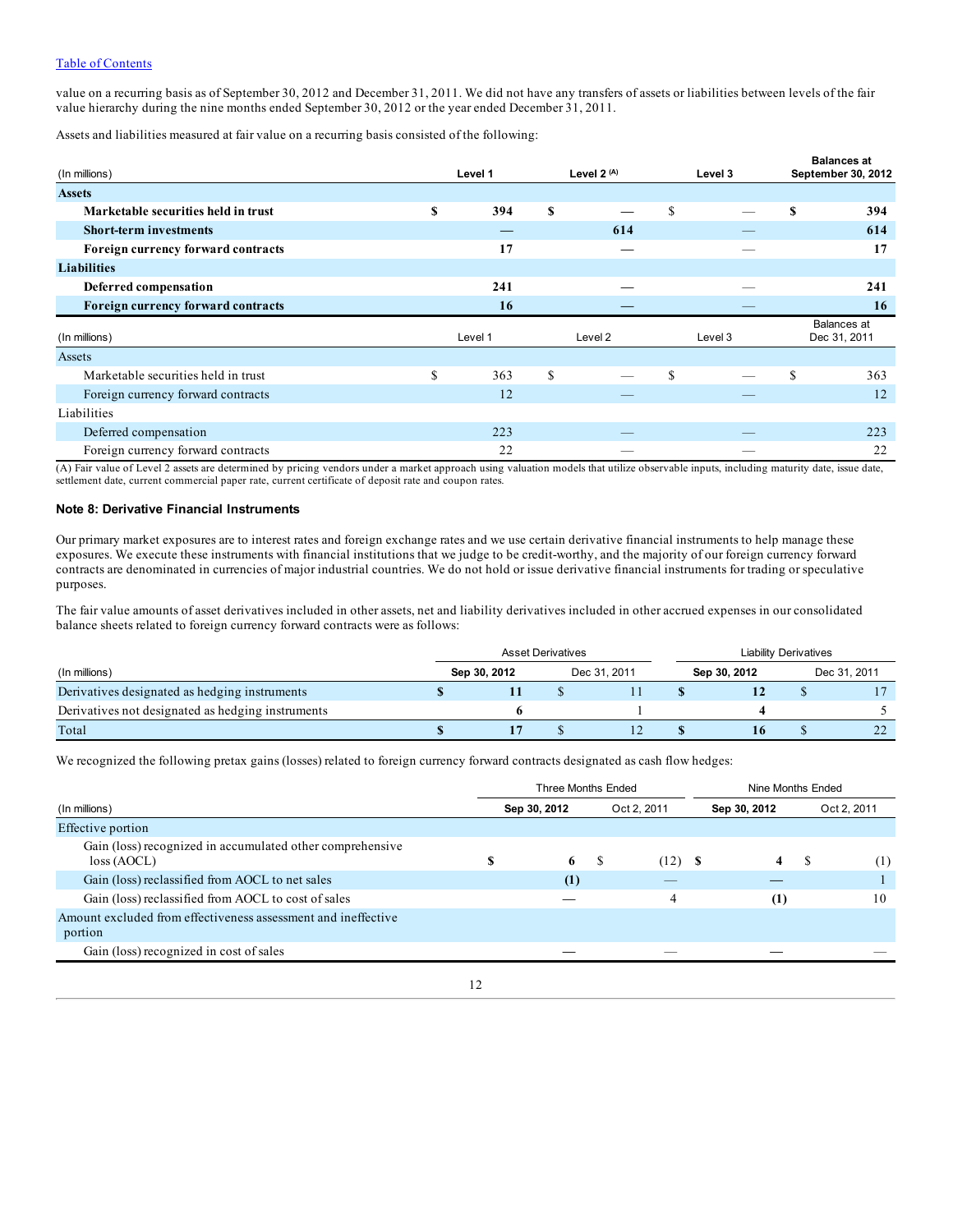value on a recurring basis as of September 30, 2012 and December 31, 2011. We did not have any transfers of assets or liabilities between levels of the fair value hierarchy during the nine months ended September 30, 2012 or the year ended December 31, 2011.

Assets and liabilities measured at fair value on a recurring basis consisted of the following:

| (In millions) | Level 1 | Level 2 (A) | Level 3 | Balances at September 30, 2012 |
|---|---|---|---|---|
| **Assets** | | | | |
| **Marketable securities held in trust** | **$ 394** | **$ —** | $ — | **$ 394** |
| **Short-term investments** | **—** | **614** | — | **614** |
| **Foreign currency forward contracts** | **17** | **—** | — | **17** |
| **Liabilities** | | | | |
| **Deferred compensation** | **241** | **—** | — | **241** |
| **Foreign currency forward contracts** | **16** | **—** | — | **16** |

| (In millions) | Level 1 | Level 2 | Level 3 | Balances at Dec 31, 2011 |
|---|---|---|---|---|
| Assets | | | | |
| Marketable securities held in trust | $ 363 | $ — | $ — | $ 363 |
| Foreign currency forward contracts | 12 | — | — | 12 |
| Liabilities | | | | |
| Deferred compensation | 223 | — | — | 223 |
| Foreign currency forward contracts | 22 | — | — | 22 |

(A) Fair value of Level 2 assets are determined by pricing vendors under a market approach using valuation models that utilize observable inputs, including maturity date, issue date, settlement date, current commercial paper rate, current certificate of deposit rate and coupon rates.

### Note 8: Derivative Financial Instruments

Our primary market exposures are to interest rates and foreign exchange rates and we use certain derivative financial instruments to help manage these exposures. We execute these instruments with financial institutions that we judge to be credit-worthy, and the majority of our foreign currency forward contracts are denominated in currencies of major industrial countries. We do not hold or issue derivative financial instruments for trading or speculative purposes.

The fair value amounts of asset derivatives included in other assets, net and liability derivatives included in other accrued expenses in our consolidated balance sheets related to foreign currency forward contracts were as follows:

| | Asset Derivatives | | Liability Derivatives | |
|---|---|---|---|---|
| (In millions) | **Sep 30, 2012** | Dec 31, 2011 | **Sep 30, 2012** | Dec 31, 2011 |
| Derivatives designated as hedging instruments | **$ 11** | $ 11 | **$ 12** | $ 17 |
| Derivatives not designated as hedging instruments | **6** | 1 | **4** | 5 |
| Total | **$ 17** | $ 12 | **$ 16** | $ 22 |

We recognized the following pretax gains (losses) related to foreign currency forward contracts designated as cash flow hedges:

| | Three Months Ended | | Nine Months Ended | |
|---|---|---|---|---|
| (In millions) | **Sep 30, 2012** | Oct 2, 2011 | **Sep 30, 2012** | Oct 2, 2011 |
| Effective portion | | | | |
| Gain (loss) recognized in accumulated other comprehensive loss (AOCL) | **$ 6** | $ (12) | **$ 4** | $ (1) |
| Gain (loss) reclassified from AOCL to net sales | **(1)** | — | **—** | 1 |
| Gain (loss) reclassified from AOCL to cost of sales | **—** | 4 | **(1)** | 10 |
| Amount excluded from effectiveness assessment and ineffective portion | | | | |
| Gain (loss) recognized in cost of sales | **—** | — | **—** | — |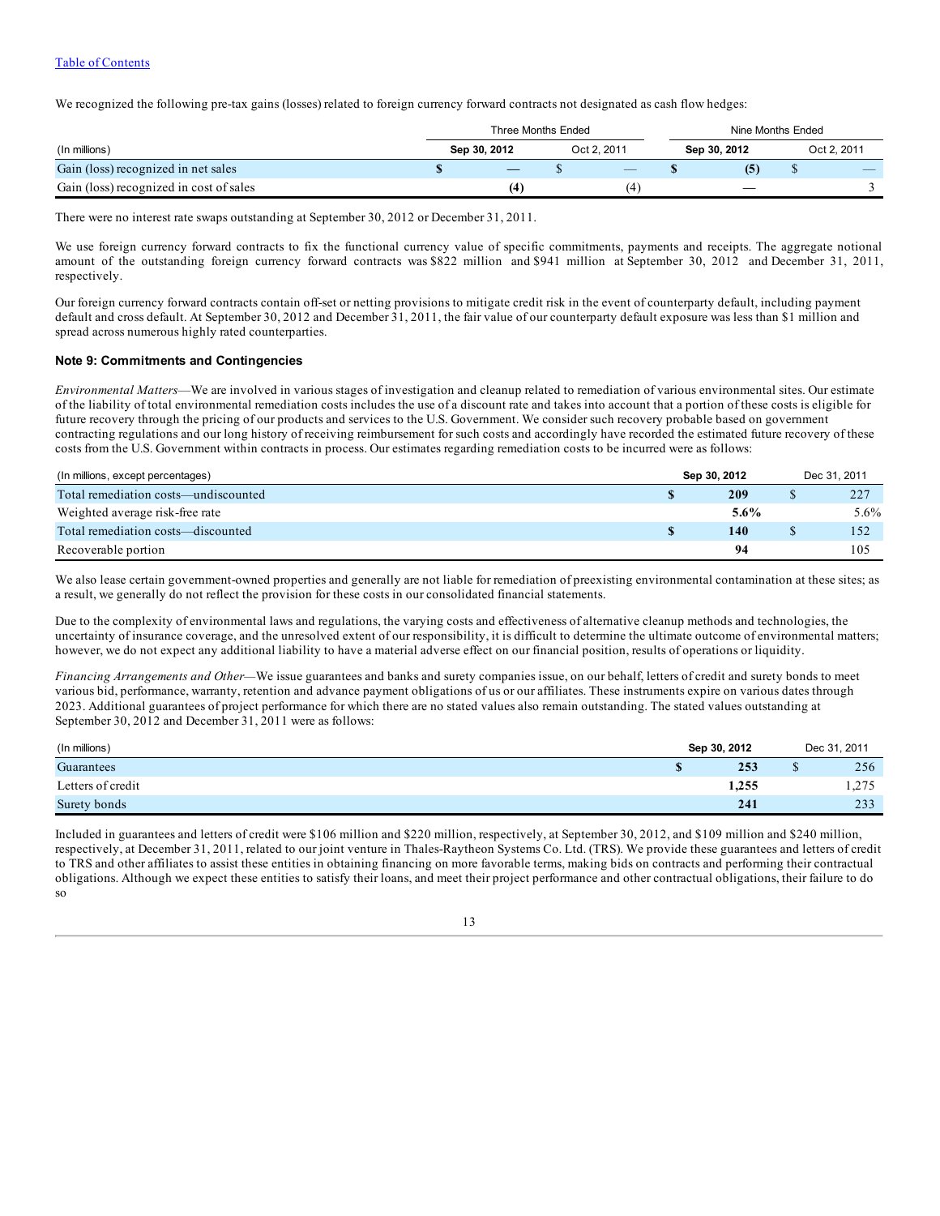We recognized the following pre-tax gains (losses) related to foreign currency forward contracts not designated as cash flow hedges:

| | Three Months Ended | | Nine Months Ended | |
|---|---|---|---|---|
| (In millions) | **Sep 30, 2012** | Oct 2, 2011 | **Sep 30, 2012** | Oct 2, 2011 |
| Gain (loss) recognized in net sales | **$ —** | $ — | **$ (5)** | $ — |
| Gain (loss) recognized in cost of sales | **(4)** | (4) | **—** | 3 |

There were no interest rate swaps outstanding at September 30, 2012 or December 31, 2011.

We use foreign currency forward contracts to fix the functional currency value of specific commitments, payments and receipts. The aggregate notional amount of the outstanding foreign currency forward contracts was $822 million and $941 million at September 30, 2012 and December 31, 2011, respectively.

Our foreign currency forward contracts contain off-set or netting provisions to mitigate credit risk in the event of counterparty default, including payment default and cross default. At September 30, 2012 and December 31, 2011, the fair value of our counterparty default exposure was less than $1 million and spread across numerous highly rated counterparties.

### Note 9: Commitments and Contingencies

*Environmental Matters*—We are involved in various stages of investigation and cleanup related to remediation of various environmental sites. Our estimate of the liability of total environmental remediation costs includes the use of a discount rate and takes into account that a portion of these costs is eligible for future recovery through the pricing of our products and services to the U.S. Government. We consider such recovery probable based on government contracting regulations and our long history of receiving reimbursement for such costs and accordingly have recorded the estimated future recovery of these costs from the U.S. Government within contracts in process. Our estimates regarding remediation costs to be incurred were as follows:

| (In millions, except percentages) | **Sep 30, 2012** | Dec 31, 2011 |
|---|---|---|
| Total remediation costs—undiscounted | **$ 209** | $ 227 |
| Weighted average risk-free rate | **5.6%** | 5.6% |
| Total remediation costs—discounted | **$ 140** | $ 152 |
| Recoverable portion | **94** | 105 |

We also lease certain government-owned properties and generally are not liable for remediation of preexisting environmental contamination at these sites; as a result, we generally do not reflect the provision for these costs in our consolidated financial statements.

Due to the complexity of environmental laws and regulations, the varying costs and effectiveness of alternative cleanup methods and technologies, the uncertainty of insurance coverage, and the unresolved extent of our responsibility, it is difficult to determine the ultimate outcome of environmental matters; however, we do not expect any additional liability to have a material adverse effect on our financial position, results of operations or liquidity.

*Financing Arrangements and Other*—We issue guarantees and banks and surety companies issue, on our behalf, letters of credit and surety bonds to meet various bid, performance, warranty, retention and advance payment obligations of us or our affiliates. These instruments expire on various dates through 2023. Additional guarantees of project performance for which there are no stated values also remain outstanding. The stated values outstanding at September 30, 2012 and December 31, 2011 were as follows:

| (In millions) | **Sep 30, 2012** | Dec 31, 2011 |
|---|---|---|
| Guarantees | **$ 253** | $ 256 |
| Letters of credit | **1,255** | 1,275 |
| Surety bonds | **241** | 233 |

Included in guarantees and letters of credit were $106 million and $220 million, respectively, at September 30, 2012, and $109 million and $240 million, respectively, at December 31, 2011, related to our joint venture in Thales-Raytheon Systems Co. Ltd. (TRS). We provide these guarantees and letters of credit to TRS and other affiliates to assist these entities in obtaining financing on more favorable terms, making bids on contracts and performing their contractual obligations. Although we expect these entities to satisfy their loans, and meet their project performance and other contractual obligations, their failure to do so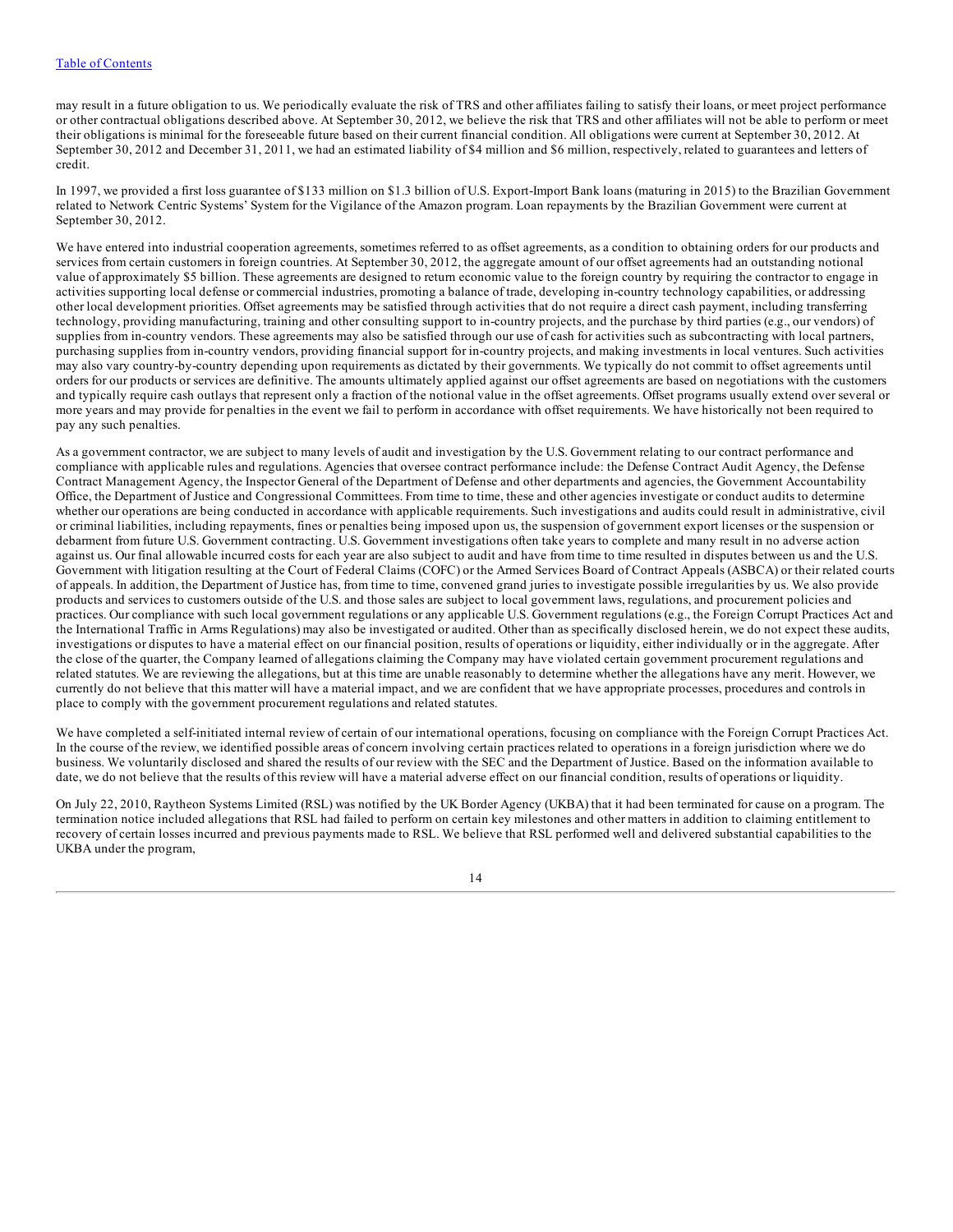may result in a future obligation to us. We periodically evaluate the risk of TRS and other affiliates failing to satisfy their loans, or meet project performance or other contractual obligations described above. At September 30, 2012, we believe the risk that TRS and other affiliates will not be able to perform or meet their obligations is minimal for the foreseeable future based on their current financial condition. All obligations were current at September 30, 2012. At September 30, 2012 and December 31, 2011, we had an estimated liability of $4 million and $6 million, respectively, related to guarantees and letters of credit.

In 1997, we provided a first loss guarantee of $133 million on $1.3 billion of U.S. Export-Import Bank loans (maturing in 2015) to the Brazilian Government related to Network Centric Systems' System for the Vigilance of the Amazon program. Loan repayments by the Brazilian Government were current at September 30, 2012.

We have entered into industrial cooperation agreements, sometimes referred to as offset agreements, as a condition to obtaining orders for our products and services from certain customers in foreign countries. At September 30, 2012, the aggregate amount of our offset agreements had an outstanding notional value of approximately $5 billion. These agreements are designed to return economic value to the foreign country by requiring the contractor to engage in activities supporting local defense or commercial industries, promoting a balance of trade, developing in-country technology capabilities, or addressing other local development priorities. Offset agreements may be satisfied through activities that do not require a direct cash payment, including transferring technology, providing manufacturing, training and other consulting support to in-country projects, and the purchase by third parties (e.g., our vendors) of supplies from in-country vendors. These agreements may also be satisfied through our use of cash for activities such as subcontracting with local partners, purchasing supplies from in-country vendors, providing financial support for in-country projects, and making investments in local ventures. Such activities may also vary country-by-country depending upon requirements as dictated by their governments. We typically do not commit to offset agreements until orders for our products or services are definitive. The amounts ultimately applied against our offset agreements are based on negotiations with the customers and typically require cash outlays that represent only a fraction of the notional value in the offset agreements. Offset programs usually extend over several or more years and may provide for penalties in the event we fail to perform in accordance with offset requirements. We have historically not been required to pay any such penalties.

As a government contractor, we are subject to many levels of audit and investigation by the U.S. Government relating to our contract performance and compliance with applicable rules and regulations. Agencies that oversee contract performance include: the Defense Contract Audit Agency, the Defense Contract Management Agency, the Inspector General of the Department of Defense and other departments and agencies, the Government Accountability Office, the Department of Justice and Congressional Committees. From time to time, these and other agencies investigate or conduct audits to determine whether our operations are being conducted in accordance with applicable requirements. Such investigations and audits could result in administrative, civil or criminal liabilities, including repayments, fines or penalties being imposed upon us, the suspension of government export licenses or the suspension or debarment from future U.S. Government contracting. U.S. Government investigations often take years to complete and many result in no adverse action against us. Our final allowable incurred costs for each year are also subject to audit and have from time to time resulted in disputes between us and the U.S. Government with litigation resulting at the Court of Federal Claims (COFC) or the Armed Services Board of Contract Appeals (ASBCA) or their related courts of appeals. In addition, the Department of Justice has, from time to time, convened grand juries to investigate possible irregularities by us. We also provide products and services to customers outside of the U.S. and those sales are subject to local government laws, regulations, and procurement policies and practices. Our compliance with such local government regulations or any applicable U.S. Government regulations (e.g., the Foreign Corrupt Practices Act and the International Traffic in Arms Regulations) may also be investigated or audited. Other than as specifically disclosed herein, we do not expect these audits, investigations or disputes to have a material effect on our financial position, results of operations or liquidity, either individually or in the aggregate. After the close of the quarter, the Company learned of allegations claiming the Company may have violated certain government procurement regulations and related statutes. We are reviewing the allegations, but at this time are unable reasonably to determine whether the allegations have any merit. However, we currently do not believe that this matter will have a material impact, and we are confident that we have appropriate processes, procedures and controls in place to comply with the government procurement regulations and related statutes.

We have completed a self-initiated internal review of certain of our international operations, focusing on compliance with the Foreign Corrupt Practices Act. In the course of the review, we identified possible areas of concern involving certain practices related to operations in a foreign jurisdiction where we do business. We voluntarily disclosed and shared the results of our review with the SEC and the Department of Justice. Based on the information available to date, we do not believe that the results of this review will have a material adverse effect on our financial condition, results of operations or liquidity.

On July 22, 2010, Raytheon Systems Limited (RSL) was notified by the UK Border Agency (UKBA) that it had been terminated for cause on a program. The termination notice included allegations that RSL had failed to perform on certain key milestones and other matters in addition to claiming entitlement to recovery of certain losses incurred and previous payments made to RSL. We believe that RSL performed well and delivered substantial capabilities to the UKBA under the program,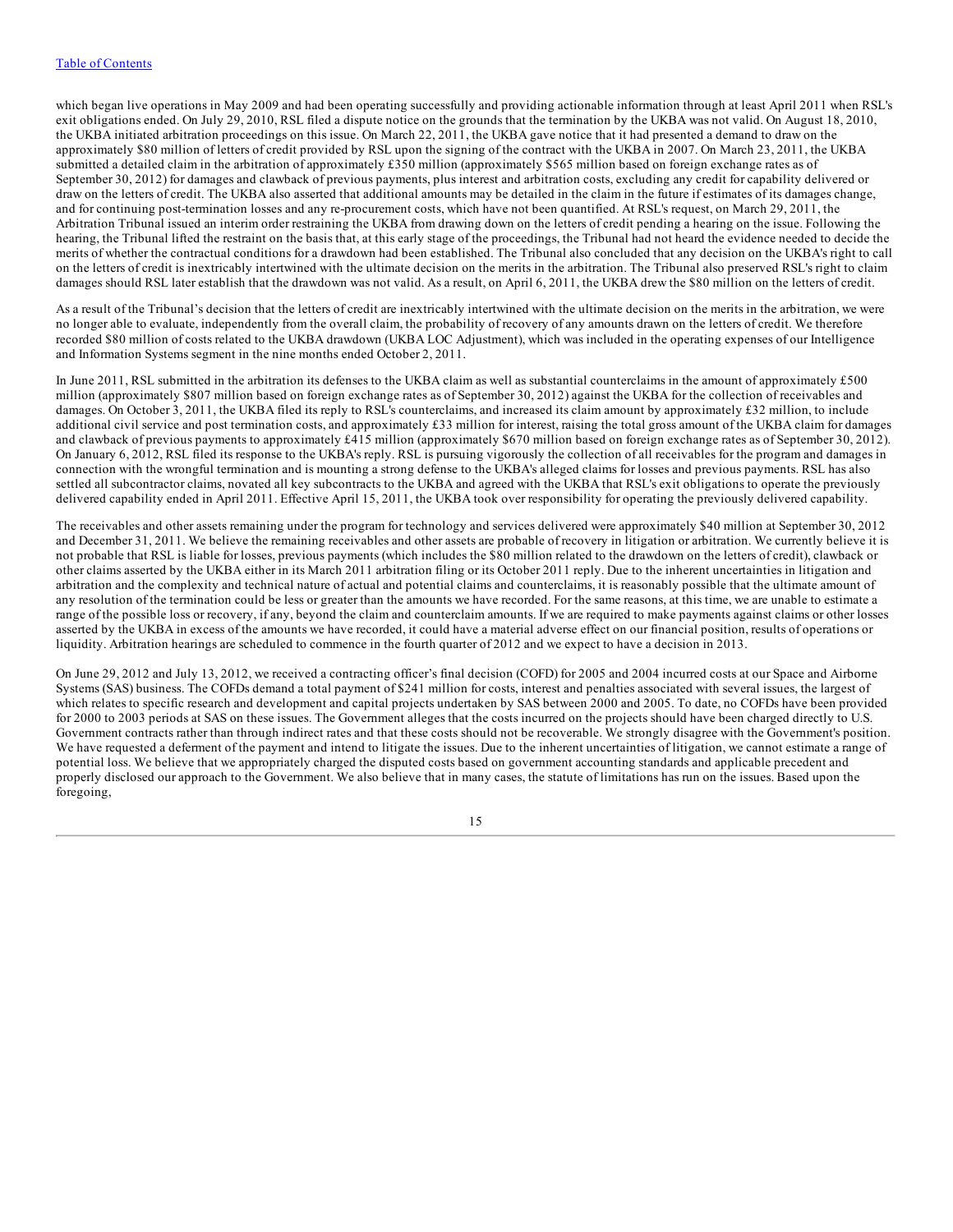which began live operations in May 2009 and had been operating successfully and providing actionable information through at least April 2011 when RSL's exit obligations ended. On July 29, 2010, RSL filed a dispute notice on the grounds that the termination by the UKBA was not valid. On August 18, 2010, the UKBA initiated arbitration proceedings on this issue. On March 22, 2011, the UKBA gave notice that it had presented a demand to draw on the approximately $80 million of letters of credit provided by RSL upon the signing of the contract with the UKBA in 2007. On March 23, 2011, the UKBA submitted a detailed claim in the arbitration of approximately £350 million (approximately $565 million based on foreign exchange rates as of September 30, 2012) for damages and clawback of previous payments, plus interest and arbitration costs, excluding any credit for capability delivered or draw on the letters of credit. The UKBA also asserted that additional amounts may be detailed in the claim in the future if estimates of its damages change, and for continuing post-termination losses and any re-procurement costs, which have not been quantified. At RSL's request, on March 29, 2011, the Arbitration Tribunal issued an interim order restraining the UKBA from drawing down on the letters of credit pending a hearing on the issue. Following the hearing, the Tribunal lifted the restraint on the basis that, at this early stage of the proceedings, the Tribunal had not heard the evidence needed to decide the merits of whether the contractual conditions for a drawdown had been established. The Tribunal also concluded that any decision on the UKBA's right to call on the letters of credit is inextricably intertwined with the ultimate decision on the merits in the arbitration. The Tribunal also preserved RSL's right to claim damages should RSL later establish that the drawdown was not valid. As a result, on April 6, 2011, the UKBA drew the $80 million on the letters of credit.

As a result of the Tribunal's decision that the letters of credit are inextricably intertwined with the ultimate decision on the merits in the arbitration, we were no longer able to evaluate, independently from the overall claim, the probability of recovery of any amounts drawn on the letters of credit. We therefore recorded $80 million of costs related to the UKBA drawdown (UKBA LOC Adjustment), which was included in the operating expenses of our Intelligence and Information Systems segment in the nine months ended October 2, 2011.

In June 2011, RSL submitted in the arbitration its defenses to the UKBA claim as well as substantial counterclaims in the amount of approximately £500 million (approximately $807 million based on foreign exchange rates as of September 30, 2012) against the UKBA for the collection of receivables and damages. On October 3, 2011, the UKBA filed its reply to RSL's counterclaims, and increased its claim amount by approximately £32 million, to include additional civil service and post termination costs, and approximately £33 million for interest, raising the total gross amount of the UKBA claim for damages and clawback of previous payments to approximately £415 million (approximately $670 million based on foreign exchange rates as of September 30, 2012). On January 6, 2012, RSL filed its response to the UKBA's reply. RSL is pursuing vigorously the collection of all receivables for the program and damages in connection with the wrongful termination and is mounting a strong defense to the UKBA's alleged claims for losses and previous payments. RSL has also settled all subcontractor claims, novated all key subcontracts to the UKBA and agreed with the UKBA that RSL's exit obligations to operate the previously delivered capability ended in April 2011. Effective April 15, 2011, the UKBA took over responsibility for operating the previously delivered capability.

The receivables and other assets remaining under the program for technology and services delivered were approximately $40 million at September 30, 2012 and December 31, 2011. We believe the remaining receivables and other assets are probable of recovery in litigation or arbitration. We currently believe it is not probable that RSL is liable for losses, previous payments (which includes the $80 million related to the drawdown on the letters of credit), clawback or other claims asserted by the UKBA either in its March 2011 arbitration filing or its October 2011 reply. Due to the inherent uncertainties in litigation and arbitration and the complexity and technical nature of actual and potential claims and counterclaims, it is reasonably possible that the ultimate amount of any resolution of the termination could be less or greater than the amounts we have recorded. For the same reasons, at this time, we are unable to estimate a range of the possible loss or recovery, if any, beyond the claim and counterclaim amounts. If we are required to make payments against claims or other losses asserted by the UKBA in excess of the amounts we have recorded, it could have a material adverse effect on our financial position, results of operations or liquidity. Arbitration hearings are scheduled to commence in the fourth quarter of 2012 and we expect to have a decision in 2013.

On June 29, 2012 and July 13, 2012, we received a contracting officer's final decision (COFD) for 2005 and 2004 incurred costs at our Space and Airborne Systems (SAS) business. The COFDs demand a total payment of $241 million for costs, interest and penalties associated with several issues, the largest of which relates to specific research and development and capital projects undertaken by SAS between 2000 and 2005. To date, no COFDs have been provided for 2000 to 2003 periods at SAS on these issues. The Government alleges that the costs incurred on the projects should have been charged directly to U.S. Government contracts rather than through indirect rates and that these costs should not be recoverable. We strongly disagree with the Government's position. We have requested a deferment of the payment and intend to litigate the issues. Due to the inherent uncertainties of litigation, we cannot estimate a range of potential loss. We believe that we appropriately charged the disputed costs based on government accounting standards and applicable precedent and properly disclosed our approach to the Government. We also believe that in many cases, the statute of limitations has run on the issues. Based upon the foregoing,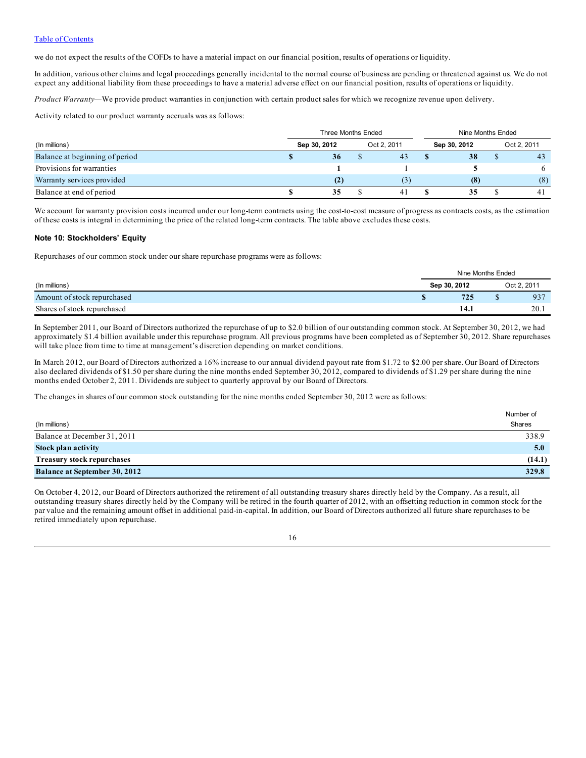we do not expect the results of the COFDs to have a material impact on our financial position, results of operations or liquidity.

In addition, various other claims and legal proceedings generally incidental to the normal course of business are pending or threatened against us. We do not expect any additional liability from these proceedings to have a material adverse effect on our financial position, results of operations or liquidity.

*Product Warranty*—We provide product warranties in conjunction with certain product sales for which we recognize revenue upon delivery.

Activity related to our product warranty accruals was as follows:

| | Three Months Ended | | Nine Months Ended | |
|---|---|---|---|---|
| (In millions) | **Sep 30, 2012** | Oct 2, 2011 | **Sep 30, 2012** | Oct 2, 2011 |
| Balance at beginning of period | **$ 36** | $ 43 | **$ 38** | $ 43 |
| Provisions for warranties | **1** | 1 | **5** | 6 |
| Warranty services provided | **(2)** | (3) | **(8)** | (8) |
| Balance at end of period | **$ 35** | $ 41 | **$ 35** | $ 41 |

We account for warranty provision costs incurred under our long-term contracts using the cost-to-cost measure of progress as contracts costs, as the estimation of these costs is integral in determining the price of the related long-term contracts. The table above excludes these costs.

## Note 10: Stockholders' Equity

Repurchases of our common stock under our share repurchase programs were as follows:

| | Nine Months Ended | |
|---|---|---|
| (In millions) | **Sep 30, 2012** | Oct 2, 2011 |
| Amount of stock repurchased | **$ 725** | $ 937 |
| Shares of stock repurchased | **14.1** | 20.1 |

In September 2011, our Board of Directors authorized the repurchase of up to $2.0 billion of our outstanding common stock. At September 30, 2012, we had approximately $1.4 billion available under this repurchase program. All previous programs have been completed as of September 30, 2012. Share repurchases will take place from time to time at management's discretion depending on market conditions.

In March 2012, our Board of Directors authorized a 16% increase to our annual dividend payout rate from $1.72 to $2.00 per share. Our Board of Directors also declared dividends of $1.50 per share during the nine months ended September 30, 2012, compared to dividends of $1.29 per share during the nine months ended October 2, 2011. Dividends are subject to quarterly approval by our Board of Directors.

The changes in shares of our common stock outstanding for the nine months ended September 30, 2012 were as follows:

| (In millions) | Number of Shares |
|---|---|
| Balance at December 31, 2011 | 338.9 |
| **Stock plan activity** | **5.0** |
| **Treasury stock repurchases** | **(14.1)** |
| **Balance at September 30, 2012** | **329.8** |

On October 4, 2012, our Board of Directors authorized the retirement of all outstanding treasury shares directly held by the Company. As a result, all outstanding treasury shares directly held by the Company will be retired in the fourth quarter of 2012, with an offsetting reduction in common stock for the par value and the remaining amount offset in additional paid-in-capital. In addition, our Board of Directors authorized all future share repurchases to be retired immediately upon repurchase.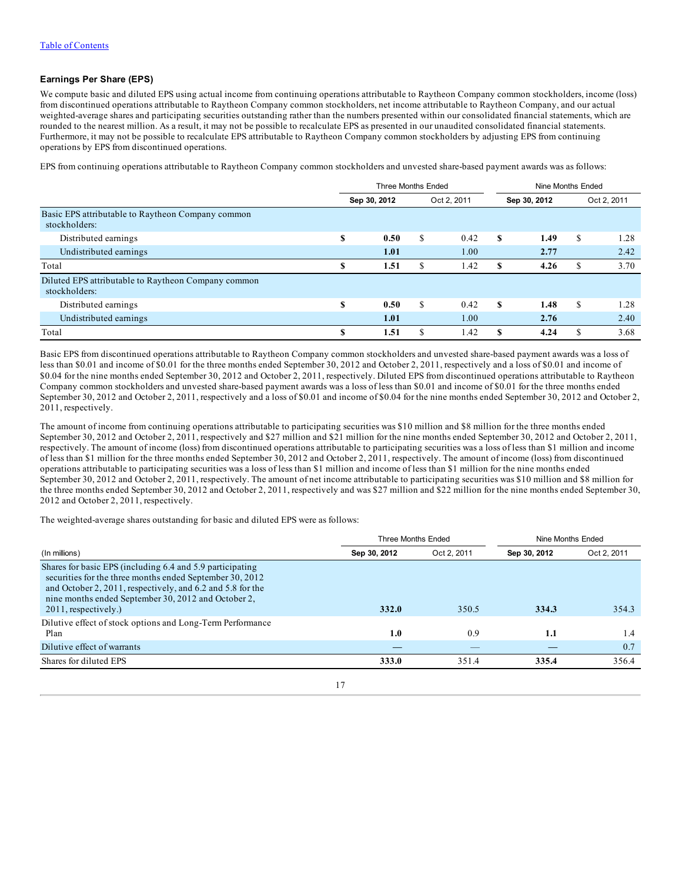[Table of Contents](#)

### Earnings Per Share (EPS)

We compute basic and diluted EPS using actual income from continuing operations attributable to Raytheon Company common stockholders, income (loss) from discontinued operations attributable to Raytheon Company common stockholders, net income attributable to Raytheon Company, and our actual weighted-average shares and participating securities outstanding rather than the numbers presented within our consolidated financial statements, which are rounded to the nearest million. As a result, it may not be possible to recalculate EPS as presented in our unaudited consolidated financial statements. Furthermore, it may not be possible to recalculate EPS attributable to Raytheon Company common stockholders by adjusting EPS from continuing operations by EPS from discontinued operations.

EPS from continuing operations attributable to Raytheon Company common stockholders and unvested share-based payment awards was as follows:

| | Three Months Ended | | Nine Months Ended | |
|---|---|---|---|---|
| | **Sep 30, 2012** | Oct 2, 2011 | **Sep 30, 2012** | Oct 2, 2011 |
| Basic EPS attributable to Raytheon Company common stockholders: | | | | |
| Distributed earnings | **$ 0.50** | $ 0.42 | **$ 1.49** | $ 1.28 |
| Undistributed earnings | **1.01** | 1.00 | **2.77** | 2.42 |
| Total | **$ 1.51** | $ 1.42 | **$ 4.26** | $ 3.70 |
| Diluted EPS attributable to Raytheon Company common stockholders: | | | | |
| Distributed earnings | **$ 0.50** | $ 0.42 | **$ 1.48** | $ 1.28 |
| Undistributed earnings | **1.01** | 1.00 | **2.76** | 2.40 |
| Total | **$ 1.51** | $ 1.42 | **$ 4.24** | $ 3.68 |

Basic EPS from discontinued operations attributable to Raytheon Company common stockholders and unvested share-based payment awards was a loss of less than $0.01 and income of $0.01 for the three months ended September 30, 2012 and October 2, 2011, respectively and a loss of $0.01 and income of $0.04 for the nine months ended September 30, 2012 and October 2, 2011, respectively. Diluted EPS from discontinued operations attributable to Raytheon Company common stockholders and unvested share-based payment awards was a loss of less than $0.01 and income of $0.01 for the three months ended September 30, 2012 and October 2, 2011, respectively and a loss of $0.01 and income of $0.04 for the nine months ended September 30, 2012 and October 2, 2011, respectively.

The amount of income from continuing operations attributable to participating securities was $10 million and $8 million for the three months ended September 30, 2012 and October 2, 2011, respectively and $27 million and $21 million for the nine months ended September 30, 2012 and October 2, 2011, respectively. The amount of income (loss) from discontinued operations attributable to participating securities was a loss of less than $1 million and income of less than $1 million for the three months ended September 30, 2012 and October 2, 2011, respectively. The amount of income (loss) from discontinued operations attributable to participating securities was a loss of less than $1 million and income of less than $1 million for the nine months ended September 30, 2012 and October 2, 2011, respectively. The amount of net income attributable to participating securities was $10 million and $8 million for the three months ended September 30, 2012 and October 2, 2011, respectively and was $27 million and $22 million for the nine months ended September 30, 2012 and October 2, 2011, respectively.

The weighted-average shares outstanding for basic and diluted EPS were as follows:

| | Three Months Ended | | Nine Months Ended | |
|---|---|---|---|---|
| (In millions) | **Sep 30, 2012** | Oct 2, 2011 | **Sep 30, 2012** | Oct 2, 2011 |
| Shares for basic EPS (including 6.4 and 5.9 participating securities for the three months ended September 30, 2012 and October 2, 2011, respectively, and 6.2 and 5.8 for the nine months ended September 30, 2012 and October 2, 2011, respectively.) | **332.0** | 350.5 | **334.3** | 354.3 |
| Dilutive effect of stock options and Long-Term Performance Plan | **1.0** | 0.9 | **1.1** | 1.4 |
| Dilutive effect of warrants | **—** | — | **—** | 0.7 |
| Shares for diluted EPS | **333.0** | 351.4 | **335.4** | 356.4 |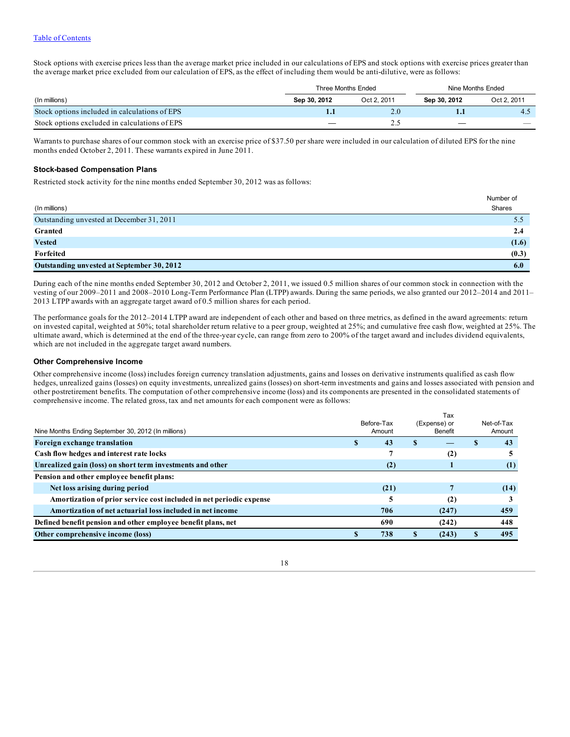[Table of Contents](#)

Stock options with exercise prices less than the average market price included in our calculations of EPS and stock options with exercise prices greater than the average market price excluded from our calculation of EPS, as the effect of including them would be anti-dilutive, were as follows:

| | Three Months Ended | | Nine Months Ended | |
|---|---|---|---|---|
| (In millions) | **Sep 30, 2012** | Oct 2, 2011 | **Sep 30, 2012** | Oct 2, 2011 |
| Stock options included in calculations of EPS | **1.1** | 2.0 | **1.1** | 4.5 |
| Stock options excluded in calculations of EPS | **—** | 2.5 | **—** | — |

Warrants to purchase shares of our common stock with an exercise price of $37.50 per share were included in our calculation of diluted EPS for the nine months ended October 2, 2011. These warrants expired in June 2011.

### Stock-based Compensation Plans

Restricted stock activity for the nine months ended September 30, 2012 was as follows:

| (In millions) | Number of Shares |
|---|---|
| Outstanding unvested at December 31, 2011 | 5.5 |
| **Granted** | **2.4** |
| **Vested** | **(1.6)** |
| **Forfeited** | **(0.3)** |
| **Outstanding unvested at September 30, 2012** | **6.0** |

During each of the nine months ended September 30, 2012 and October 2, 2011, we issued 0.5 million shares of our common stock in connection with the vesting of our 2009–2011 and 2008–2010 Long-Term Performance Plan (LTPP) awards. During the same periods, we also granted our 2012–2014 and 2011–2013 LTPP awards with an aggregate target award of 0.5 million shares for each period.

The performance goals for the 2012–2014 LTPP award are independent of each other and based on three metrics, as defined in the award agreements: return on invested capital, weighted at 50%; total shareholder return relative to a peer group, weighted at 25%; and cumulative free cash flow, weighted at 25%. The ultimate award, which is determined at the end of the three-year cycle, can range from zero to 200% of the target award and includes dividend equivalents, which are not included in the aggregate target award numbers.

### Other Comprehensive Income

Other comprehensive income (loss) includes foreign currency translation adjustments, gains and losses on derivative instruments qualified as cash flow hedges, unrealized gains (losses) on equity investments, unrealized gains (losses) on short-term investments and gains and losses associated with pension and other postretirement benefits. The computation of other comprehensive income (loss) and its components are presented in the consolidated statements of comprehensive income. The related gross, tax and net amounts for each component were as follows:

| Nine Months Ending September 30, 2012 (In millions) | Before-Tax Amount | Tax (Expense) or Benefit | Net-of-Tax Amount |
|---|---|---|---|
| **Foreign exchange translation** | **$ 43** | **$ —** | **$ 43** |
| **Cash flow hedges and interest rate locks** | **7** | **(2)** | **5** |
| **Unrealized gain (loss) on short term investments and other** | **(2)** | **1** | **(1)** |
| **Pension and other employee benefit plans:** | | | |
| **Net loss arising during period** | **(21)** | **7** | **(14)** |
| **Amortization of prior service cost included in net periodic expense** | **5** | **(2)** | **3** |
| **Amortization of net actuarial loss included in net income** | **706** | **(247)** | **459** |
| **Defined benefit pension and other employee benefit plans, net** | **690** | **(242)** | **448** |
| **Other comprehensive income (loss)** | **$ 738** | **$ (243)** | **$ 495** |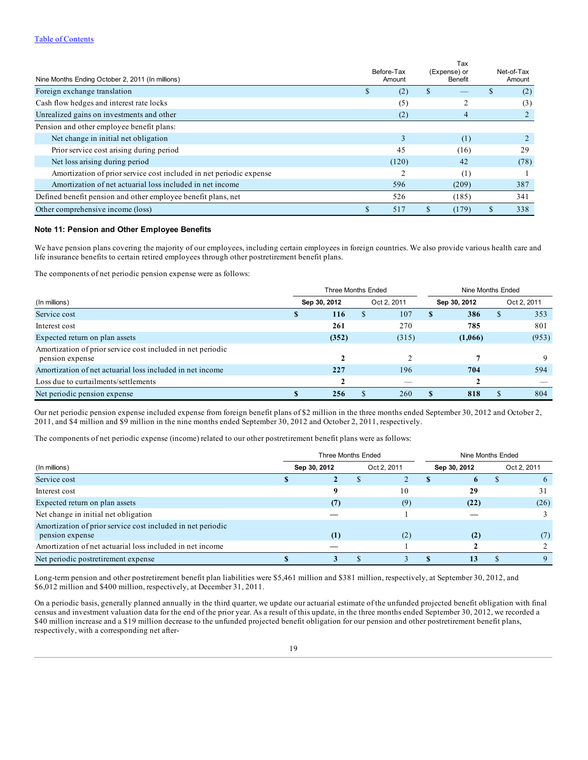[Table of Contents]

| Nine Months Ending October 2, 2011 (In millions) | Before-Tax Amount | Tax (Expense) or Benefit | Net-of-Tax Amount |
|---|---|---|---|
| Foreign exchange translation | $ (2) | $ — | $ (2) |
| Cash flow hedges and interest rate locks | (5) | 2 | (3) |
| Unrealized gains on investments and other | (2) | 4 | 2 |
| Pension and other employee benefit plans: | | | |
| Net change in initial net obligation | 3 | (1) | 2 |
| Prior service cost arising during period | 45 | (16) | 29 |
| Net loss arising during period | (120) | 42 | (78) |
| Amortization of prior service cost included in net periodic expense | 2 | (1) | 1 |
| Amortization of net actuarial loss included in net income | 596 | (209) | 387 |
| Defined benefit pension and other employee benefit plans, net | 526 | (185) | 341 |
| Other comprehensive income (loss) | $ 517 | $ (179) | $ 338 |

**Note 11: Pension and Other Employee Benefits**

We have pension plans covering the majority of our employees, including certain employees in foreign countries. We also provide various health care and life insurance benefits to certain retired employees through other postretirement benefit plans.

The components of net periodic pension expense were as follows:

| | Three Months Ended | | Nine Months Ended | |
|---|---|---|---|---|
| (In millions) | **Sep 30, 2012** | Oct 2, 2011 | **Sep 30, 2012** | Oct 2, 2011 |
| Service cost | **$ 116** | $ 107 | **$ 386** | $ 353 |
| Interest cost | **261** | 270 | **785** | 801 |
| Expected return on plan assets | **(352)** | (315) | **(1,066)** | (953) |
| Amortization of prior service cost included in net periodic pension expense | **2** | 2 | **7** | 9 |
| Amortization of net actuarial loss included in net income | **227** | 196 | **704** | 594 |
| Loss due to curtailments/settlements | **2** | — | **2** | — |
| Net periodic pension expense | **$ 256** | $ 260 | **$ 818** | $ 804 |

Our net periodic pension expense included expense from foreign benefit plans of $2 million in the three months ended September 30, 2012 and October 2, 2011, and $4 million and $9 million in the nine months ended September 30, 2012 and October 2, 2011, respectively.

The components of net periodic expense (income) related to our other postretirement benefit plans were as follows:

| | Three Months Ended | | Nine Months Ended | |
|---|---|---|---|---|
| (In millions) | **Sep 30, 2012** | Oct 2, 2011 | **Sep 30, 2012** | Oct 2, 2011 |
| Service cost | **$ 2** | $ 2 | **$ 6** | $ 6 |
| Interest cost | **9** | 10 | **29** | 31 |
| Expected return on plan assets | **(7)** | (9) | **(22)** | (26) |
| Net change in initial net obligation | **—** | 1 | **—** | 3 |
| Amortization of prior service cost included in net periodic pension expense | **(1)** | (2) | **(2)** | (7) |
| Amortization of net actuarial loss included in net income | **—** | 1 | **2** | 2 |
| Net periodic postretirement expense | **$ 3** | $ 3 | **$ 13** | $ 9 |

Long-term pension and other postretirement benefit plan liabilities were $5,461 million and $381 million, respectively, at September 30, 2012, and $6,012 million and $400 million, respectively, at December 31, 2011.

On a periodic basis, generally planned annually in the third quarter, we update our actuarial estimate of the unfunded projected benefit obligation with final census and investment valuation data for the end of the prior year. As a result of this update, in the three months ended September 30, 2012, we recorded a $40 million increase and a $19 million decrease to the unfunded projected benefit obligation for our pension and other postretirement benefit plans, respectively, with a corresponding net after-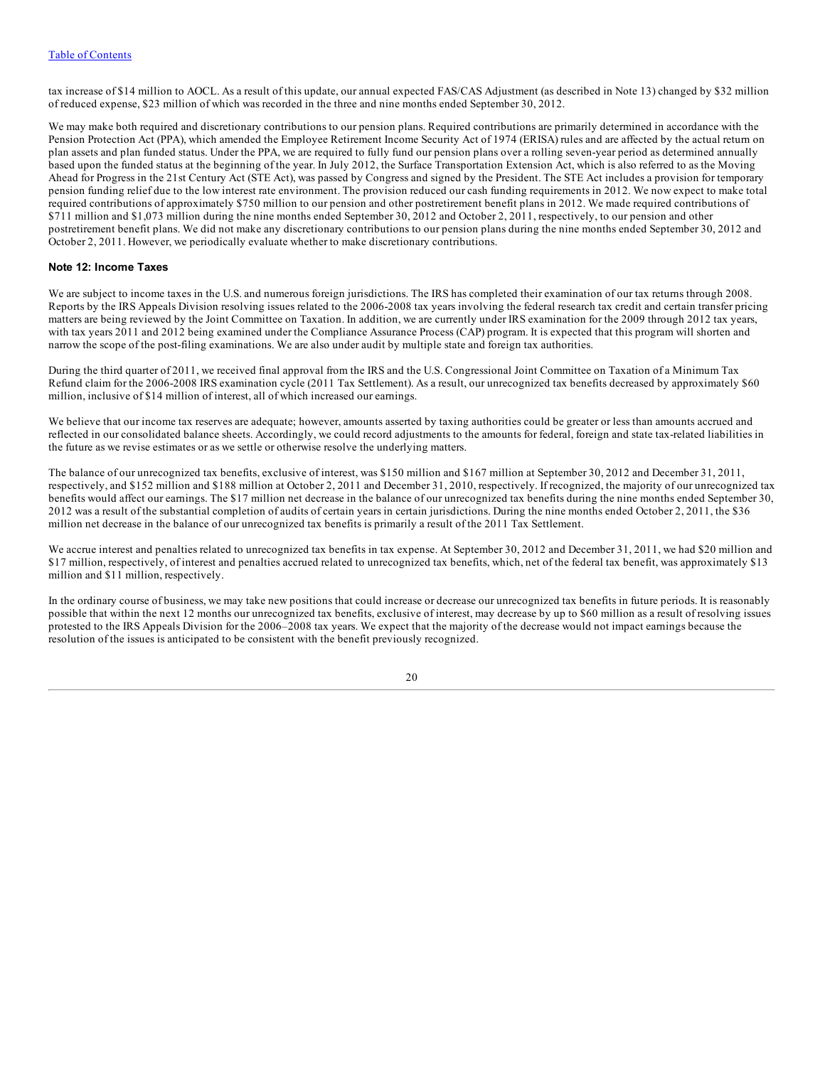tax increase of $14 million to AOCL. As a result of this update, our annual expected FAS/CAS Adjustment (as described in Note 13) changed by $32 million of reduced expense, $23 million of which was recorded in the three and nine months ended September 30, 2012.

We may make both required and discretionary contributions to our pension plans. Required contributions are primarily determined in accordance with the Pension Protection Act (PPA), which amended the Employee Retirement Income Security Act of 1974 (ERISA) rules and are affected by the actual return on plan assets and plan funded status. Under the PPA, we are required to fully fund our pension plans over a rolling seven-year period as determined annually based upon the funded status at the beginning of the year. In July 2012, the Surface Transportation Extension Act, which is also referred to as the Moving Ahead for Progress in the 21st Century Act (STE Act), was passed by Congress and signed by the President. The STE Act includes a provision for temporary pension funding relief due to the low interest rate environment. The provision reduced our cash funding requirements in 2012. We now expect to make total required contributions of approximately $750 million to our pension and other postretirement benefit plans in 2012. We made required contributions of $711 million and $1,073 million during the nine months ended September 30, 2012 and October 2, 2011, respectively, to our pension and other postretirement benefit plans. We did not make any discretionary contributions to our pension plans during the nine months ended September 30, 2012 and October 2, 2011. However, we periodically evaluate whether to make discretionary contributions.

#### Note 12: Income Taxes

We are subject to income taxes in the U.S. and numerous foreign jurisdictions. The IRS has completed their examination of our tax returns through 2008. Reports by the IRS Appeals Division resolving issues related to the 2006-2008 tax years involving the federal research tax credit and certain transfer pricing matters are being reviewed by the Joint Committee on Taxation. In addition, we are currently under IRS examination for the 2009 through 2012 tax years, with tax years 2011 and 2012 being examined under the Compliance Assurance Process (CAP) program. It is expected that this program will shorten and narrow the scope of the post-filing examinations. We are also under audit by multiple state and foreign tax authorities.

During the third quarter of 2011, we received final approval from the IRS and the U.S. Congressional Joint Committee on Taxation of a Minimum Tax Refund claim for the 2006-2008 IRS examination cycle (2011 Tax Settlement). As a result, our unrecognized tax benefits decreased by approximately $60 million, inclusive of $14 million of interest, all of which increased our earnings.

We believe that our income tax reserves are adequate; however, amounts asserted by taxing authorities could be greater or less than amounts accrued and reflected in our consolidated balance sheets. Accordingly, we could record adjustments to the amounts for federal, foreign and state tax-related liabilities in the future as we revise estimates or as we settle or otherwise resolve the underlying matters.

The balance of our unrecognized tax benefits, exclusive of interest, was $150 million and $167 million at September 30, 2012 and December 31, 2011, respectively, and $152 million and $188 million at October 2, 2011 and December 31, 2010, respectively. If recognized, the majority of our unrecognized tax benefits would affect our earnings. The $17 million net decrease in the balance of our unrecognized tax benefits during the nine months ended September 30, 2012 was a result of the substantial completion of audits of certain years in certain jurisdictions. During the nine months ended October 2, 2011, the $36 million net decrease in the balance of our unrecognized tax benefits is primarily a result of the 2011 Tax Settlement.

We accrue interest and penalties related to unrecognized tax benefits in tax expense. At September 30, 2012 and December 31, 2011, we had $20 million and $17 million, respectively, of interest and penalties accrued related to unrecognized tax benefits, which, net of the federal tax benefit, was approximately $13 million and $11 million, respectively.

In the ordinary course of business, we may take new positions that could increase or decrease our unrecognized tax benefits in future periods. It is reasonably possible that within the next 12 months our unrecognized tax benefits, exclusive of interest, may decrease by up to $60 million as a result of resolving issues protested to the IRS Appeals Division for the 2006–2008 tax years. We expect that the majority of the decrease would not impact earnings because the resolution of the issues is anticipated to be consistent with the benefit previously recognized.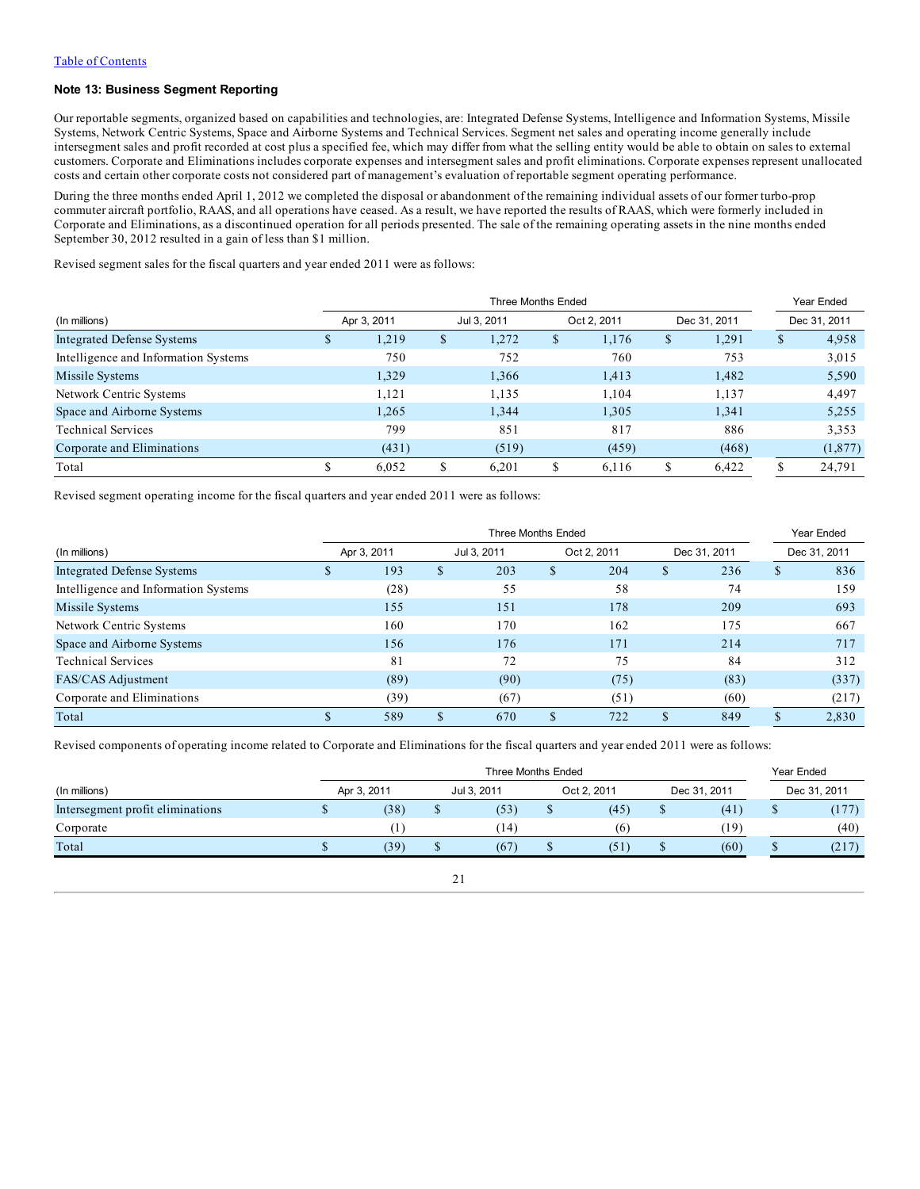[Table of Contents](#)

### Note 13: Business Segment Reporting

Our reportable segments, organized based on capabilities and technologies, are: Integrated Defense Systems, Intelligence and Information Systems, Missile Systems, Network Centric Systems, Space and Airborne Systems and Technical Services. Segment net sales and operating income generally include intersegment sales and profit recorded at cost plus a specified fee, which may differ from what the selling entity would be able to obtain on sales to external customers. Corporate and Eliminations includes corporate expenses and intersegment sales and profit eliminations. Corporate expenses represent unallocated costs and certain other corporate costs not considered part of management's evaluation of reportable segment operating performance.

During the three months ended April 1, 2012 we completed the disposal or abandonment of the remaining individual assets of our former turbo-prop commuter aircraft portfolio, RAAS, and all operations have ceased. As a result, we have reported the results of RAAS, which were formerly included in Corporate and Eliminations, as a discontinued operation for all periods presented. The sale of the remaining operating assets in the nine months ended September 30, 2012 resulted in a gain of less than $1 million.

Revised segment sales for the fiscal quarters and year ended 2011 were as follows:

| | Three Months Ended | | | | Year Ended |
|---|---|---|---|---|---|
| (In millions) | Apr 3, 2011 | Jul 3, 2011 | Oct 2, 2011 | Dec 31, 2011 | Dec 31, 2011 |
| Integrated Defense Systems | $ 1,219 | $ 1,272 | $ 1,176 | $ 1,291 | $ 4,958 |
| Intelligence and Information Systems | 750 | 752 | 760 | 753 | 3,015 |
| Missile Systems | 1,329 | 1,366 | 1,413 | 1,482 | 5,590 |
| Network Centric Systems | 1,121 | 1,135 | 1,104 | 1,137 | 4,497 |
| Space and Airborne Systems | 1,265 | 1,344 | 1,305 | 1,341 | 5,255 |
| Technical Services | 799 | 851 | 817 | 886 | 3,353 |
| Corporate and Eliminations | (431) | (519) | (459) | (468) | (1,877) |
| Total | $ 6,052 | $ 6,201 | $ 6,116 | $ 6,422 | $ 24,791 |

Revised segment operating income for the fiscal quarters and year ended 2011 were as follows:

| | Three Months Ended | | | | Year Ended |
|---|---|---|---|---|---|
| (In millions) | Apr 3, 2011 | Jul 3, 2011 | Oct 2, 2011 | Dec 31, 2011 | Dec 31, 2011 |
| Integrated Defense Systems | $ 193 | $ 203 | $ 204 | $ 236 | $ 836 |
| Intelligence and Information Systems | (28) | 55 | 58 | 74 | 159 |
| Missile Systems | 155 | 151 | 178 | 209 | 693 |
| Network Centric Systems | 160 | 170 | 162 | 175 | 667 |
| Space and Airborne Systems | 156 | 176 | 171 | 214 | 717 |
| Technical Services | 81 | 72 | 75 | 84 | 312 |
| FAS/CAS Adjustment | (89) | (90) | (75) | (83) | (337) |
| Corporate and Eliminations | (39) | (67) | (51) | (60) | (217) |
| Total | $ 589 | $ 670 | $ 722 | $ 849 | $ 2,830 |

Revised components of operating income related to Corporate and Eliminations for the fiscal quarters and year ended 2011 were as follows:

| | Three Months Ended | | | | Year Ended |
|---|---|---|---|---|---|
| (In millions) | Apr 3, 2011 | Jul 3, 2011 | Oct 2, 2011 | Dec 31, 2011 | Dec 31, 2011 |
| Intersegment profit eliminations | $ (38) | $ (53) | $ (45) | $ (41) | $ (177) |
| Corporate | (1) | (14) | (6) | (19) | (40) |
| Total | $ (39) | $ (67) | $ (51) | $ (60) | $ (217) |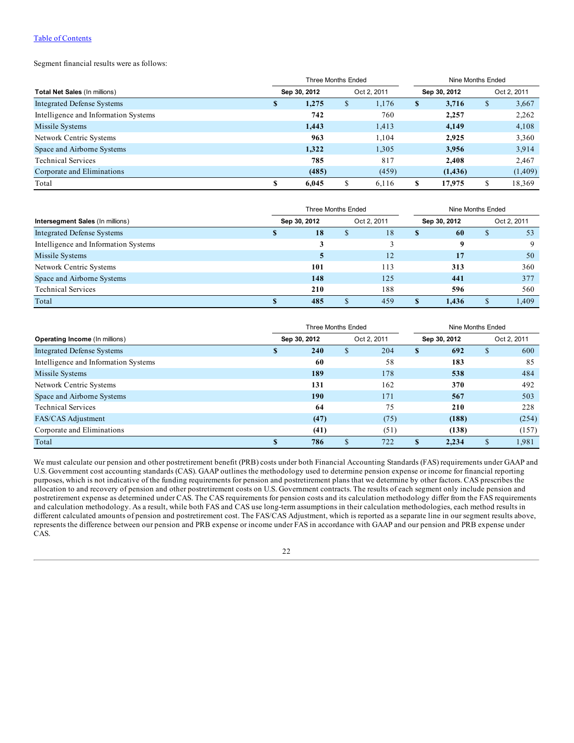[Table of Contents](#)

Segment financial results were as follows:

| | Three Months Ended | | Nine Months Ended | |
|---|---|---|---|---|
| **Total Net Sales** (In millions) | **Sep 30, 2012** | Oct 2, 2011 | **Sep 30, 2012** | Oct 2, 2011 |
| Integrated Defense Systems | **$ 1,275** | $ 1,176 | **$ 3,716** | $ 3,667 |
| Intelligence and Information Systems | **742** | 760 | **2,257** | 2,262 |
| Missile Systems | **1,443** | 1,413 | **4,149** | 4,108 |
| Network Centric Systems | **963** | 1,104 | **2,925** | 3,360 |
| Space and Airborne Systems | **1,322** | 1,305 | **3,956** | 3,914 |
| Technical Services | **785** | 817 | **2,408** | 2,467 |
| Corporate and Eliminations | **(485)** | (459) | **(1,436)** | (1,409) |
| Total | **$ 6,045** | $ 6,116 | **$ 17,975** | $ 18,369 |

| | Three Months Ended | | Nine Months Ended | |
|---|---|---|---|---|
| **Intersegment Sales** (In millions) | **Sep 30, 2012** | Oct 2, 2011 | **Sep 30, 2012** | Oct 2, 2011 |
| Integrated Defense Systems | **$ 18** | $ 18 | **$ 60** | $ 53 |
| Intelligence and Information Systems | **3** | 3 | **9** | 9 |
| Missile Systems | **5** | 12 | **17** | 50 |
| Network Centric Systems | **101** | 113 | **313** | 360 |
| Space and Airborne Systems | **148** | 125 | **441** | 377 |
| Technical Services | **210** | 188 | **596** | 560 |
| Total | **$ 485** | $ 459 | **$ 1,436** | $ 1,409 |

| | Three Months Ended | | Nine Months Ended | |
|---|---|---|---|---|
| **Operating Income** (In millions) | **Sep 30, 2012** | Oct 2, 2011 | **Sep 30, 2012** | Oct 2, 2011 |
| Integrated Defense Systems | **$ 240** | $ 204 | **$ 692** | $ 600 |
| Intelligence and Information Systems | **60** | 58 | **183** | 85 |
| Missile Systems | **189** | 178 | **538** | 484 |
| Network Centric Systems | **131** | 162 | **370** | 492 |
| Space and Airborne Systems | **190** | 171 | **567** | 503 |
| Technical Services | **64** | 75 | **210** | 228 |
| FAS/CAS Adjustment | **(47)** | (75) | **(188)** | (254) |
| Corporate and Eliminations | **(41)** | (51) | **(138)** | (157) |
| Total | **$ 786** | $ 722 | **$ 2,234** | $ 1,981 |

We must calculate our pension and other postretirement benefit (PRB) costs under both Financial Accounting Standards (FAS) requirements under GAAP and U.S. Government cost accounting standards (CAS). GAAP outlines the methodology used to determine pension expense or income for financial reporting purposes, which is not indicative of the funding requirements for pension and postretirement plans that we determine by other factors. CAS prescribes the allocation to and recovery of pension and other postretirement costs on U.S. Government contracts. The results of each segment only include pension and postretirement expense as determined under CAS. The CAS requirements for pension costs and its calculation methodology differ from the FAS requirements and calculation methodology. As a result, while both FAS and CAS use long-term assumptions in their calculation methodologies, each method results in different calculated amounts of pension and postretirement cost. The FAS/CAS Adjustment, which is reported as a separate line in our segment results above, represents the difference between our pension and PRB expense or income under FAS in accordance with GAAP and our pension and PRB expense under CAS.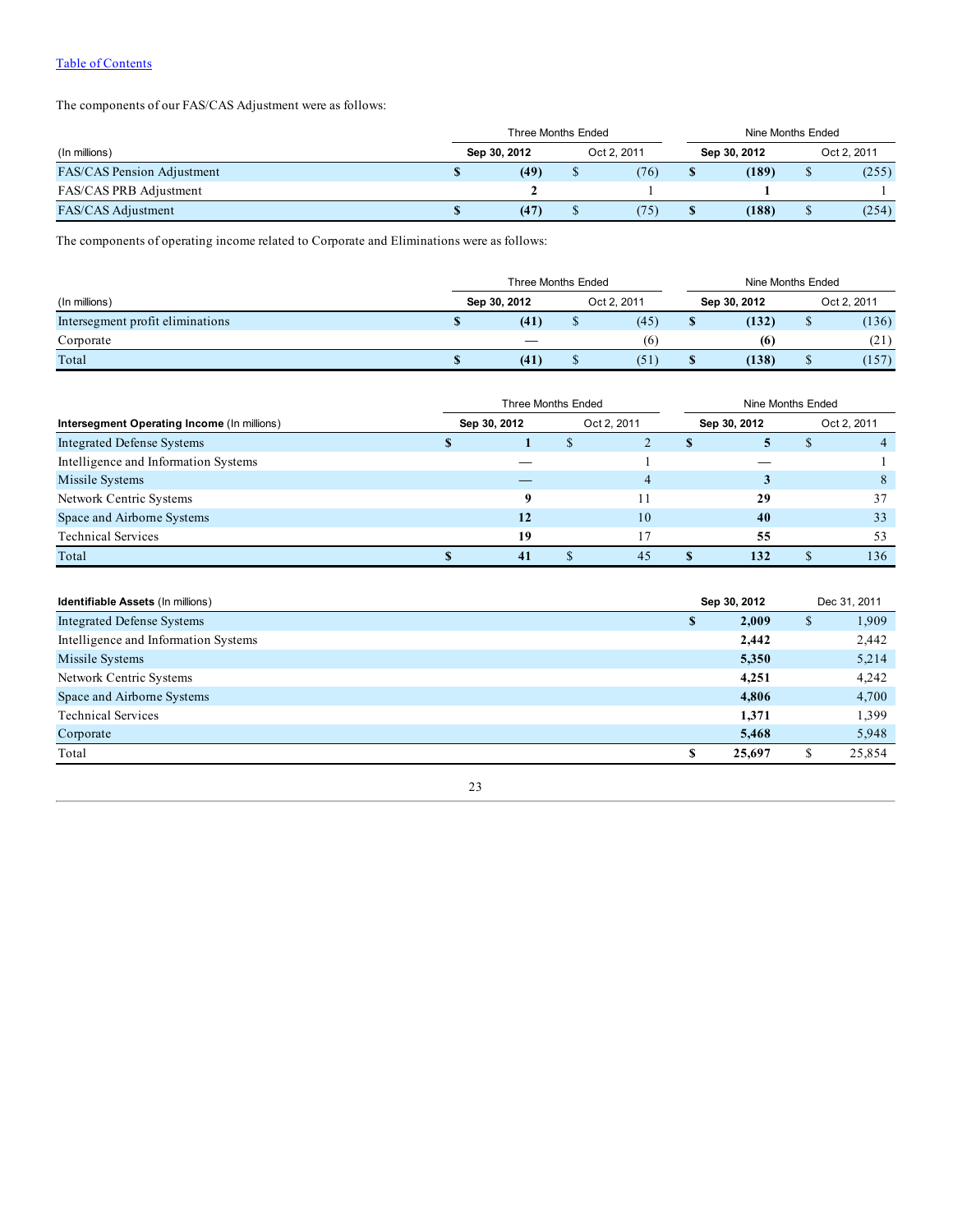[Table of Contents](#)

The components of our FAS/CAS Adjustment were as follows:

| (In millions) | Three Months Ended Sep 30, 2012 | Three Months Ended Oct 2, 2011 | Nine Months Ended Sep 30, 2012 | Nine Months Ended Oct 2, 2011 |
|---|---|---|---|---|
| FAS/CAS Pension Adjustment | **$ (49)** | $ (76) | **$ (189)** | $ (255) |
| FAS/CAS PRB Adjustment | **2** | 1 | **1** | 1 |
| FAS/CAS Adjustment | **$ (47)** | $ (75) | **$ (188)** | $ (254) |

The components of operating income related to Corporate and Eliminations were as follows:

| (In millions) | Three Months Ended Sep 30, 2012 | Three Months Ended Oct 2, 2011 | Nine Months Ended Sep 30, 2012 | Nine Months Ended Oct 2, 2011 |
|---|---|---|---|---|
| Intersegment profit eliminations | **$ (41)** | $ (45) | **$ (132)** | $ (136) |
| Corporate | **—** | (6) | **(6)** | (21) |
| Total | **$ (41)** | $ (51) | **$ (138)** | $ (157) |

| **Intersegment Operating Income** (In millions) | Three Months Ended Sep 30, 2012 | Three Months Ended Oct 2, 2011 | Nine Months Ended Sep 30, 2012 | Nine Months Ended Oct 2, 2011 |
|---|---|---|---|---|
| Integrated Defense Systems | **$ 1** | $ 2 | **$ 5** | $ 4 |
| Intelligence and Information Systems | **—** | 1 | **—** | 1 |
| Missile Systems | **—** | 4 | **3** | 8 |
| Network Centric Systems | **9** | 11 | **29** | 37 |
| Space and Airborne Systems | **12** | 10 | **40** | 33 |
| Technical Services | **19** | 17 | **55** | 53 |
| Total | **$ 41** | $ 45 | **$ 132** | $ 136 |

| **Identifiable Assets** (In millions) | Sep 30, 2012 | Dec 31, 2011 |
|---|---|---|
| Integrated Defense Systems | **$ 2,009** | $ 1,909 |
| Intelligence and Information Systems | **2,442** | 2,442 |
| Missile Systems | **5,350** | 5,214 |
| Network Centric Systems | **4,251** | 4,242 |
| Space and Airborne Systems | **4,806** | 4,700 |
| Technical Services | **1,371** | 1,399 |
| Corporate | **5,468** | 5,948 |
| Total | **$ 25,697** | $ 25,854 |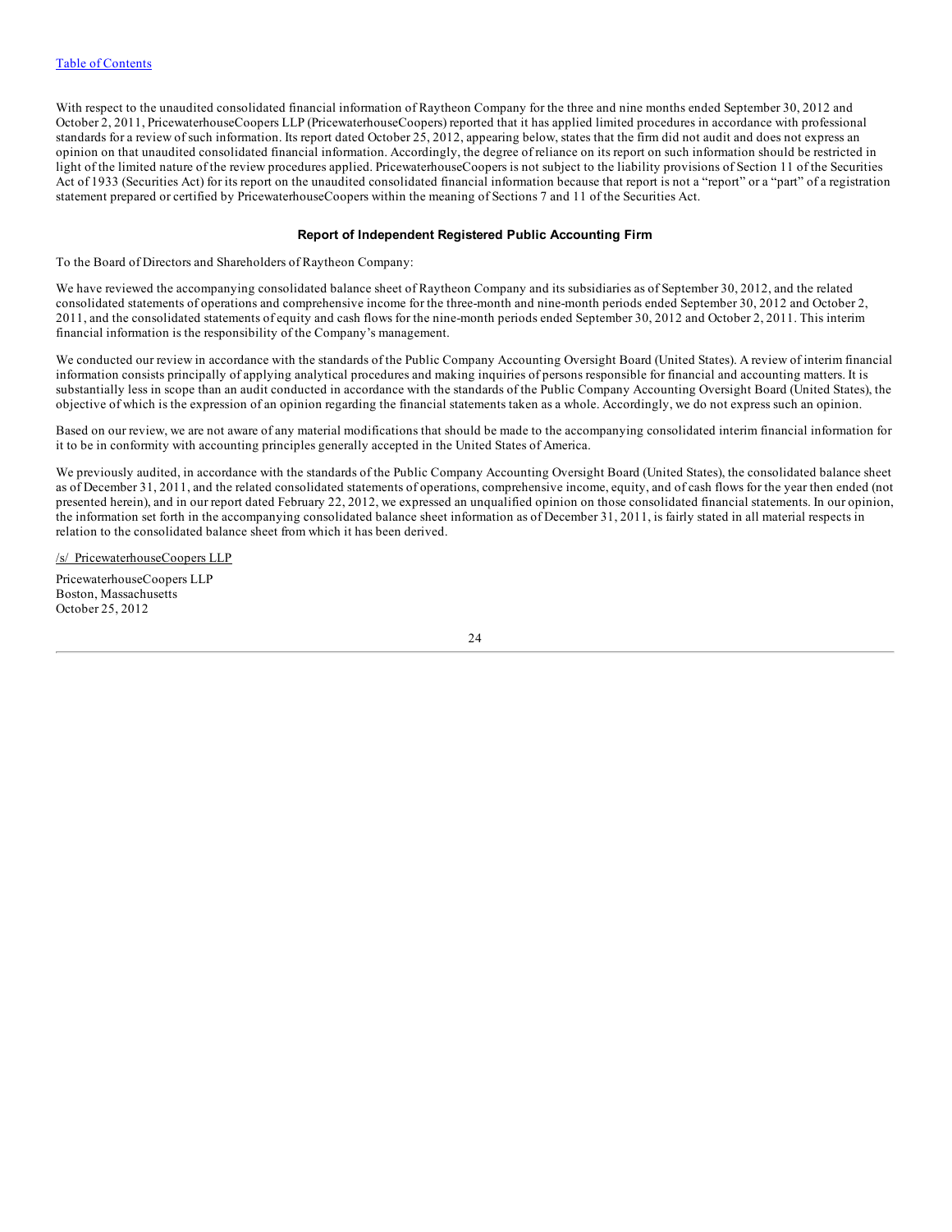With respect to the unaudited consolidated financial information of Raytheon Company for the three and nine months ended September 30, 2012 and October 2, 2011, PricewaterhouseCoopers LLP (PricewaterhouseCoopers) reported that it has applied limited procedures in accordance with professional standards for a review of such information. Its report dated October 25, 2012, appearing below, states that the firm did not audit and does not express an opinion on that unaudited consolidated financial information. Accordingly, the degree of reliance on its report on such information should be restricted in light of the limited nature of the review procedures applied. PricewaterhouseCoopers is not subject to the liability provisions of Section 11 of the Securities Act of 1933 (Securities Act) for its report on the unaudited consolidated financial information because that report is not a "report" or a "part" of a registration statement prepared or certified by PricewaterhouseCoopers within the meaning of Sections 7 and 11 of the Securities Act.

**Report of Independent Registered Public Accounting Firm**

To the Board of Directors and Shareholders of Raytheon Company:

We have reviewed the accompanying consolidated balance sheet of Raytheon Company and its subsidiaries as of September 30, 2012, and the related consolidated statements of operations and comprehensive income for the three-month and nine-month periods ended September 30, 2012 and October 2, 2011, and the consolidated statements of equity and cash flows for the nine-month periods ended September 30, 2012 and October 2, 2011. This interim financial information is the responsibility of the Company's management.

We conducted our review in accordance with the standards of the Public Company Accounting Oversight Board (United States). A review of interim financial information consists principally of applying analytical procedures and making inquiries of persons responsible for financial and accounting matters. It is substantially less in scope than an audit conducted in accordance with the standards of the Public Company Accounting Oversight Board (United States), the objective of which is the expression of an opinion regarding the financial statements taken as a whole. Accordingly, we do not express such an opinion.

Based on our review, we are not aware of any material modifications that should be made to the accompanying consolidated interim financial information for it to be in conformity with accounting principles generally accepted in the United States of America.

We previously audited, in accordance with the standards of the Public Company Accounting Oversight Board (United States), the consolidated balance sheet as of December 31, 2011, and the related consolidated statements of operations, comprehensive income, equity, and of cash flows for the year then ended (not presented herein), and in our report dated February 22, 2012, we expressed an unqualified opinion on those consolidated financial statements. In our opinion, the information set forth in the accompanying consolidated balance sheet information as of December 31, 2011, is fairly stated in all material respects in relation to the consolidated balance sheet from which it has been derived.

/s/ PricewaterhouseCoopers LLP

PricewaterhouseCoopers LLP
Boston, Massachusetts
October 25, 2012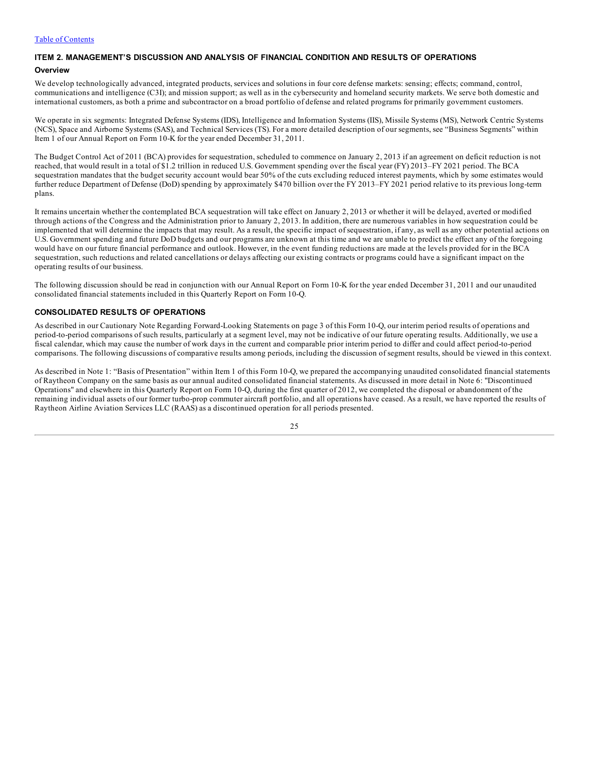## ITEM 2. MANAGEMENT'S DISCUSSION AND ANALYSIS OF FINANCIAL CONDITION AND RESULTS OF OPERATIONS

### Overview

We develop technologically advanced, integrated products, services and solutions in four core defense markets: sensing; effects; command, control, communications and intelligence (C3I); and mission support; as well as in the cybersecurity and homeland security markets. We serve both domestic and international customers, as both a prime and subcontractor on a broad portfolio of defense and related programs for primarily government customers.

We operate in six segments: Integrated Defense Systems (IDS), Intelligence and Information Systems (IIS), Missile Systems (MS), Network Centric Systems (NCS), Space and Airborne Systems (SAS), and Technical Services (TS). For a more detailed description of our segments, see "Business Segments" within Item 1 of our Annual Report on Form 10-K for the year ended December 31, 2011.

The Budget Control Act of 2011 (BCA) provides for sequestration, scheduled to commence on January 2, 2013 if an agreement on deficit reduction is not reached, that would result in a total of $1.2 trillion in reduced U.S. Government spending over the fiscal year (FY) 2013–FY 2021 period. The BCA sequestration mandates that the budget security account would bear 50% of the cuts excluding reduced interest payments, which by some estimates would further reduce Department of Defense (DoD) spending by approximately $470 billion over the FY 2013–FY 2021 period relative to its previous long-term plans.

It remains uncertain whether the contemplated BCA sequestration will take effect on January 2, 2013 or whether it will be delayed, averted or modified through actions of the Congress and the Administration prior to January 2, 2013. In addition, there are numerous variables in how sequestration could be implemented that will determine the impacts that may result. As a result, the specific impact of sequestration, if any, as well as any other potential actions on U.S. Government spending and future DoD budgets and our programs are unknown at this time and we are unable to predict the effect any of the foregoing would have on our future financial performance and outlook. However, in the event funding reductions are made at the levels provided for in the BCA sequestration, such reductions and related cancellations or delays affecting our existing contracts or programs could have a significant impact on the operating results of our business.

The following discussion should be read in conjunction with our Annual Report on Form 10-K for the year ended December 31, 2011 and our unaudited consolidated financial statements included in this Quarterly Report on Form 10-Q.

### CONSOLIDATED RESULTS OF OPERATIONS

As described in our Cautionary Note Regarding Forward-Looking Statements on page 3 of this Form 10-Q, our interim period results of operations and period-to-period comparisons of such results, particularly at a segment level, may not be indicative of our future operating results. Additionally, we use a fiscal calendar, which may cause the number of work days in the current and comparable prior interim period to differ and could affect period-to-period comparisons. The following discussions of comparative results among periods, including the discussion of segment results, should be viewed in this context.

As described in Note 1: "Basis of Presentation" within Item 1 of this Form 10-Q, we prepared the accompanying unaudited consolidated financial statements of Raytheon Company on the same basis as our annual audited consolidated financial statements. As discussed in more detail in Note 6: "Discontinued Operations" and elsewhere in this Quarterly Report on Form 10-Q, during the first quarter of 2012, we completed the disposal or abandonment of the remaining individual assets of our former turbo-prop commuter aircraft portfolio, and all operations have ceased. As a result, we have reported the results of Raytheon Airline Aviation Services LLC (RAAS) as a discontinued operation for all periods presented.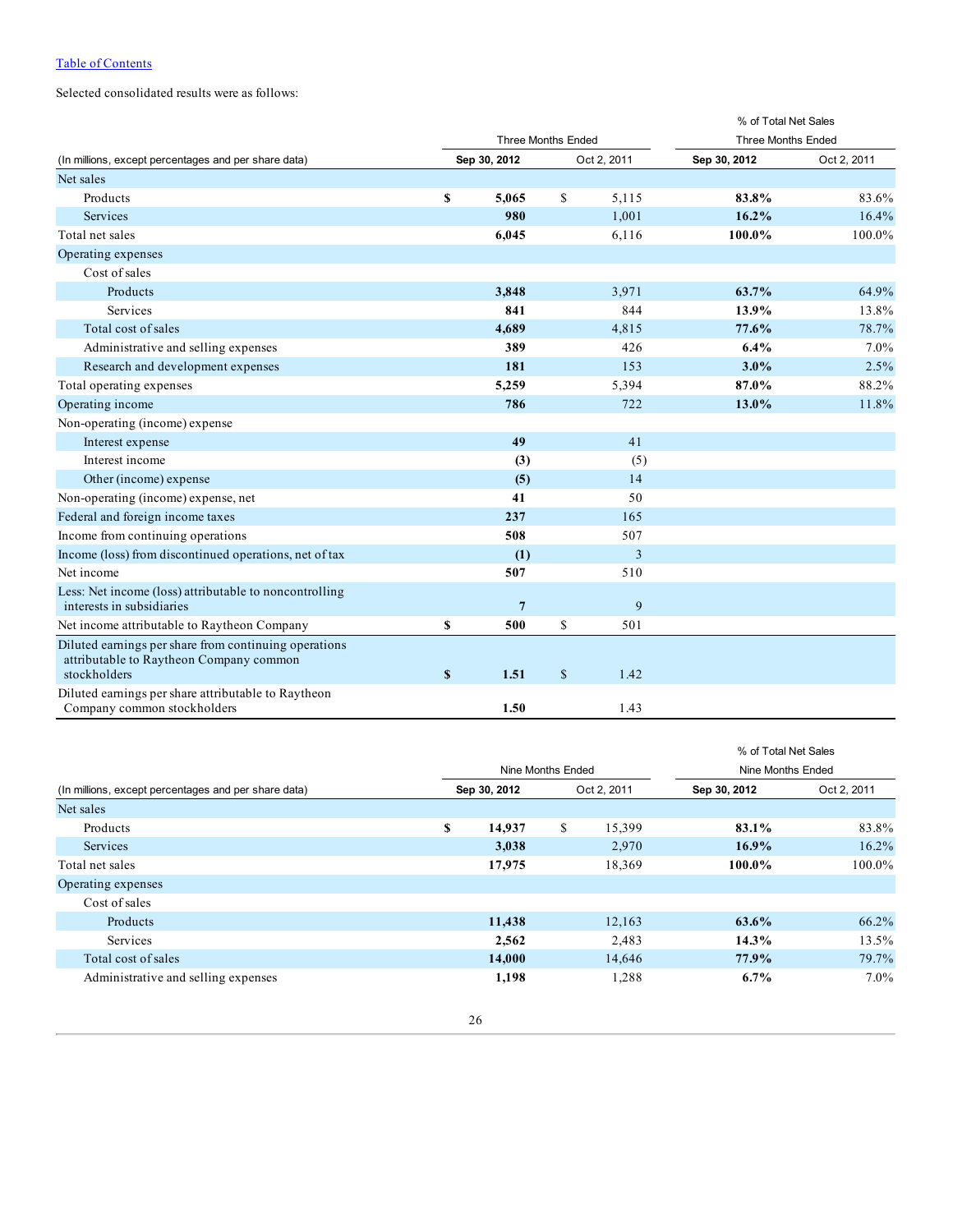[Table of Contents](#)

Selected consolidated results were as follows:

| (In millions, except percentages and per share data) | Three Months Ended | | % of Total Net Sales Three Months Ended | |
|---|---|---|---|---|
| | **Sep 30, 2012** | Oct 2, 2011 | **Sep 30, 2012** | Oct 2, 2011 |
| Net sales | | | | |
| Products | **$ 5,065** | $ 5,115 | **83.8%** | 83.6% |
| Services | **980** | 1,001 | **16.2%** | 16.4% |
| Total net sales | **6,045** | 6,116 | **100.0%** | 100.0% |
| Operating expenses | | | | |
| Cost of sales | | | | |
| Products | **3,848** | 3,971 | **63.7%** | 64.9% |
| Services | **841** | 844 | **13.9%** | 13.8% |
| Total cost of sales | **4,689** | 4,815 | **77.6%** | 78.7% |
| Administrative and selling expenses | **389** | 426 | **6.4%** | 7.0% |
| Research and development expenses | **181** | 153 | **3.0%** | 2.5% |
| Total operating expenses | **5,259** | 5,394 | **87.0%** | 88.2% |
| Operating income | **786** | 722 | **13.0%** | 11.8% |
| Non-operating (income) expense | | | | |
| Interest expense | **49** | 41 | | |
| Interest income | **(3)** | (5) | | |
| Other (income) expense | **(5)** | 14 | | |
| Non-operating (income) expense, net | **41** | 50 | | |
| Federal and foreign income taxes | **237** | 165 | | |
| Income from continuing operations | **508** | 507 | | |
| Income (loss) from discontinued operations, net of tax | **(1)** | 3 | | |
| Net income | **507** | 510 | | |
| Less: Net income (loss) attributable to noncontrolling interests in subsidiaries | **7** | 9 | | |
| Net income attributable to Raytheon Company | **$ 500** | $ 501 | | |
| Diluted earnings per share from continuing operations attributable to Raytheon Company common stockholders | **$ 1.51** | $ 1.42 | | |
| Diluted earnings per share attributable to Raytheon Company common stockholders | **1.50** | 1.43 | | |

| (In millions, except percentages and per share data) | Nine Months Ended | | % of Total Net Sales Nine Months Ended | |
|---|---|---|---|---|
| | **Sep 30, 2012** | Oct 2, 2011 | **Sep 30, 2012** | Oct 2, 2011 |
| Net sales | | | | |
| Products | **$ 14,937** | $ 15,399 | **83.1%** | 83.8% |
| Services | **3,038** | 2,970 | **16.9%** | 16.2% |
| Total net sales | **17,975** | 18,369 | **100.0%** | 100.0% |
| Operating expenses | | | | |
| Cost of sales | | | | |
| Products | **11,438** | 12,163 | **63.6%** | 66.2% |
| Services | **2,562** | 2,483 | **14.3%** | 13.5% |
| Total cost of sales | **14,000** | 14,646 | **77.9%** | 79.7% |
| Administrative and selling expenses | **1,198** | 1,288 | **6.7%** | 7.0% |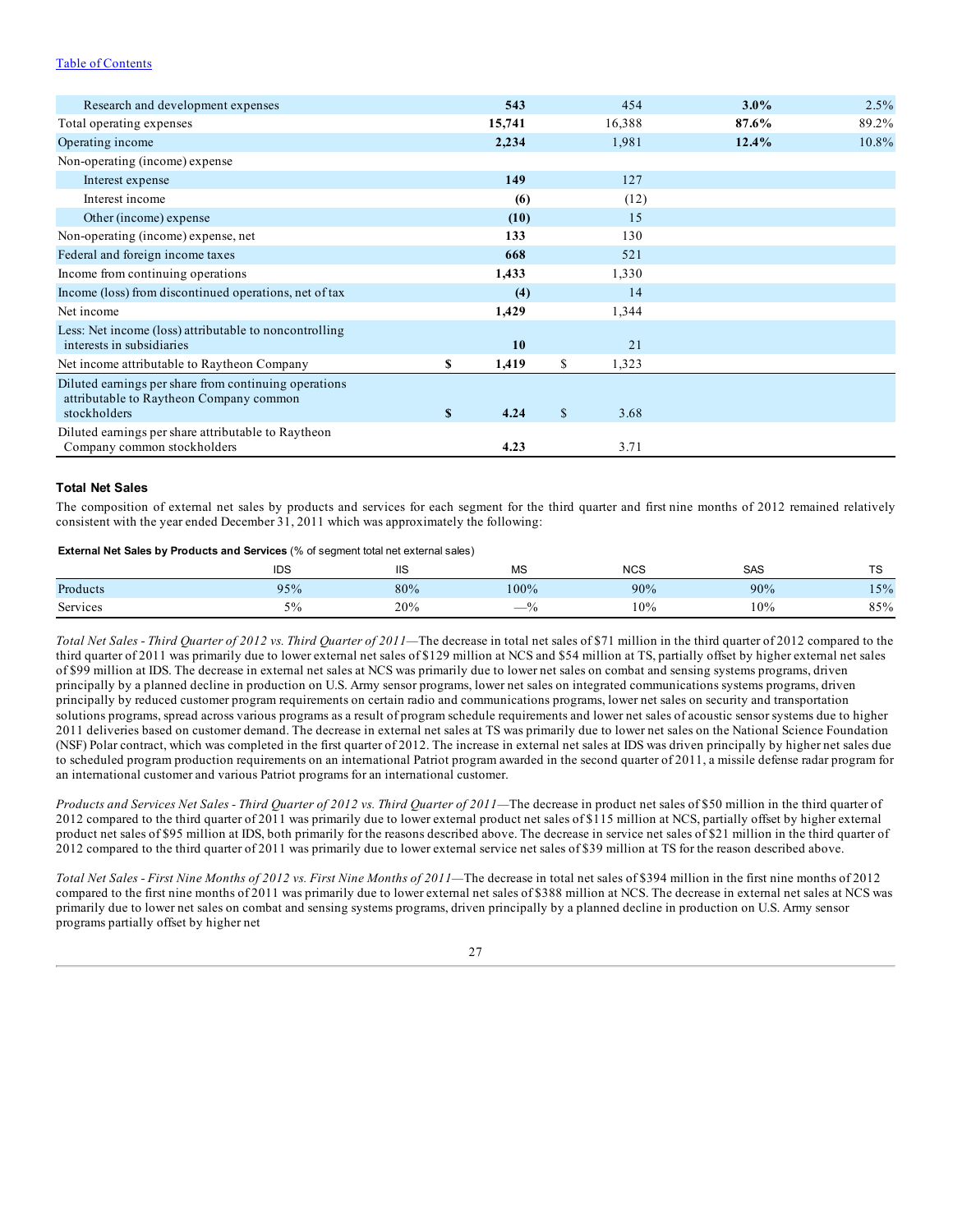| | | | | |
|---|---|---|---|---|
| Research and development expenses | **543** | 454 | **3.0%** | 2.5% |
| Total operating expenses | **15,741** | 16,388 | **87.6%** | 89.2% |
| Operating income | **2,234** | 1,981 | **12.4%** | 10.8% |
| Non-operating (income) expense | | | | |
| Interest expense | **149** | 127 | | |
| Interest income | **(6)** | (12) | | |
| Other (income) expense | **(10)** | 15 | | |
| Non-operating (income) expense, net | **133** | 130 | | |
| Federal and foreign income taxes | **668** | 521 | | |
| Income from continuing operations | **1,433** | 1,330 | | |
| Income (loss) from discontinued operations, net of tax | **(4)** | 14 | | |
| Net income | **1,429** | 1,344 | | |
| Less: Net income (loss) attributable to noncontrolling interests in subsidiaries | **10** | 21 | | |
| Net income attributable to Raytheon Company | **$ 1,419** | $ 1,323 | | |
| Diluted earnings per share from continuing operations attributable to Raytheon Company common stockholders | **$ 4.24** | $ 3.68 | | |
| Diluted earnings per share attributable to Raytheon Company common stockholders | **4.23** | 3.71 | | |

### Total Net Sales

The composition of external net sales by products and services for each segment for the third quarter and first nine months of 2012 remained relatively consistent with the year ended December 31, 2011 which was approximately the following:

**External Net Sales by Products and Services** (% of segment total net external sales)

| | IDS | IIS | MS | NCS | SAS | TS |
|---|---|---|---|---|---|---|
| Products | 95% | 80% | 100% | 90% | 90% | 15% |
| Services | 5% | 20% | —% | 10% | 10% | 85% |

*Total Net Sales - Third Quarter of 2012 vs. Third Quarter of 2011*—The decrease in total net sales of $71 million in the third quarter of 2012 compared to the third quarter of 2011 was primarily due to lower external net sales of $129 million at NCS and $54 million at TS, partially offset by higher external net sales of $99 million at IDS. The decrease in external net sales at NCS was primarily due to lower net sales on combat and sensing systems programs, driven principally by a planned decline in production on U.S. Army sensor programs, lower net sales on integrated communications systems programs, driven principally by reduced customer program requirements on certain radio and communications programs, lower net sales on security and transportation solutions programs, spread across various programs as a result of program schedule requirements and lower net sales of acoustic sensor systems due to higher 2011 deliveries based on customer demand. The decrease in external net sales at TS was primarily due to lower net sales on the National Science Foundation (NSF) Polar contract, which was completed in the first quarter of 2012. The increase in external net sales at IDS was driven principally by higher net sales due to scheduled program production requirements on an international Patriot program awarded in the second quarter of 2011, a missile defense radar program for an international customer and various Patriot programs for an international customer.

*Products and Services Net Sales - Third Quarter of 2012 vs. Third Quarter of 2011*—The decrease in product net sales of $50 million in the third quarter of 2012 compared to the third quarter of 2011 was primarily due to lower external product net sales of $115 million at NCS, partially offset by higher external product net sales of $95 million at IDS, both primarily for the reasons described above. The decrease in service net sales of $21 million in the third quarter of 2012 compared to the third quarter of 2011 was primarily due to lower external service net sales of $39 million at TS for the reason described above.

*Total Net Sales - First Nine Months of 2012 vs. First Nine Months of 2011*—The decrease in total net sales of $394 million in the first nine months of 2012 compared to the first nine months of 2011 was primarily due to lower external net sales of $388 million at NCS. The decrease in external net sales at NCS was primarily due to lower net sales on combat and sensing systems programs, driven principally by a planned decline in production on U.S. Army sensor programs partially offset by higher net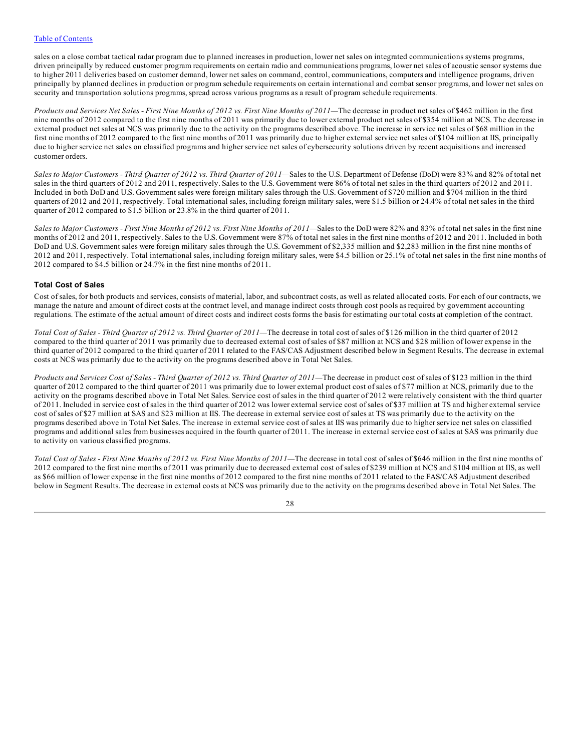sales on a close combat tactical radar program due to planned increases in production, lower net sales on integrated communications systems programs, driven principally by reduced customer program requirements on certain radio and communications programs, lower net sales of acoustic sensor systems due to higher 2011 deliveries based on customer demand, lower net sales on command, control, communications, computers and intelligence programs, driven principally by planned declines in production or program schedule requirements on certain international and combat sensor programs, and lower net sales on security and transportation solutions programs, spread across various programs as a result of program schedule requirements.

*Products and Services Net Sales - First Nine Months of 2012 vs. First Nine Months of 2011*—The decrease in product net sales of $462 million in the first nine months of 2012 compared to the first nine months of 2011 was primarily due to lower external product net sales of $354 million at NCS. The decrease in external product net sales at NCS was primarily due to the activity on the programs described above. The increase in service net sales of $68 million in the first nine months of 2012 compared to the first nine months of 2011 was primarily due to higher external service net sales of $104 million at IIS, principally due to higher service net sales on classified programs and higher service net sales of cybersecurity solutions driven by recent acquisitions and increased customer orders.

*Sales to Major Customers - Third Quarter of 2012 vs. Third Quarter of 2011*—Sales to the U.S. Department of Defense (DoD) were 83% and 82% of total net sales in the third quarters of 2012 and 2011, respectively. Sales to the U.S. Government were 86% of total net sales in the third quarters of 2012 and 2011. Included in both DoD and U.S. Government sales were foreign military sales through the U.S. Government of $720 million and $704 million in the third quarters of 2012 and 2011, respectively. Total international sales, including foreign military sales, were $1.5 billion or 24.4% of total net sales in the third quarter of 2012 compared to $1.5 billion or 23.8% in the third quarter of 2011.

*Sales to Major Customers - First Nine Months of 2012 vs. First Nine Months of 2011*—Sales to the DoD were 82% and 83% of total net sales in the first nine months of 2012 and 2011, respectively. Sales to the U.S. Government were 87% of total net sales in the first nine months of 2012 and 2011. Included in both DoD and U.S. Government sales were foreign military sales through the U.S. Government of $2,335 million and $2,283 million in the first nine months of 2012 and 2011, respectively. Total international sales, including foreign military sales, were $4.5 billion or 25.1% of total net sales in the first nine months of 2012 compared to $4.5 billion or 24.7% in the first nine months of 2011.

### Total Cost of Sales

Cost of sales, for both products and services, consists of material, labor, and subcontract costs, as well as related allocated costs. For each of our contracts, we manage the nature and amount of direct costs at the contract level, and manage indirect costs through cost pools as required by government accounting regulations. The estimate of the actual amount of direct costs and indirect costs forms the basis for estimating our total costs at completion of the contract.

*Total Cost of Sales - Third Quarter of 2012 vs. Third Quarter of 2011*—The decrease in total cost of sales of $126 million in the third quarter of 2012 compared to the third quarter of 2011 was primarily due to decreased external cost of sales of $87 million at NCS and $28 million of lower expense in the third quarter of 2012 compared to the third quarter of 2011 related to the FAS/CAS Adjustment described below in Segment Results. The decrease in external costs at NCS was primarily due to the activity on the programs described above in Total Net Sales.

*Products and Services Cost of Sales - Third Quarter of 2012 vs. Third Quarter of 2011*—The decrease in product cost of sales of $123 million in the third quarter of 2012 compared to the third quarter of 2011 was primarily due to lower external product cost of sales of $77 million at NCS, primarily due to the activity on the programs described above in Total Net Sales. Service cost of sales in the third quarter of 2012 were relatively consistent with the third quarter of 2011. Included in service cost of sales in the third quarter of 2012 was lower external service cost of sales of $37 million at TS and higher external service cost of sales of $27 million at SAS and $23 million at IIS. The decrease in external service cost of sales at TS was primarily due to the activity on the programs described above in Total Net Sales. The increase in external service cost of sales at IIS was primarily due to higher service net sales on classified programs and additional sales from businesses acquired in the fourth quarter of 2011. The increase in external service cost of sales at SAS was primarily due to activity on various classified programs.

*Total Cost of Sales - First Nine Months of 2012 vs. First Nine Months of 2011*—The decrease in total cost of sales of $646 million in the first nine months of 2012 compared to the first nine months of 2011 was primarily due to decreased external cost of sales of $239 million at NCS and $104 million at IIS, as well as $66 million of lower expense in the first nine months of 2012 compared to the first nine months of 2011 related to the FAS/CAS Adjustment described below in Segment Results. The decrease in external costs at NCS was primarily due to the activity on the programs described above in Total Net Sales. The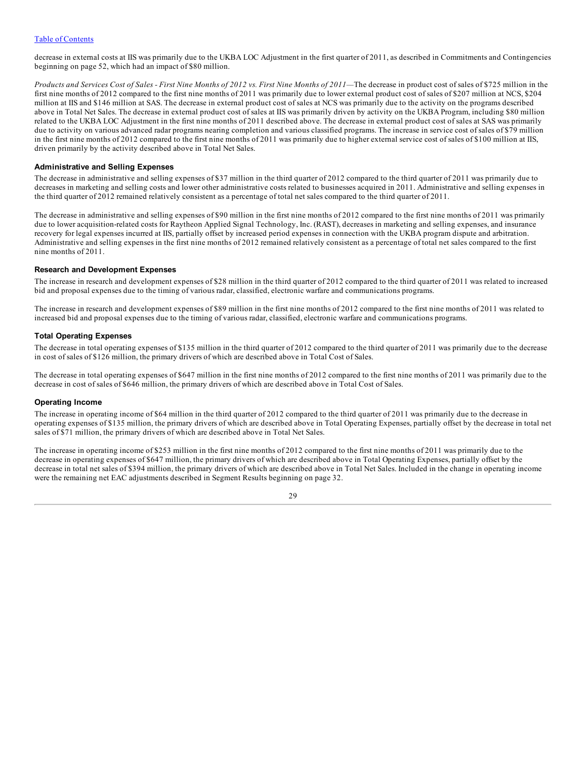decrease in external costs at IIS was primarily due to the UKBA LOC Adjustment in the first quarter of 2011, as described in Commitments and Contingencies beginning on page 52, which had an impact of $80 million.

*Products and Services Cost of Sales - First Nine Months of 2012 vs. First Nine Months of 2011*—The decrease in product cost of sales of $725 million in the first nine months of 2012 compared to the first nine months of 2011 was primarily due to lower external product cost of sales of $207 million at NCS, $204 million at IIS and $146 million at SAS. The decrease in external product cost of sales at NCS was primarily due to the activity on the programs described above in Total Net Sales. The decrease in external product cost of sales at IIS was primarily driven by activity on the UKBA Program, including $80 million related to the UKBA LOC Adjustment in the first nine months of 2011 described above. The decrease in external product cost of sales at SAS was primarily due to activity on various advanced radar programs nearing completion and various classified programs. The increase in service cost of sales of $79 million in the first nine months of 2012 compared to the first nine months of 2011 was primarily due to higher external service cost of sales of $100 million at IIS, driven primarily by the activity described above in Total Net Sales.

### Administrative and Selling Expenses

The decrease in administrative and selling expenses of $37 million in the third quarter of 2012 compared to the third quarter of 2011 was primarily due to decreases in marketing and selling costs and lower other administrative costs related to businesses acquired in 2011. Administrative and selling expenses in the third quarter of 2012 remained relatively consistent as a percentage of total net sales compared to the third quarter of 2011.

The decrease in administrative and selling expenses of $90 million in the first nine months of 2012 compared to the first nine months of 2011 was primarily due to lower acquisition-related costs for Raytheon Applied Signal Technology, Inc. (RAST), decreases in marketing and selling expenses, and insurance recovery for legal expenses incurred at IIS, partially offset by increased period expenses in connection with the UKBA program dispute and arbitration. Administrative and selling expenses in the first nine months of 2012 remained relatively consistent as a percentage of total net sales compared to the first nine months of 2011.

### Research and Development Expenses

The increase in research and development expenses of $28 million in the third quarter of 2012 compared to the third quarter of 2011 was related to increased bid and proposal expenses due to the timing of various radar, classified, electronic warfare and communications programs.

The increase in research and development expenses of $89 million in the first nine months of 2012 compared to the first nine months of 2011 was related to increased bid and proposal expenses due to the timing of various radar, classified, electronic warfare and communications programs.

### Total Operating Expenses

The decrease in total operating expenses of $135 million in the third quarter of 2012 compared to the third quarter of 2011 was primarily due to the decrease in cost of sales of $126 million, the primary drivers of which are described above in Total Cost of Sales.

The decrease in total operating expenses of $647 million in the first nine months of 2012 compared to the first nine months of 2011 was primarily due to the decrease in cost of sales of $646 million, the primary drivers of which are described above in Total Cost of Sales.

### Operating Income

The increase in operating income of $64 million in the third quarter of 2012 compared to the third quarter of 2011 was primarily due to the decrease in operating expenses of $135 million, the primary drivers of which are described above in Total Operating Expenses, partially offset by the decrease in total net sales of $71 million, the primary drivers of which are described above in Total Net Sales.

The increase in operating income of $253 million in the first nine months of 2012 compared to the first nine months of 2011 was primarily due to the decrease in operating expenses of $647 million, the primary drivers of which are described above in Total Operating Expenses, partially offset by the decrease in total net sales of $394 million, the primary drivers of which are described above in Total Net Sales. Included in the change in operating income were the remaining net EAC adjustments described in Segment Results beginning on page 32.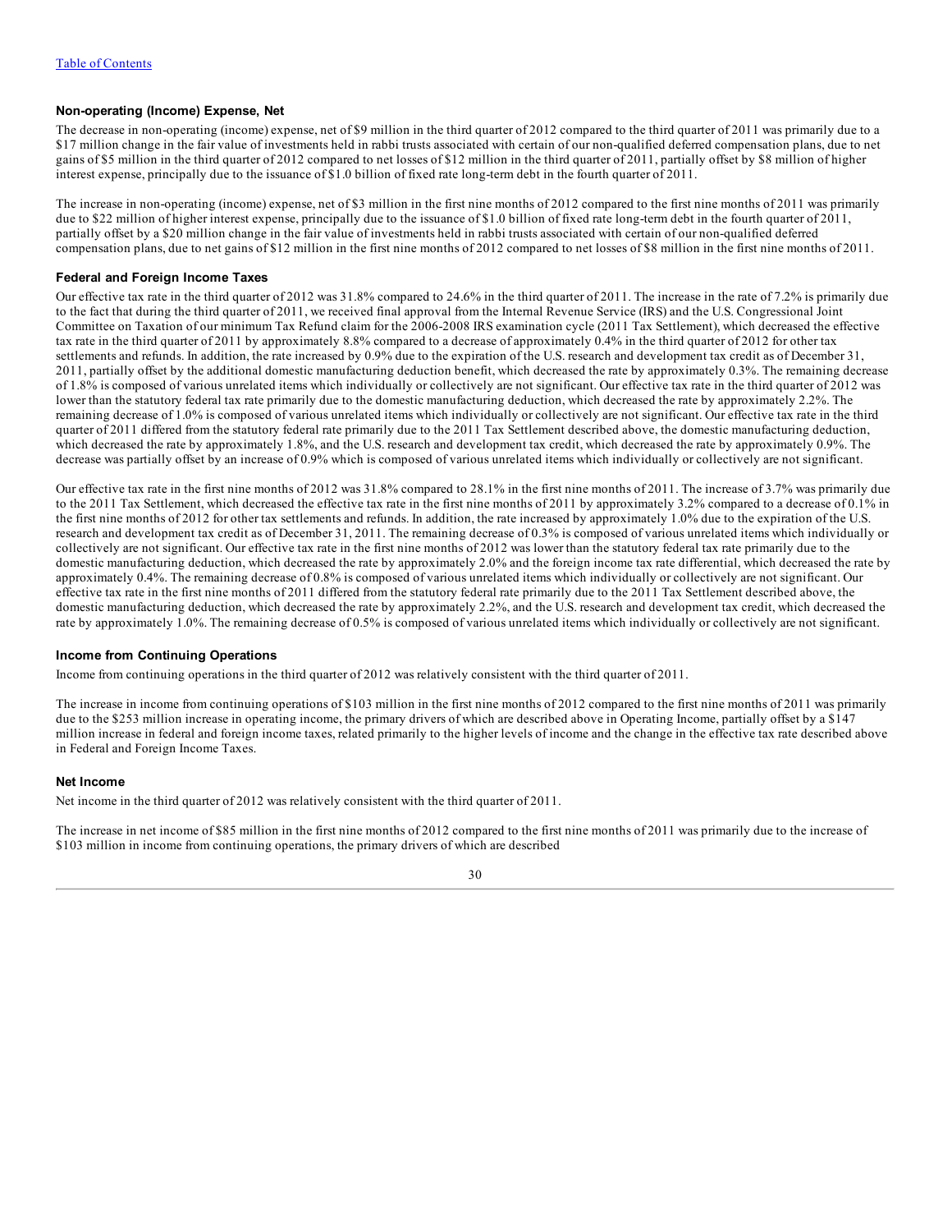### Non-operating (Income) Expense, Net

The decrease in non-operating (income) expense, net of $9 million in the third quarter of 2012 compared to the third quarter of 2011 was primarily due to a $17 million change in the fair value of investments held in rabbi trusts associated with certain of our non-qualified deferred compensation plans, due to net gains of $5 million in the third quarter of 2012 compared to net losses of $12 million in the third quarter of 2011, partially offset by $8 million of higher interest expense, principally due to the issuance of $1.0 billion of fixed rate long-term debt in the fourth quarter of 2011.

The increase in non-operating (income) expense, net of $3 million in the first nine months of 2012 compared to the first nine months of 2011 was primarily due to $22 million of higher interest expense, principally due to the issuance of $1.0 billion of fixed rate long-term debt in the fourth quarter of 2011, partially offset by a $20 million change in the fair value of investments held in rabbi trusts associated with certain of our non-qualified deferred compensation plans, due to net gains of $12 million in the first nine months of 2012 compared to net losses of $8 million in the first nine months of 2011.

### Federal and Foreign Income Taxes

Our effective tax rate in the third quarter of 2012 was 31.8% compared to 24.6% in the third quarter of 2011. The increase in the rate of 7.2% is primarily due to the fact that during the third quarter of 2011, we received final approval from the Internal Revenue Service (IRS) and the U.S. Congressional Joint Committee on Taxation of our minimum Tax Refund claim for the 2006-2008 IRS examination cycle (2011 Tax Settlement), which decreased the effective tax rate in the third quarter of 2011 by approximately 8.8% compared to a decrease of approximately 0.4% in the third quarter of 2012 for other tax settlements and refunds. In addition, the rate increased by 0.9% due to the expiration of the U.S. research and development tax credit as of December 31, 2011, partially offset by the additional domestic manufacturing deduction benefit, which decreased the rate by approximately 0.3%. The remaining decrease of 1.8% is composed of various unrelated items which individually or collectively are not significant. Our effective tax rate in the third quarter of 2012 was lower than the statutory federal tax rate primarily due to the domestic manufacturing deduction, which decreased the rate by approximately 2.2%. The remaining decrease of 1.0% is composed of various unrelated items which individually or collectively are not significant. Our effective tax rate in the third quarter of 2011 differed from the statutory federal rate primarily due to the 2011 Tax Settlement described above, the domestic manufacturing deduction, which decreased the rate by approximately 1.8%, and the U.S. research and development tax credit, which decreased the rate by approximately 0.9%. The decrease was partially offset by an increase of 0.9% which is composed of various unrelated items which individually or collectively are not significant.

Our effective tax rate in the first nine months of 2012 was 31.8% compared to 28.1% in the first nine months of 2011. The increase of 3.7% was primarily due to the 2011 Tax Settlement, which decreased the effective tax rate in the first nine months of 2011 by approximately 3.2% compared to a decrease of 0.1% in the first nine months of 2012 for other tax settlements and refunds. In addition, the rate increased by approximately 1.0% due to the expiration of the U.S. research and development tax credit as of December 31, 2011. The remaining decrease of 0.3% is composed of various unrelated items which individually or collectively are not significant. Our effective tax rate in the first nine months of 2012 was lower than the statutory federal tax rate primarily due to the domestic manufacturing deduction, which decreased the rate by approximately 2.0% and the foreign income tax rate differential, which decreased the rate by approximately 0.4%. The remaining decrease of 0.8% is composed of various unrelated items which individually or collectively are not significant. Our effective tax rate in the first nine months of 2011 differed from the statutory federal rate primarily due to the 2011 Tax Settlement described above, the domestic manufacturing deduction, which decreased the rate by approximately 2.2%, and the U.S. research and development tax credit, which decreased the rate by approximately 1.0%. The remaining decrease of 0.5% is composed of various unrelated items which individually or collectively are not significant.

### Income from Continuing Operations

Income from continuing operations in the third quarter of 2012 was relatively consistent with the third quarter of 2011.

The increase in income from continuing operations of $103 million in the first nine months of 2012 compared to the first nine months of 2011 was primarily due to the $253 million increase in operating income, the primary drivers of which are described above in Operating Income, partially offset by a $147 million increase in federal and foreign income taxes, related primarily to the higher levels of income and the change in the effective tax rate described above in Federal and Foreign Income Taxes.

### Net Income

Net income in the third quarter of 2012 was relatively consistent with the third quarter of 2011.

The increase in net income of $85 million in the first nine months of 2012 compared to the first nine months of 2011 was primarily due to the increase of $103 million in income from continuing operations, the primary drivers of which are described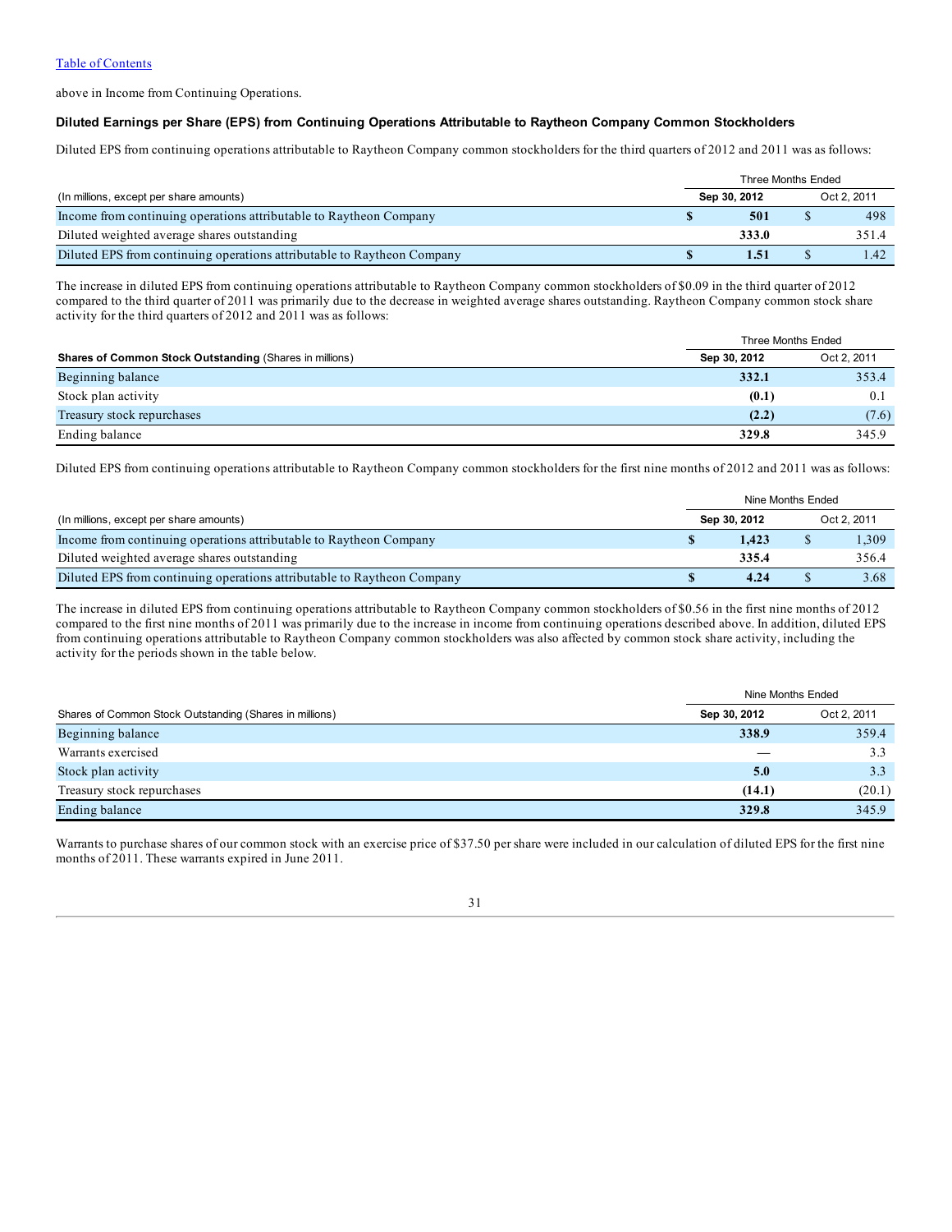above in Income from Continuing Operations.

### Diluted Earnings per Share (EPS) from Continuing Operations Attributable to Raytheon Company Common Stockholders

Diluted EPS from continuing operations attributable to Raytheon Company common stockholders for the third quarters of 2012 and 2011 was as follows:

| | Three Months Ended | |
|---|---|---|
| (In millions, except per share amounts) | **Sep 30, 2012** | Oct 2, 2011 |
| Income from continuing operations attributable to Raytheon Company | **$ 501** | $ 498 |
| Diluted weighted average shares outstanding | **333.0** | 351.4 |
| Diluted EPS from continuing operations attributable to Raytheon Company | **$ 1.51** | $ 1.42 |

The increase in diluted EPS from continuing operations attributable to Raytheon Company common stockholders of $0.09 in the third quarter of 2012 compared to the third quarter of 2011 was primarily due to the decrease in weighted average shares outstanding. Raytheon Company common stock share activity for the third quarters of 2012 and 2011 was as follows:

| | Three Months Ended | |
|---|---|---|
| **Shares of Common Stock Outstanding** (Shares in millions) | **Sep 30, 2012** | Oct 2, 2011 |
| Beginning balance | **332.1** | 353.4 |
| Stock plan activity | **(0.1)** | 0.1 |
| Treasury stock repurchases | **(2.2)** | (7.6) |
| Ending balance | **329.8** | 345.9 |

Diluted EPS from continuing operations attributable to Raytheon Company common stockholders for the first nine months of 2012 and 2011 was as follows:

| | Nine Months Ended | |
|---|---|---|
| (In millions, except per share amounts) | **Sep 30, 2012** | Oct 2, 2011 |
| Income from continuing operations attributable to Raytheon Company | **$ 1,423** | $ 1,309 |
| Diluted weighted average shares outstanding | **335.4** | 356.4 |
| Diluted EPS from continuing operations attributable to Raytheon Company | **$ 4.24** | $ 3.68 |

The increase in diluted EPS from continuing operations attributable to Raytheon Company common stockholders of $0.56 in the first nine months of 2012 compared to the first nine months of 2011 was primarily due to the increase in income from continuing operations described above. In addition, diluted EPS from continuing operations attributable to Raytheon Company common stockholders was also affected by common stock share activity, including the activity for the periods shown in the table below.

| | Nine Months Ended | |
|---|---|---|
| Shares of Common Stock Outstanding (Shares in millions) | **Sep 30, 2012** | Oct 2, 2011 |
| Beginning balance | **338.9** | 359.4 |
| Warrants exercised | **—** | 3.3 |
| Stock plan activity | **5.0** | 3.3 |
| Treasury stock repurchases | **(14.1)** | (20.1) |
| Ending balance | **329.8** | 345.9 |

Warrants to purchase shares of our common stock with an exercise price of $37.50 per share were included in our calculation of diluted EPS for the first nine months of 2011. These warrants expired in June 2011.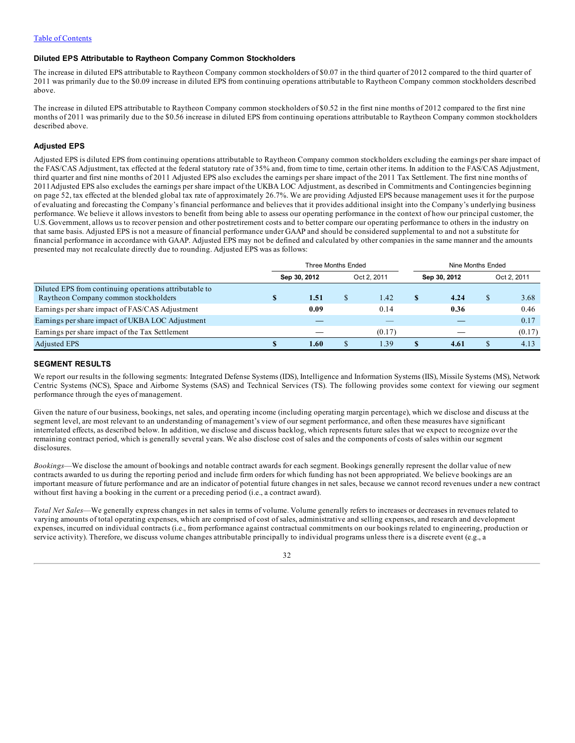### Diluted EPS Attributable to Raytheon Company Common Stockholders

The increase in diluted EPS attributable to Raytheon Company common stockholders of $0.07 in the third quarter of 2012 compared to the third quarter of 2011 was primarily due to the $0.09 increase in diluted EPS from continuing operations attributable to Raytheon Company common stockholders described above.

The increase in diluted EPS attributable to Raytheon Company common stockholders of $0.52 in the first nine months of 2012 compared to the first nine months of 2011 was primarily due to the $0.56 increase in diluted EPS from continuing operations attributable to Raytheon Company common stockholders described above.

### Adjusted EPS

Adjusted EPS is diluted EPS from continuing operations attributable to Raytheon Company common stockholders excluding the earnings per share impact of the FAS/CAS Adjustment, tax effected at the federal statutory rate of 35% and, from time to time, certain other items. In addition to the FAS/CAS Adjustment, third quarter and first nine months of 2011 Adjusted EPS also excludes the earnings per share impact of the 2011 Tax Settlement. The first nine months of 2011Adjusted EPS also excludes the earnings per share impact of the UKBA LOC Adjustment, as described in Commitments and Contingencies beginning on page 52, tax effected at the blended global tax rate of approximately 26.7%. We are providing Adjusted EPS because management uses it for the purpose of evaluating and forecasting the Company's financial performance and believes that it provides additional insight into the Company's underlying business performance. We believe it allows investors to benefit from being able to assess our operating performance in the context of how our principal customer, the U.S. Government, allows us to recover pension and other postretirement costs and to better compare our operating performance to others in the industry on that same basis. Adjusted EPS is not a measure of financial performance under GAAP and should be considered supplemental to and not a substitute for financial performance in accordance with GAAP. Adjusted EPS may not be defined and calculated by other companies in the same manner and the amounts presented may not recalculate directly due to rounding. Adjusted EPS was as follows:

| | Three Months Ended | | Nine Months Ended | |
|---|---|---|---|---|
| | **Sep 30, 2012** | Oct 2, 2011 | **Sep 30, 2012** | Oct 2, 2011 |
| Diluted EPS from continuing operations attributable to Raytheon Company common stockholders | **$ 1.51** | $ 1.42 | **$ 4.24** | $ 3.68 |
| Earnings per share impact of FAS/CAS Adjustment | **0.09** | 0.14 | **0.36** | 0.46 |
| Earnings per share impact of UKBA LOC Adjustment | **—** | — | **—** | 0.17 |
| Earnings per share impact of the Tax Settlement | **—** | (0.17) | **—** | (0.17) |
| Adjusted EPS | **$ 1.60** | $ 1.39 | **$ 4.61** | $ 4.13 |

## SEGMENT RESULTS

We report our results in the following segments: Integrated Defense Systems (IDS), Intelligence and Information Systems (IIS), Missile Systems (MS), Network Centric Systems (NCS), Space and Airborne Systems (SAS) and Technical Services (TS). The following provides some context for viewing our segment performance through the eyes of management.

Given the nature of our business, bookings, net sales, and operating income (including operating margin percentage), which we disclose and discuss at the segment level, are most relevant to an understanding of management's view of our segment performance, and often these measures have significant interrelated effects, as described below. In addition, we disclose and discuss backlog, which represents future sales that we expect to recognize over the remaining contract period, which is generally several years. We also disclose cost of sales and the components of costs of sales within our segment disclosures.

*Bookings*—We disclose the amount of bookings and notable contract awards for each segment. Bookings generally represent the dollar value of new contracts awarded to us during the reporting period and include firm orders for which funding has not been appropriated. We believe bookings are an important measure of future performance and are an indicator of potential future changes in net sales, because we cannot record revenues under a new contract without first having a booking in the current or a preceding period (i.e., a contract award).

*Total Net Sales*—We generally express changes in net sales in terms of volume. Volume generally refers to increases or decreases in revenues related to varying amounts of total operating expenses, which are comprised of cost of sales, administrative and selling expenses, and research and development expenses, incurred on individual contracts (i.e., from performance against contractual commitments on our bookings related to engineering, production or service activity). Therefore, we discuss volume changes attributable principally to individual programs unless there is a discrete event (e.g., a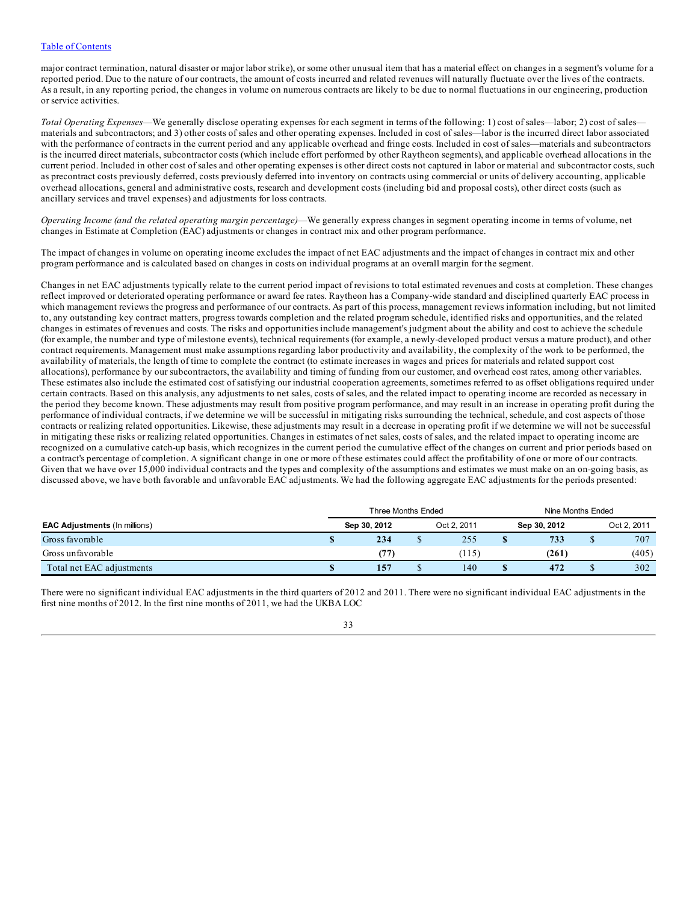major contract termination, natural disaster or major labor strike), or some other unusual item that has a material effect on changes in a segment's volume for a reported period. Due to the nature of our contracts, the amount of costs incurred and related revenues will naturally fluctuate over the lives of the contracts. As a result, in any reporting period, the changes in volume on numerous contracts are likely to be due to normal fluctuations in our engineering, production or service activities.

*Total Operating Expenses*—We generally disclose operating expenses for each segment in terms of the following: 1) cost of sales—labor; 2) cost of sales—materials and subcontractors; and 3) other costs of sales and other operating expenses. Included in cost of sales—labor is the incurred direct labor associated with the performance of contracts in the current period and any applicable overhead and fringe costs. Included in cost of sales—materials and subcontractors is the incurred direct materials, subcontractor costs (which include effort performed by other Raytheon segments), and applicable overhead allocations in the current period. Included in other cost of sales and other operating expenses is other direct costs not captured in labor or material and subcontractor costs, such as precontract costs previously deferred, costs previously deferred into inventory on contracts using commercial or units of delivery accounting, applicable overhead allocations, general and administrative costs, research and development costs (including bid and proposal costs), other direct costs (such as ancillary services and travel expenses) and adjustments for loss contracts.

*Operating Income (and the related operating margin percentage)*—We generally express changes in segment operating income in terms of volume, net changes in Estimate at Completion (EAC) adjustments or changes in contract mix and other program performance.

The impact of changes in volume on operating income excludes the impact of net EAC adjustments and the impact of changes in contract mix and other program performance and is calculated based on changes in costs on individual programs at an overall margin for the segment.

Changes in net EAC adjustments typically relate to the current period impact of revisions to total estimated revenues and costs at completion. These changes reflect improved or deteriorated operating performance or award fee rates. Raytheon has a Company-wide standard and disciplined quarterly EAC process in which management reviews the progress and performance of our contracts. As part of this process, management reviews information including, but not limited to, any outstanding key contract matters, progress towards completion and the related program schedule, identified risks and opportunities, and the related changes in estimates of revenues and costs. The risks and opportunities include management's judgment about the ability and cost to achieve the schedule (for example, the number and type of milestone events), technical requirements (for example, a newly-developed product versus a mature product), and other contract requirements. Management must make assumptions regarding labor productivity and availability, the complexity of the work to be performed, the availability of materials, the length of time to complete the contract (to estimate increases in wages and prices for materials and related support cost allocations), performance by our subcontractors, the availability and timing of funding from our customer, and overhead cost rates, among other variables. These estimates also include the estimated cost of satisfying our industrial cooperation agreements, sometimes referred to as offset obligations required under certain contracts. Based on this analysis, any adjustments to net sales, costs of sales, and the related impact to operating income are recorded as necessary in the period they become known. These adjustments may result from positive program performance, and may result in an increase in operating profit during the performance of individual contracts, if we determine we will be successful in mitigating risks surrounding the technical, schedule, and cost aspects of those contracts or realizing related opportunities. Likewise, these adjustments may result in a decrease in operating profit if we determine we will not be successful in mitigating these risks or realizing related opportunities. Changes in estimates of net sales, costs of sales, and the related impact to operating income are recognized on a cumulative catch-up basis, which recognizes in the current period the cumulative effect of the changes on current and prior periods based on a contract's percentage of completion. A significant change in one or more of these estimates could affect the profitability of one or more of our contracts. Given that we have over 15,000 individual contracts and the types and complexity of the assumptions and estimates we must make on an on-going basis, as discussed above, we have both favorable and unfavorable EAC adjustments. We had the following aggregate EAC adjustments for the periods presented:

| | Three Months Ended | | Nine Months Ended | |
|---|---|---|---|---|
| **EAC Adjustments** (In millions) | **Sep 30, 2012** | Oct 2, 2011 | **Sep 30, 2012** | Oct 2, 2011 |
| Gross favorable | **$ 234** | $ 255 | **$ 733** | $ 707 |
| Gross unfavorable | **(77)** | (115) | **(261)** | (405) |
| Total net EAC adjustments | **$ 157** | $ 140 | **$ 472** | $ 302 |

There were no significant individual EAC adjustments in the third quarters of 2012 and 2011. There were no significant individual EAC adjustments in the first nine months of 2012. In the first nine months of 2011, we had the UKBA LOC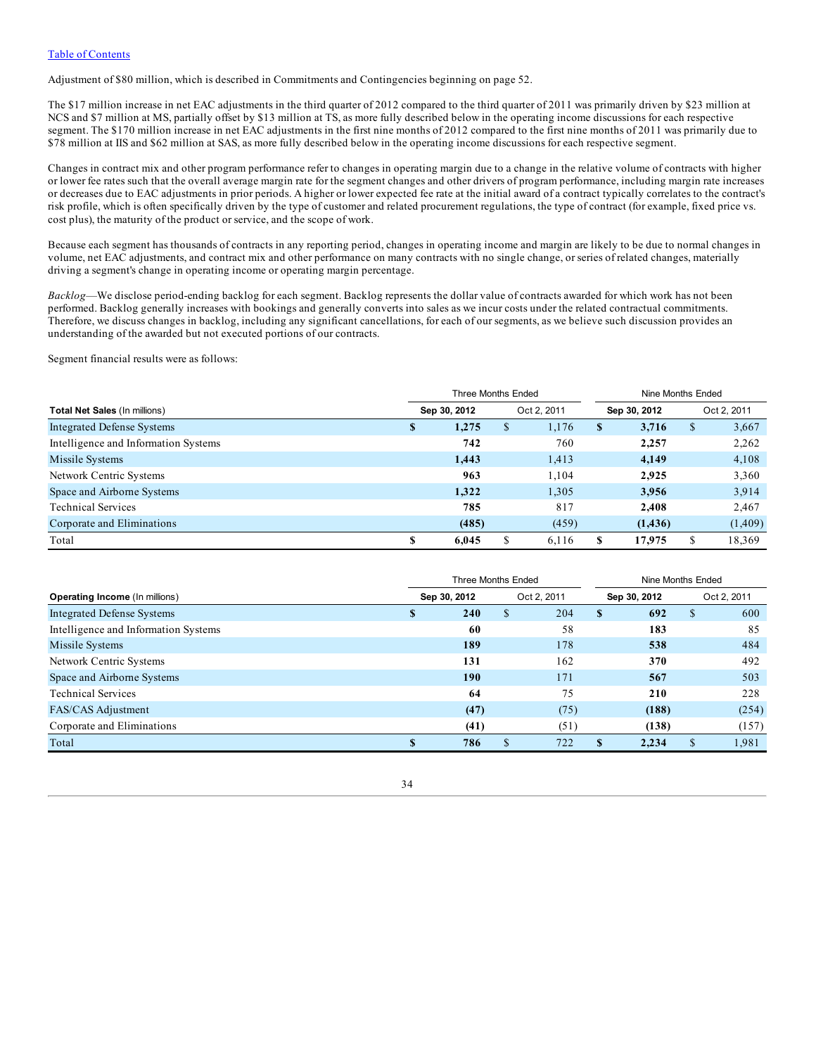Adjustment of $80 million, which is described in Commitments and Contingencies beginning on page 52.

The $17 million increase in net EAC adjustments in the third quarter of 2012 compared to the third quarter of 2011 was primarily driven by $23 million at NCS and $7 million at MS, partially offset by $13 million at TS, as more fully described below in the operating income discussions for each respective segment. The $170 million increase in net EAC adjustments in the first nine months of 2012 compared to the first nine months of 2011 was primarily due to $78 million at IIS and $62 million at SAS, as more fully described below in the operating income discussions for each respective segment.

Changes in contract mix and other program performance refer to changes in operating margin due to a change in the relative volume of contracts with higher or lower fee rates such that the overall average margin rate for the segment changes and other drivers of program performance, including margin rate increases or decreases due to EAC adjustments in prior periods. A higher or lower expected fee rate at the initial award of a contract typically correlates to the contract's risk profile, which is often specifically driven by the type of customer and related procurement regulations, the type of contract (for example, fixed price vs. cost plus), the maturity of the product or service, and the scope of work.

Because each segment has thousands of contracts in any reporting period, changes in operating income and margin are likely to be due to normal changes in volume, net EAC adjustments, and contract mix and other performance on many contracts with no single change, or series of related changes, materially driving a segment's change in operating income or operating margin percentage.

*Backlog*—We disclose period-ending backlog for each segment. Backlog represents the dollar value of contracts awarded for which work has not been performed. Backlog generally increases with bookings and generally converts into sales as we incur costs under the related contractual commitments. Therefore, we discuss changes in backlog, including any significant cancellations, for each of our segments, as we believe such discussion provides an understanding of the awarded but not executed portions of our contracts.

Segment financial results were as follows:

| | Three Months Ended | | Nine Months Ended | |
|---|---|---|---|---|
| **Total Net Sales** (In millions) | **Sep 30, 2012** | Oct 2, 2011 | **Sep 30, 2012** | Oct 2, 2011 |
| Integrated Defense Systems | **$ 1,275** | $ 1,176 | **$ 3,716** | $ 3,667 |
| Intelligence and Information Systems | **742** | 760 | **2,257** | 2,262 |
| Missile Systems | **1,443** | 1,413 | **4,149** | 4,108 |
| Network Centric Systems | **963** | 1,104 | **2,925** | 3,360 |
| Space and Airborne Systems | **1,322** | 1,305 | **3,956** | 3,914 |
| Technical Services | **785** | 817 | **2,408** | 2,467 |
| Corporate and Eliminations | **(485)** | (459) | **(1,436)** | (1,409) |
| Total | **$ 6,045** | $ 6,116 | **$ 17,975** | $ 18,369 |

| | Three Months Ended | | Nine Months Ended | |
|---|---|---|---|---|
| **Operating Income** (In millions) | **Sep 30, 2012** | Oct 2, 2011 | **Sep 30, 2012** | Oct 2, 2011 |
| Integrated Defense Systems | **$ 240** | $ 204 | **$ 692** | $ 600 |
| Intelligence and Information Systems | **60** | 58 | **183** | 85 |
| Missile Systems | **189** | 178 | **538** | 484 |
| Network Centric Systems | **131** | 162 | **370** | 492 |
| Space and Airborne Systems | **190** | 171 | **567** | 503 |
| Technical Services | **64** | 75 | **210** | 228 |
| FAS/CAS Adjustment | **(47)** | (75) | **(188)** | (254) |
| Corporate and Eliminations | **(41)** | (51) | **(138)** | (157) |
| Total | **$ 786** | $ 722 | **$ 2,234** | $ 1,981 |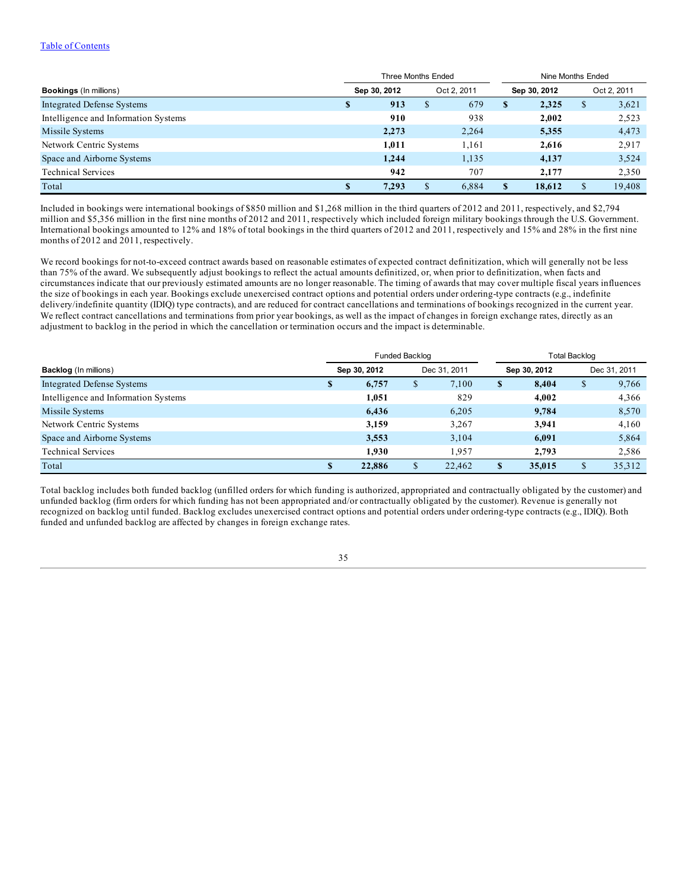Table of Contents

| Bookings (In millions) | Three Months Ended | | Nine Months Ended | |
|---|---|---|---|---|
| | Sep 30, 2012 | Oct 2, 2011 | Sep 30, 2012 | Oct 2, 2011 |
| Integrated Defense Systems | **$ 913** | $ 679 | **$ 2,325** | $ 3,621 |
| Intelligence and Information Systems | **910** | 938 | **2,002** | 2,523 |
| Missile Systems | **2,273** | 2,264 | **5,355** | 4,473 |
| Network Centric Systems | **1,011** | 1,161 | **2,616** | 2,917 |
| Space and Airborne Systems | **1,244** | 1,135 | **4,137** | 3,524 |
| Technical Services | **942** | 707 | **2,177** | 2,350 |
| Total | **$ 7,293** | $ 6,884 | **$ 18,612** | $ 19,408 |

Included in bookings were international bookings of $850 million and $1,268 million in the third quarters of 2012 and 2011, respectively, and $2,794 million and $5,356 million in the first nine months of 2012 and 2011, respectively which included foreign military bookings through the U.S. Government. International bookings amounted to 12% and 18% of total bookings in the third quarters of 2012 and 2011, respectively and 15% and 28% in the first nine months of 2012 and 2011, respectively.

We record bookings for not-to-exceed contract awards based on reasonable estimates of expected contract definitization, which will generally not be less than 75% of the award. We subsequently adjust bookings to reflect the actual amounts definitized, or, when prior to definitization, when facts and circumstances indicate that our previously estimated amounts are no longer reasonable. The timing of awards that may cover multiple fiscal years influences the size of bookings in each year. Bookings exclude unexercised contract options and potential orders under ordering-type contracts (e.g., indefinite delivery/indefinite quantity (IDIQ) type contracts), and are reduced for contract cancellations and terminations of bookings recognized in the current year. We reflect contract cancellations and terminations from prior year bookings, as well as the impact of changes in foreign exchange rates, directly as an adjustment to backlog in the period in which the cancellation or termination occurs and the impact is determinable.

| Backlog (In millions) | Funded Backlog | | Total Backlog | |
|---|---|---|---|---|
| | Sep 30, 2012 | Dec 31, 2011 | Sep 30, 2012 | Dec 31, 2011 |
| Integrated Defense Systems | **$ 6,757** | $ 7,100 | **$ 8,404** | $ 9,766 |
| Intelligence and Information Systems | **1,051** | 829 | **4,002** | 4,366 |
| Missile Systems | **6,436** | 6,205 | **9,784** | 8,570 |
| Network Centric Systems | **3,159** | 3,267 | **3,941** | 4,160 |
| Space and Airborne Systems | **3,553** | 3,104 | **6,091** | 5,864 |
| Technical Services | **1,930** | 1,957 | **2,793** | 2,586 |
| Total | **$ 22,886** | $ 22,462 | **$ 35,015** | $ 35,312 |

Total backlog includes both funded backlog (unfilled orders for which funding is authorized, appropriated and contractually obligated by the customer) and unfunded backlog (firm orders for which funding has not been appropriated and/or contractually obligated by the customer). Revenue is generally not recognized on backlog until funded. Backlog excludes unexercised contract options and potential orders under ordering-type contracts (e.g., IDIQ). Both funded and unfunded backlog are affected by changes in foreign exchange rates.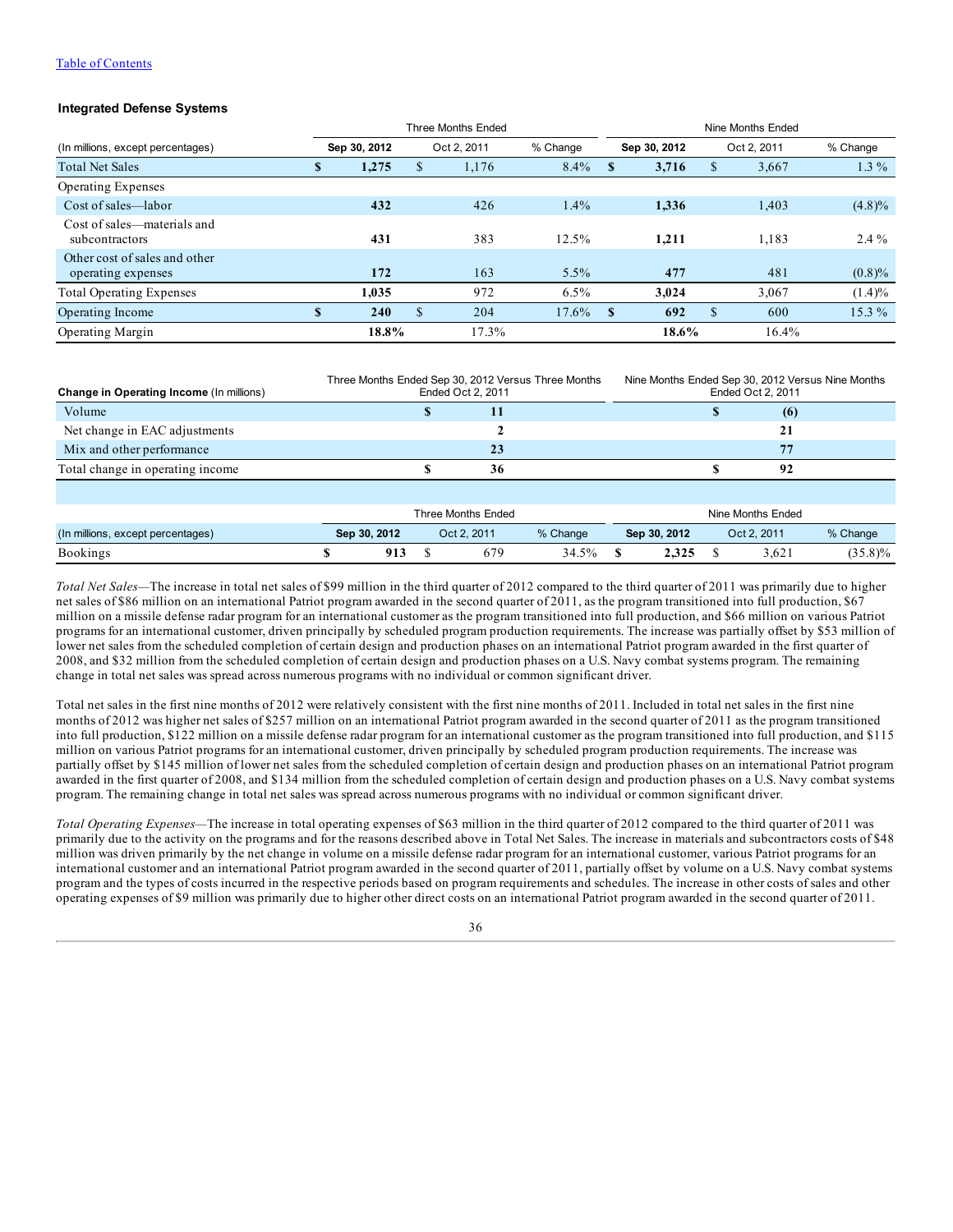[Table of Contents](#)

### Integrated Defense Systems

| (In millions, except percentages) | Three Months Ended | | | Nine Months Ended | | |
|---|---|---|---|---|---|---|
| | Sep 30, 2012 | Oct 2, 2011 | % Change | Sep 30, 2012 | Oct 2, 2011 | % Change |
| Total Net Sales | **$ 1,275** | $ 1,176 | 8.4% | **$ 3,716** | $ 3,667 | 1.3 % |
| Operating Expenses | | | | | | |
| Cost of sales—labor | **432** | 426 | 1.4% | **1,336** | 1,403 | (4.8)% |
| Cost of sales—materials and subcontractors | **431** | 383 | 12.5% | **1,211** | 1,183 | 2.4 % |
| Other cost of sales and other operating expenses | **172** | 163 | 5.5% | **477** | 481 | (0.8)% |
| Total Operating Expenses | **1,035** | 972 | 6.5% | **3,024** | 3,067 | (1.4)% |
| Operating Income | **$ 240** | $ 204 | 17.6% | **$ 692** | $ 600 | 15.3 % |
| Operating Margin | **18.8%** | 17.3% | | **18.6%** | 16.4% | |

| **Change in Operating Income** (In millions) | Three Months Ended Sep 30, 2012 Versus Three Months Ended Oct 2, 2011 | Nine Months Ended Sep 30, 2012 Versus Nine Months Ended Oct 2, 2011 |
|---|---|---|
| Volume | **$ 11** | **$ (6)** |
| Net change in EAC adjustments | **2** | **21** |
| Mix and other performance | **23** | **77** |
| Total change in operating income | **$ 36** | **$ 92** |

| (In millions, except percentages) | Three Months Ended | | | Nine Months Ended | | |
|---|---|---|---|---|---|---|
| | Sep 30, 2012 | Oct 2, 2011 | % Change | Sep 30, 2012 | Oct 2, 2011 | % Change |
| Bookings | **$ 913** | $ 679 | 34.5% | **$ 2,325** | $ 3,621 | (35.8)% |

*Total Net Sales*—The increase in total net sales of $99 million in the third quarter of 2012 compared to the third quarter of 2011 was primarily due to higher net sales of $86 million on an international Patriot program awarded in the second quarter of 2011, as the program transitioned into full production, $67 million on a missile defense radar program for an international customer as the program transitioned into full production, and $66 million on various Patriot programs for an international customer, driven principally by scheduled program production requirements. The increase was partially offset by $53 million of lower net sales from the scheduled completion of certain design and production phases on an international Patriot program awarded in the first quarter of 2008, and $32 million from the scheduled completion of certain design and production phases on a U.S. Navy combat systems program. The remaining change in total net sales was spread across numerous programs with no individual or common significant driver.

Total net sales in the first nine months of 2012 were relatively consistent with the first nine months of 2011. Included in total net sales in the first nine months of 2012 was higher net sales of $257 million on an international Patriot program awarded in the second quarter of 2011 as the program transitioned into full production, $122 million on a missile defense radar program for an international customer as the program transitioned into full production, and $115 million on various Patriot programs for an international customer, driven principally by scheduled program production requirements. The increase was partially offset by $145 million of lower net sales from the scheduled completion of certain design and production phases on an international Patriot program awarded in the first quarter of 2008, and $134 million from the scheduled completion of certain design and production phases on a U.S. Navy combat systems program. The remaining change in total net sales was spread across numerous programs with no individual or common significant driver.

*Total Operating Expenses*—The increase in total operating expenses of $63 million in the third quarter of 2012 compared to the third quarter of 2011 was primarily due to the activity on the programs and for the reasons described above in Total Net Sales. The increase in materials and subcontractors costs of $48 million was driven primarily by the net change in volume on a missile defense radar program for an international customer, various Patriot programs for an international customer and an international Patriot program awarded in the second quarter of 2011, partially offset by volume on a U.S. Navy combat systems program and the types of costs incurred in the respective periods based on program requirements and schedules. The increase in other costs of sales and other operating expenses of $9 million was primarily due to higher other direct costs on an international Patriot program awarded in the second quarter of 2011.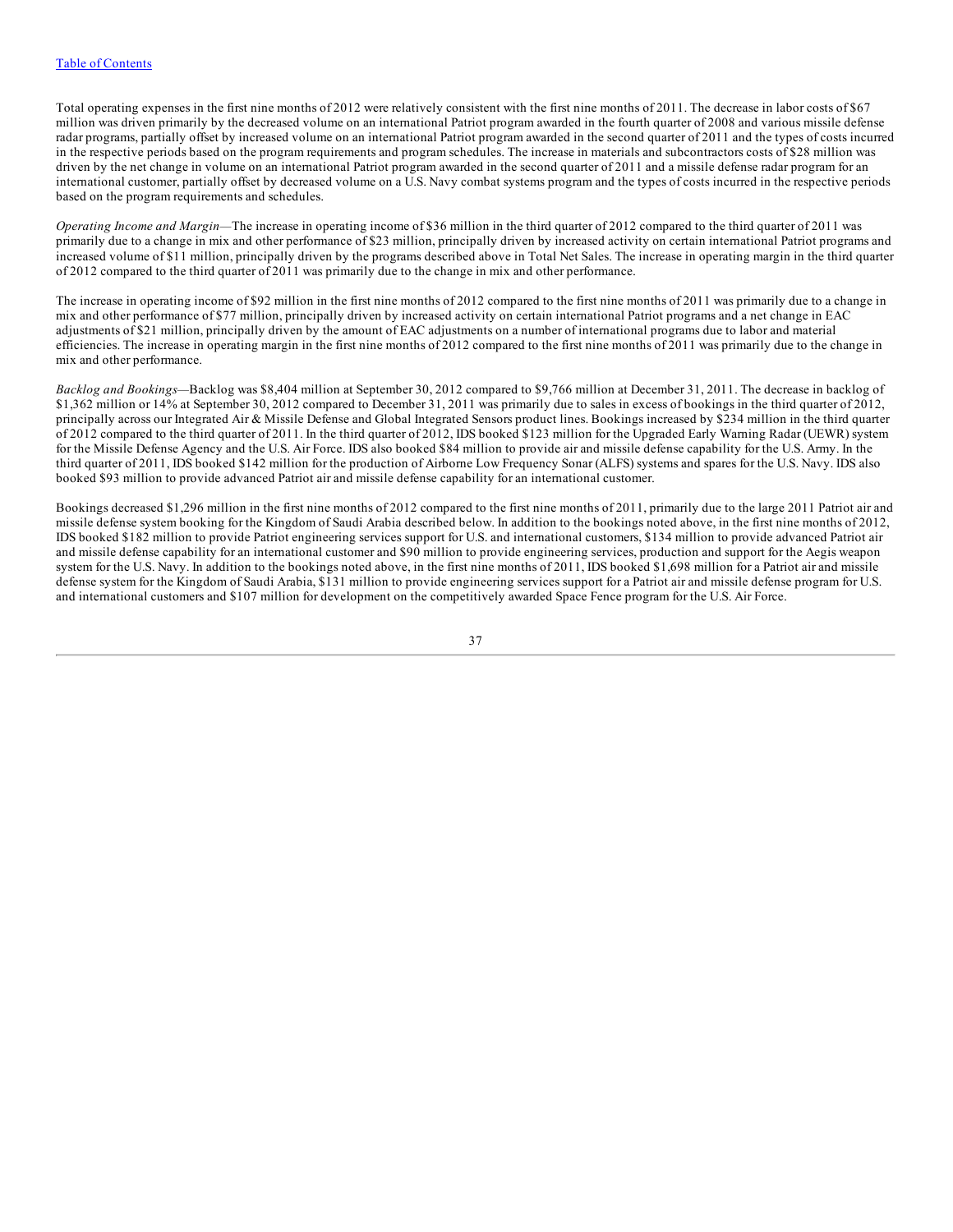Total operating expenses in the first nine months of 2012 were relatively consistent with the first nine months of 2011. The decrease in labor costs of $67 million was driven primarily by the decreased volume on an international Patriot program awarded in the fourth quarter of 2008 and various missile defense radar programs, partially offset by increased volume on an international Patriot program awarded in the second quarter of 2011 and the types of costs incurred in the respective periods based on the program requirements and program schedules. The increase in materials and subcontractors costs of $28 million was driven by the net change in volume on an international Patriot program awarded in the second quarter of 2011 and a missile defense radar program for an international customer, partially offset by decreased volume on a U.S. Navy combat systems program and the types of costs incurred in the respective periods based on the program requirements and schedules.

*Operating Income and Margin*—The increase in operating income of $36 million in the third quarter of 2012 compared to the third quarter of 2011 was primarily due to a change in mix and other performance of $23 million, principally driven by increased activity on certain international Patriot programs and increased volume of $11 million, principally driven by the programs described above in Total Net Sales. The increase in operating margin in the third quarter of 2012 compared to the third quarter of 2011 was primarily due to the change in mix and other performance.

The increase in operating income of $92 million in the first nine months of 2012 compared to the first nine months of 2011 was primarily due to a change in mix and other performance of $77 million, principally driven by increased activity on certain international Patriot programs and a net change in EAC adjustments of $21 million, principally driven by the amount of EAC adjustments on a number of international programs due to labor and material efficiencies. The increase in operating margin in the first nine months of 2012 compared to the first nine months of 2011 was primarily due to the change in mix and other performance.

*Backlog and Bookings*—Backlog was $8,404 million at September 30, 2012 compared to $9,766 million at December 31, 2011. The decrease in backlog of $1,362 million or 14% at September 30, 2012 compared to December 31, 2011 was primarily due to sales in excess of bookings in the third quarter of 2012, principally across our Integrated Air & Missile Defense and Global Integrated Sensors product lines. Bookings increased by $234 million in the third quarter of 2012 compared to the third quarter of 2011. In the third quarter of 2012, IDS booked $123 million for the Upgraded Early Warning Radar (UEWR) system for the Missile Defense Agency and the U.S. Air Force. IDS also booked $84 million to provide air and missile defense capability for the U.S. Army. In the third quarter of 2011, IDS booked $142 million for the production of Airborne Low Frequency Sonar (ALFS) systems and spares for the U.S. Navy. IDS also booked $93 million to provide advanced Patriot air and missile defense capability for an international customer.

Bookings decreased $1,296 million in the first nine months of 2012 compared to the first nine months of 2011, primarily due to the large 2011 Patriot air and missile defense system booking for the Kingdom of Saudi Arabia described below. In addition to the bookings noted above, in the first nine months of 2012, IDS booked $182 million to provide Patriot engineering services support for U.S. and international customers, $134 million to provide advanced Patriot air and missile defense capability for an international customer and $90 million to provide engineering services, production and support for the Aegis weapon system for the U.S. Navy. In addition to the bookings noted above, in the first nine months of 2011, IDS booked $1,698 million for a Patriot air and missile defense system for the Kingdom of Saudi Arabia, $131 million to provide engineering services support for a Patriot air and missile defense program for U.S. and international customers and $107 million for development on the competitively awarded Space Fence program for the U.S. Air Force.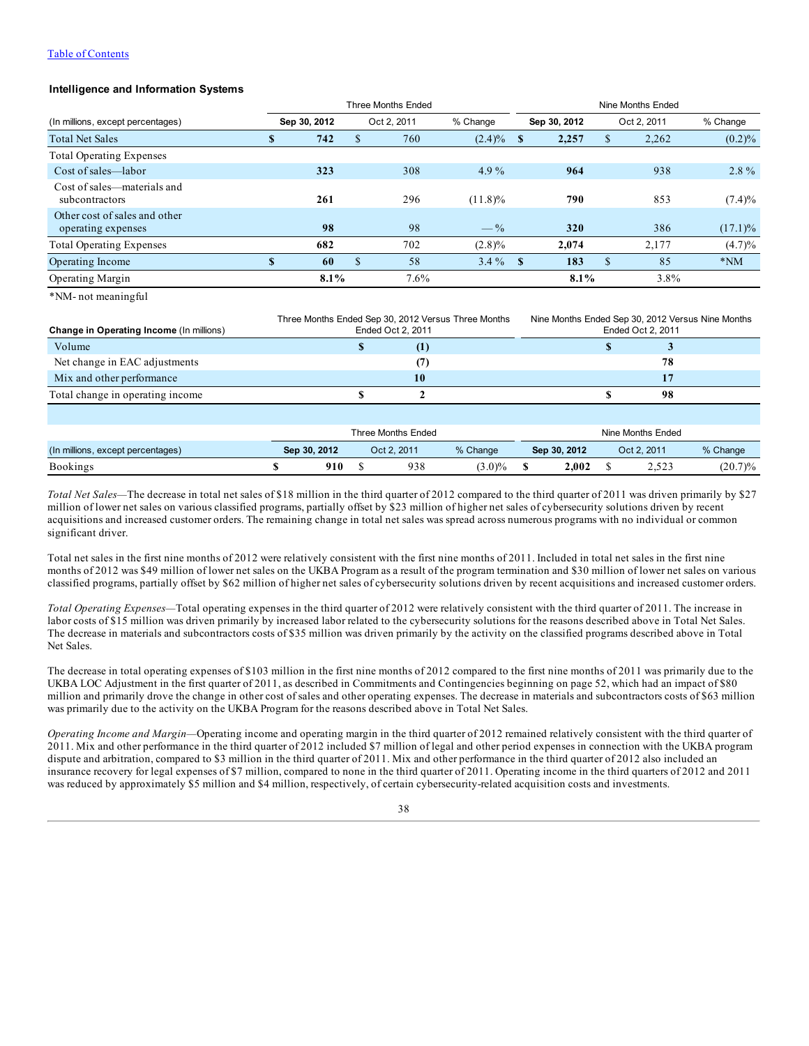[Table of Contents](#)

### Intelligence and Information Systems

| (In millions, except percentages) | Three Months Ended | | | Nine Months Ended | | |
|---|---|---|---|---|---|---|
| | **Sep 30, 2012** | Oct 2, 2011 | % Change | **Sep 30, 2012** | Oct 2, 2011 | % Change |
| Total Net Sales | **$ 742** | $ 760 | (2.4)% | **$ 2,257** | $ 2,262 | (0.2)% |
| Total Operating Expenses | | | | | | |
| Cost of sales—labor | **323** | 308 | 4.9 % | **964** | 938 | 2.8 % |
| Cost of sales—materials and subcontractors | **261** | 296 | (11.8)% | **790** | 853 | (7.4)% |
| Other cost of sales and other operating expenses | **98** | 98 | — % | **320** | 386 | (17.1)% |
| Total Operating Expenses | **682** | 702 | (2.8)% | **2,074** | 2,177 | (4.7)% |
| Operating Income | **$ 60** | $ 58 | 3.4 % | **$ 183** | $ 85 | *NM |
| Operating Margin | **8.1%** | 7.6% | | **8.1%** | 3.8% | |

*NM- not meaningful

| **Change in Operating Income** (In millions) | Three Months Ended Sep 30, 2012 Versus Three Months Ended Oct 2, 2011 | Nine Months Ended Sep 30, 2012 Versus Nine Months Ended Oct 2, 2011 |
|---|---|---|
| Volume | **$ (1)** | **$ 3** |
| Net change in EAC adjustments | **(7)** | **78** |
| Mix and other performance | **10** | **17** |
| Total change in operating income | **$ 2** | **$ 98** |

| (In millions, except percentages) | Three Months Ended | | | Nine Months Ended | | |
|---|---|---|---|---|---|---|
| | **Sep 30, 2012** | Oct 2, 2011 | % Change | **Sep 30, 2012** | Oct 2, 2011 | % Change |
| Bookings | **$ 910** | $ 938 | (3.0)% | **$ 2,002** | $ 2,523 | (20.7)% |

*Total Net Sales*—The decrease in total net sales of $18 million in the third quarter of 2012 compared to the third quarter of 2011 was driven primarily by $27 million of lower net sales on various classified programs, partially offset by $23 million of higher net sales of cybersecurity solutions driven by recent acquisitions and increased customer orders. The remaining change in total net sales was spread across numerous programs with no individual or common significant driver.

Total net sales in the first nine months of 2012 were relatively consistent with the first nine months of 2011. Included in total net sales in the first nine months of 2012 was $49 million of lower net sales on the UKBA Program as a result of the program termination and $30 million of lower net sales on various classified programs, partially offset by $62 million of higher net sales of cybersecurity solutions driven by recent acquisitions and increased customer orders.

*Total Operating Expenses*—Total operating expenses in the third quarter of 2012 were relatively consistent with the third quarter of 2011. The increase in labor costs of $15 million was driven primarily by increased labor related to the cybersecurity solutions for the reasons described above in Total Net Sales. The decrease in materials and subcontractors costs of $35 million was driven primarily by the activity on the classified programs described above in Total Net Sales.

The decrease in total operating expenses of $103 million in the first nine months of 2012 compared to the first nine months of 2011 was primarily due to the UKBA LOC Adjustment in the first quarter of 2011, as described in Commitments and Contingencies beginning on page 52, which had an impact of $80 million and primarily drove the change in other cost of sales and other operating expenses. The decrease in materials and subcontractors costs of $63 million was primarily due to the activity on the UKBA Program for the reasons described above in Total Net Sales.

*Operating Income and Margin*—Operating income and operating margin in the third quarter of 2012 remained relatively consistent with the third quarter of 2011. Mix and other performance in the third quarter of 2012 included $7 million of legal and other period expenses in connection with the UKBA program dispute and arbitration, compared to $3 million in the third quarter of 2011. Mix and other performance in the third quarter of 2012 also included an insurance recovery for legal expenses of $7 million, compared to none in the third quarter of 2011. Operating income in the third quarters of 2012 and 2011 was reduced by approximately $5 million and $4 million, respectively, of certain cybersecurity-related acquisition costs and investments.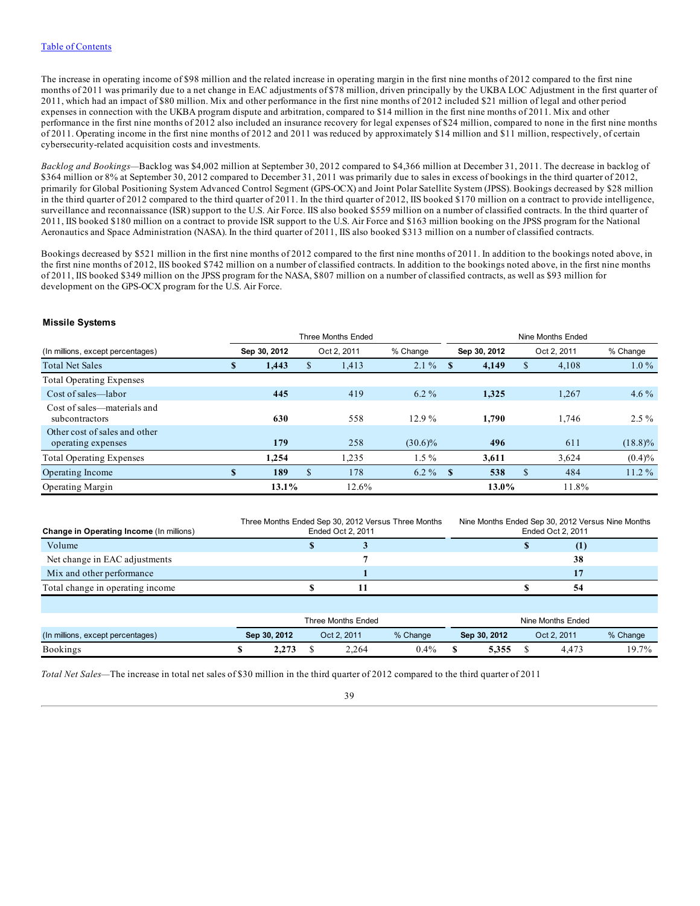[Table of Contents](#)

The increase in operating income of $98 million and the related increase in operating margin in the first nine months of 2012 compared to the first nine months of 2011 was primarily due to a net change in EAC adjustments of $78 million, driven principally by the UKBA LOC Adjustment in the first quarter of 2011, which had an impact of $80 million. Mix and other performance in the first nine months of 2012 included $21 million of legal and other period expenses in connection with the UKBA program dispute and arbitration, compared to $14 million in the first nine months of 2011. Mix and other performance in the first nine months of 2012 also included an insurance recovery for legal expenses of $24 million, compared to none in the first nine months of 2011. Operating income in the first nine months of 2012 and 2011 was reduced by approximately $14 million and $11 million, respectively, of certain cybersecurity-related acquisition costs and investments.

*Backlog and Bookings*—Backlog was $4,002 million at September 30, 2012 compared to $4,366 million at December 31, 2011. The decrease in backlog of $364 million or 8% at September 30, 2012 compared to December 31, 2011 was primarily due to sales in excess of bookings in the third quarter of 2012, primarily for Global Positioning System Advanced Control Segment (GPS-OCX) and Joint Polar Satellite System (JPSS). Bookings decreased by $28 million in the third quarter of 2012 compared to the third quarter of 2011. In the third quarter of 2012, IIS booked $170 million on a contract to provide intelligence, surveillance and reconnaissance (ISR) support to the U.S. Air Force. IIS also booked $559 million on a number of classified contracts. In the third quarter of 2011, IIS booked $180 million on a contract to provide ISR support to the U.S. Air Force and $163 million booking on the JPSS program for the National Aeronautics and Space Administration (NASA). In the third quarter of 2011, IIS also booked $313 million on a number of classified contracts.

Bookings decreased by $521 million in the first nine months of 2012 compared to the first nine months of 2011. In addition to the bookings noted above, in the first nine months of 2012, IIS booked $742 million on a number of classified contracts. In addition to the bookings noted above, in the first nine months of 2011, IIS booked $349 million on the JPSS program for the NASA, $807 million on a number of classified contracts, as well as $93 million for development on the GPS-OCX program for the U.S. Air Force.

### Missile Systems

| | Three Months Ended | | | Nine Months Ended | | |
|---|---|---|---|---|---|---|
| (In millions, except percentages) | Sep 30, 2012 | Oct 2, 2011 | % Change | Sep 30, 2012 | Oct 2, 2011 | % Change |
| Total Net Sales | **$ 1,443** | $ 1,413 | 2.1 % | **$ 4,149** | $ 4,108 | 1.0 % |
| Total Operating Expenses | | | | | | |
| Cost of sales—labor | **445** | 419 | 6.2 % | **1,325** | 1,267 | 4.6 % |
| Cost of sales—materials and subcontractors | **630** | 558 | 12.9 % | **1,790** | 1,746 | 2.5 % |
| Other cost of sales and other operating expenses | **179** | 258 | (30.6)% | **496** | 611 | (18.8)% |
| Total Operating Expenses | **1,254** | 1,235 | 1.5 % | **3,611** | 3,624 | (0.4)% |
| Operating Income | **$ 189** | $ 178 | 6.2 % | **$ 538** | $ 484 | 11.2 % |
| Operating Margin | **13.1%** | 12.6% | | **13.0%** | 11.8% | |

| **Change in Operating Income** (In millions) | Three Months Ended Sep 30, 2012 Versus Three Months Ended Oct 2, 2011 | Nine Months Ended Sep 30, 2012 Versus Nine Months Ended Oct 2, 2011 |
|---|---|---|
| Volume | **$ 3** | **$ (1)** |
| Net change in EAC adjustments | **7** | **38** |
| Mix and other performance | **1** | **17** |
| Total change in operating income | **$ 11** | **$ 54** |

| | Three Months Ended | | | Nine Months Ended | | |
|---|---|---|---|---|---|---|
| (In millions, except percentages) | Sep 30, 2012 | Oct 2, 2011 | % Change | Sep 30, 2012 | Oct 2, 2011 | % Change |
| Bookings | **$ 2,273** | $ 2,264 | 0.4% | **$ 5,355** | $ 4,473 | 19.7% |

*Total Net Sales*—The increase in total net sales of $30 million in the third quarter of 2012 compared to the third quarter of 2011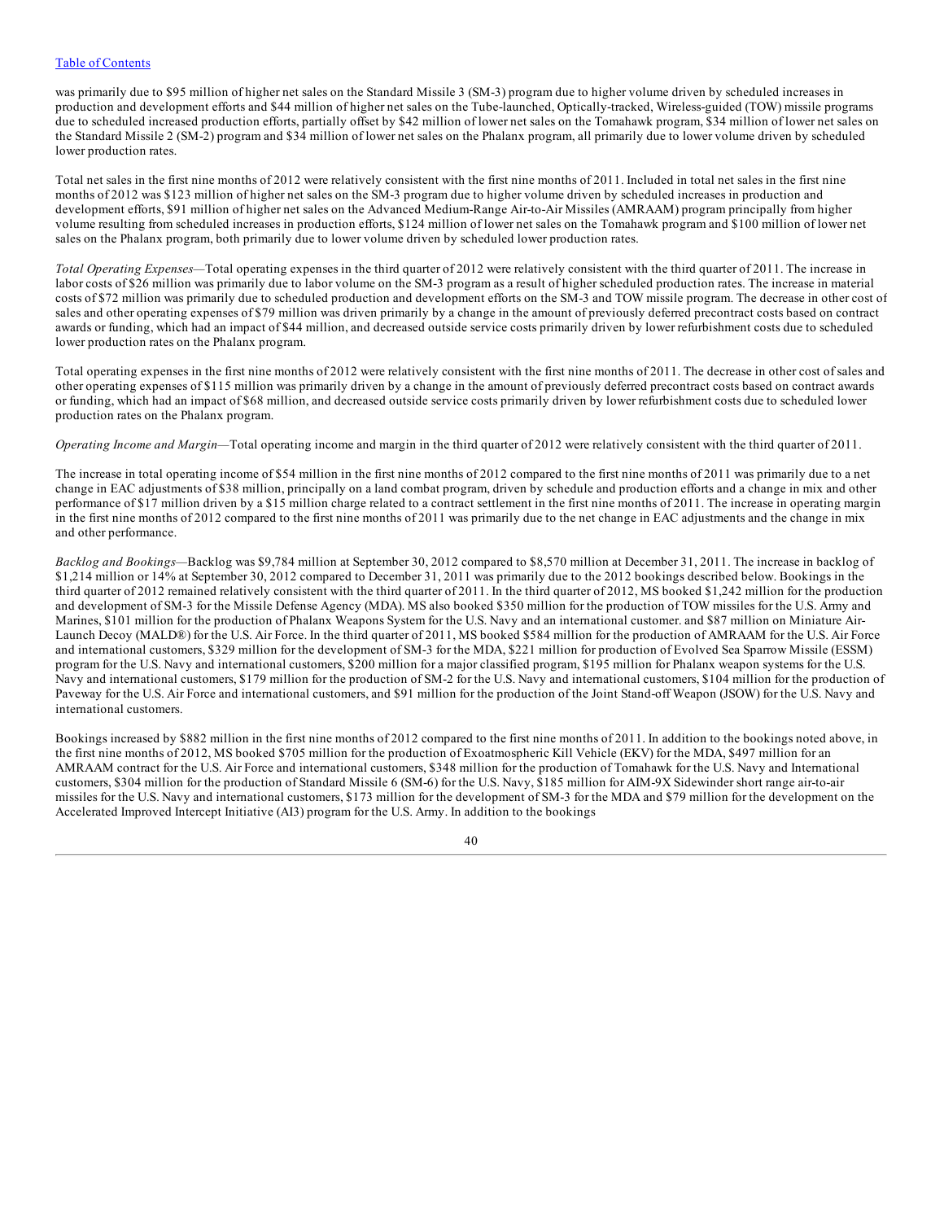was primarily due to $95 million of higher net sales on the Standard Missile 3 (SM-3) program due to higher volume driven by scheduled increases in production and development efforts and $44 million of higher net sales on the Tube-launched, Optically-tracked, Wireless-guided (TOW) missile programs due to scheduled increased production efforts, partially offset by $42 million of lower net sales on the Tomahawk program, $34 million of lower net sales on the Standard Missile 2 (SM-2) program and $34 million of lower net sales on the Phalanx program, all primarily due to lower volume driven by scheduled lower production rates.

Total net sales in the first nine months of 2012 were relatively consistent with the first nine months of 2011. Included in total net sales in the first nine months of 2012 was $123 million of higher net sales on the SM-3 program due to higher volume driven by scheduled increases in production and development efforts, $91 million of higher net sales on the Advanced Medium-Range Air-to-Air Missiles (AMRAAM) program principally from higher volume resulting from scheduled increases in production efforts, $124 million of lower net sales on the Tomahawk program and $100 million of lower net sales on the Phalanx program, both primarily due to lower volume driven by scheduled lower production rates.

*Total Operating Expenses*—Total operating expenses in the third quarter of 2012 were relatively consistent with the third quarter of 2011. The increase in labor costs of $26 million was primarily due to labor volume on the SM-3 program as a result of higher scheduled production rates. The increase in material costs of $72 million was primarily due to scheduled production and development efforts on the SM-3 and TOW missile program. The decrease in other cost of sales and other operating expenses of $79 million was driven primarily by a change in the amount of previously deferred precontract costs based on contract awards or funding, which had an impact of $44 million, and decreased outside service costs primarily driven by lower refurbishment costs due to scheduled lower production rates on the Phalanx program.

Total operating expenses in the first nine months of 2012 were relatively consistent with the first nine months of 2011. The decrease in other cost of sales and other operating expenses of $115 million was primarily driven by a change in the amount of previously deferred precontract costs based on contract awards or funding, which had an impact of $68 million, and decreased outside service costs primarily driven by lower refurbishment costs due to scheduled lower production rates on the Phalanx program.

*Operating Income and Margin*—Total operating income and margin in the third quarter of 2012 were relatively consistent with the third quarter of 2011.

The increase in total operating income of $54 million in the first nine months of 2012 compared to the first nine months of 2011 was primarily due to a net change in EAC adjustments of $38 million, principally on a land combat program, driven by schedule and production efforts and a change in mix and other performance of $17 million driven by a $15 million charge related to a contract settlement in the first nine months of 2011. The increase in operating margin in the first nine months of 2012 compared to the first nine months of 2011 was primarily due to the net change in EAC adjustments and the change in mix and other performance.

*Backlog and Bookings*—Backlog was $9,784 million at September 30, 2012 compared to $8,570 million at December 31, 2011. The increase in backlog of $1,214 million or 14% at September 30, 2012 compared to December 31, 2011 was primarily due to the 2012 bookings described below. Bookings in the third quarter of 2012 remained relatively consistent with the third quarter of 2011. In the third quarter of 2012, MS booked $1,242 million for the production and development of SM-3 for the Missile Defense Agency (MDA). MS also booked $350 million for the production of TOW missiles for the U.S. Army and Marines, $101 million for the production of Phalanx Weapons System for the U.S. Navy and an international customer. and $87 million on Miniature Air-Launch Decoy (MALD®) for the U.S. Air Force. In the third quarter of 2011, MS booked $584 million for the production of AMRAAM for the U.S. Air Force and international customers, $329 million for the development of SM-3 for the MDA, $221 million for production of Evolved Sea Sparrow Missile (ESSM) program for the U.S. Navy and international customers, $200 million for a major classified program, $195 million for Phalanx weapon systems for the U.S. Navy and international customers, $179 million for the production of SM-2 for the U.S. Navy and international customers, $104 million for the production of Paveway for the U.S. Air Force and international customers, and $91 million for the production of the Joint Stand-off Weapon (JSOW) for the U.S. Navy and international customers.

Bookings increased by $882 million in the first nine months of 2012 compared to the first nine months of 2011. In addition to the bookings noted above, in the first nine months of 2012, MS booked $705 million for the production of Exoatmospheric Kill Vehicle (EKV) for the MDA, $497 million for an AMRAAM contract for the U.S. Air Force and international customers, $348 million for the production of Tomahawk for the U.S. Navy and International customers, $304 million for the production of Standard Missile 6 (SM-6) for the U.S. Navy, $185 million for AIM-9X Sidewinder short range air-to-air missiles for the U.S. Navy and international customers, $173 million for the development of SM-3 for the MDA and $79 million for the development on the Accelerated Improved Intercept Initiative (AI3) program for the U.S. Army. In addition to the bookings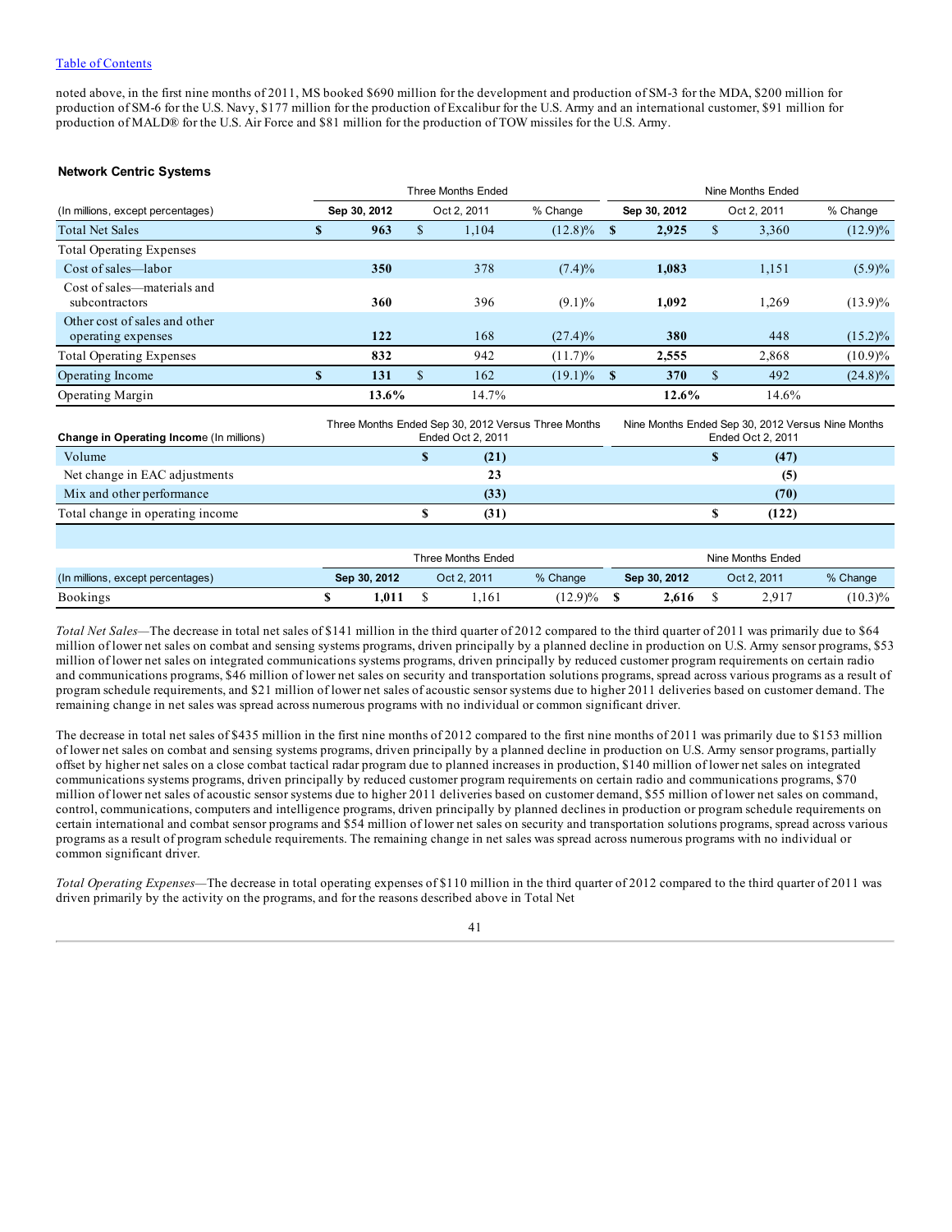noted above, in the first nine months of 2011, MS booked $690 million for the development and production of SM-3 for the MDA, $200 million for production of SM-6 for the U.S. Navy, $177 million for the production of Excalibur for the U.S. Army and an international customer, $91 million for production of MALD® for the U.S. Air Force and $81 million for the production of TOW missiles for the U.S. Army.

**Network Centric Systems**

| | Three Months Ended | | | Nine Months Ended | | |
|---|---|---|---|---|---|---|
| (In millions, except percentages) | **Sep 30, 2012** | Oct 2, 2011 | % Change | **Sep 30, 2012** | Oct 2, 2011 | % Change |
| Total Net Sales | **$ 963** | $ 1,104 | (12.8)% | **$ 2,925** | $ 3,360 | (12.9)% |
| Total Operating Expenses | | | | | | |
| Cost of sales—labor | **350** | 378 | (7.4)% | **1,083** | 1,151 | (5.9)% |
| Cost of sales—materials and subcontractors | **360** | 396 | (9.1)% | **1,092** | 1,269 | (13.9)% |
| Other cost of sales and other operating expenses | **122** | 168 | (27.4)% | **380** | 448 | (15.2)% |
| Total Operating Expenses | **832** | 942 | (11.7)% | **2,555** | 2,868 | (10.9)% |
| Operating Income | **$ 131** | $ 162 | (19.1)% | **$ 370** | $ 492 | (24.8)% |
| Operating Margin | **13.6%** | 14.7% | | **12.6%** | 14.6% | |

| **Change in Operating Income** (In millions) | Three Months Ended Sep 30, 2012 Versus Three Months Ended Oct 2, 2011 | Nine Months Ended Sep 30, 2012 Versus Nine Months Ended Oct 2, 2011 |
|---|---|---|
| Volume | **$ (21)** | **$ (47)** |
| Net change in EAC adjustments | **23** | **(5)** |
| Mix and other performance | **(33)** | **(70)** |
| Total change in operating income | **$ (31)** | **$ (122)** |

| | Three Months Ended | | | Nine Months Ended | | |
|---|---|---|---|---|---|---|
| (In millions, except percentages) | **Sep 30, 2012** | Oct 2, 2011 | % Change | **Sep 30, 2012** | Oct 2, 2011 | % Change |
| Bookings | **$ 1,011** | $ 1,161 | (12.9)% | **$ 2,616** | $ 2,917 | (10.3)% |

*Total Net Sales*—The decrease in total net sales of $141 million in the third quarter of 2012 compared to the third quarter of 2011 was primarily due to $64 million of lower net sales on combat and sensing systems programs, driven principally by a planned decline in production on U.S. Army sensor programs, $53 million of lower net sales on integrated communications systems programs, driven principally by reduced customer program requirements on certain radio and communications programs, $46 million of lower net sales on security and transportation solutions programs, spread across various programs as a result of program schedule requirements, and $21 million of lower net sales of acoustic sensor systems due to higher 2011 deliveries based on customer demand. The remaining change in net sales was spread across numerous programs with no individual or common significant driver.

The decrease in total net sales of $435 million in the first nine months of 2012 compared to the first nine months of 2011 was primarily due to $153 million of lower net sales on combat and sensing systems programs, driven principally by a planned decline in production on U.S. Army sensor programs, partially offset by higher net sales on a close combat tactical radar program due to planned increases in production, $140 million of lower net sales on integrated communications systems programs, driven principally by reduced customer program requirements on certain radio and communications programs, $70 million of lower net sales of acoustic sensor systems due to higher 2011 deliveries based on customer demand, $55 million of lower net sales on command, control, communications, computers and intelligence programs, driven principally by planned declines in production or program schedule requirements on certain international and combat sensor programs and $54 million of lower net sales on security and transportation solutions programs, spread across various programs as a result of program schedule requirements. The remaining change in net sales was spread across numerous programs with no individual or common significant driver.

*Total Operating Expenses*—The decrease in total operating expenses of $110 million in the third quarter of 2012 compared to the third quarter of 2011 was driven primarily by the activity on the programs, and for the reasons described above in Total Net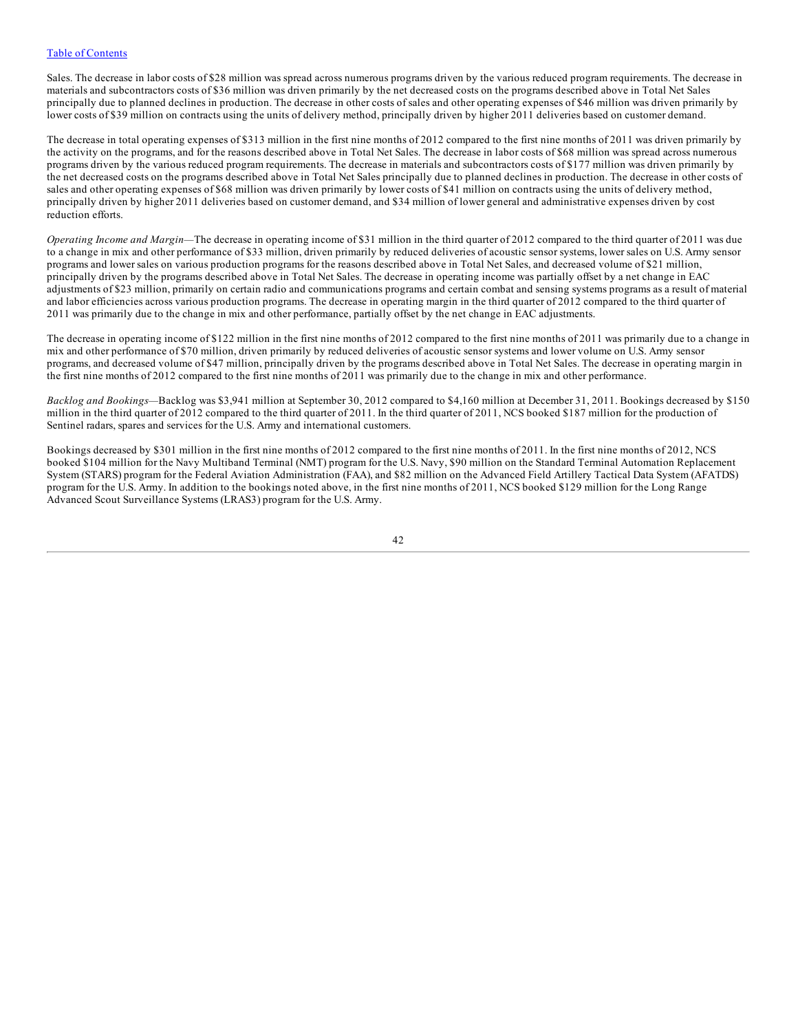Sales. The decrease in labor costs of $28 million was spread across numerous programs driven by the various reduced program requirements. The decrease in materials and subcontractors costs of $36 million was driven primarily by the net decreased costs on the programs described above in Total Net Sales principally due to planned declines in production. The decrease in other costs of sales and other operating expenses of $46 million was driven primarily by lower costs of $39 million on contracts using the units of delivery method, principally driven by higher 2011 deliveries based on customer demand.

The decrease in total operating expenses of $313 million in the first nine months of 2012 compared to the first nine months of 2011 was driven primarily by the activity on the programs, and for the reasons described above in Total Net Sales. The decrease in labor costs of $68 million was spread across numerous programs driven by the various reduced program requirements. The decrease in materials and subcontractors costs of $177 million was driven primarily by the net decreased costs on the programs described above in Total Net Sales principally due to planned declines in production. The decrease in other costs of sales and other operating expenses of $68 million was driven primarily by lower costs of $41 million on contracts using the units of delivery method, principally driven by higher 2011 deliveries based on customer demand, and $34 million of lower general and administrative expenses driven by cost reduction efforts.

*Operating Income and Margin*—The decrease in operating income of $31 million in the third quarter of 2012 compared to the third quarter of 2011 was due to a change in mix and other performance of $33 million, driven primarily by reduced deliveries of acoustic sensor systems, lower sales on U.S. Army sensor programs and lower sales on various production programs for the reasons described above in Total Net Sales, and decreased volume of $21 million, principally driven by the programs described above in Total Net Sales. The decrease in operating income was partially offset by a net change in EAC adjustments of $23 million, primarily on certain radio and communications programs and certain combat and sensing systems programs as a result of material and labor efficiencies across various production programs. The decrease in operating margin in the third quarter of 2012 compared to the third quarter of 2011 was primarily due to the change in mix and other performance, partially offset by the net change in EAC adjustments.

The decrease in operating income of $122 million in the first nine months of 2012 compared to the first nine months of 2011 was primarily due to a change in mix and other performance of $70 million, driven primarily by reduced deliveries of acoustic sensor systems and lower volume on U.S. Army sensor programs, and decreased volume of $47 million, principally driven by the programs described above in Total Net Sales. The decrease in operating margin in the first nine months of 2012 compared to the first nine months of 2011 was primarily due to the change in mix and other performance.

*Backlog and Bookings*—Backlog was $3,941 million at September 30, 2012 compared to $4,160 million at December 31, 2011. Bookings decreased by $150 million in the third quarter of 2012 compared to the third quarter of 2011. In the third quarter of 2011, NCS booked $187 million for the production of Sentinel radars, spares and services for the U.S. Army and international customers.

Bookings decreased by $301 million in the first nine months of 2012 compared to the first nine months of 2011. In the first nine months of 2012, NCS booked $104 million for the Navy Multiband Terminal (NMT) program for the U.S. Navy, $90 million on the Standard Terminal Automation Replacement System (STARS) program for the Federal Aviation Administration (FAA), and $82 million on the Advanced Field Artillery Tactical Data System (AFATDS) program for the U.S. Army. In addition to the bookings noted above, in the first nine months of 2011, NCS booked $129 million for the Long Range Advanced Scout Surveillance Systems (LRAS3) program for the U.S. Army.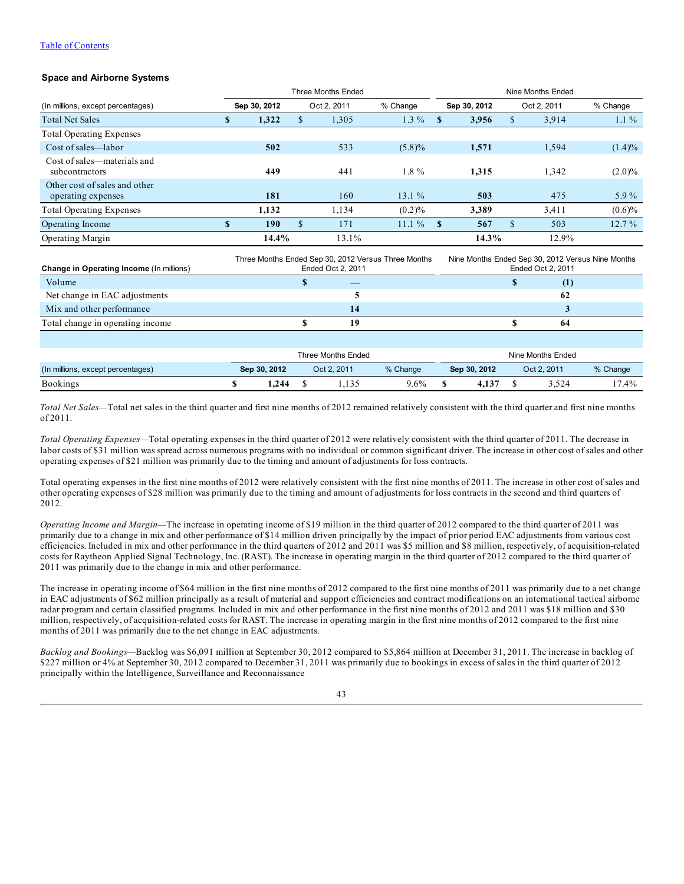[Table of Contents](#)

### Space and Airborne Systems

| (In millions, except percentages) | Three Months Ended Sep 30, 2012 | Three Months Ended Oct 2, 2011 | % Change | Nine Months Ended Sep 30, 2012 | Nine Months Ended Oct 2, 2011 | % Change |
|---|---|---|---|---|---|---|
| Total Net Sales | **$ 1,322** | $ 1,305 | 1.3 % | **$ 3,956** | $ 3,914 | 1.1 % |
| Total Operating Expenses | | | | | | |
| Cost of sales—labor | **502** | 533 | (5.8)% | **1,571** | 1,594 | (1.4)% |
| Cost of sales—materials and subcontractors | **449** | 441 | 1.8 % | **1,315** | 1,342 | (2.0)% |
| Other cost of sales and other operating expenses | **181** | 160 | 13.1 % | **503** | 475 | 5.9 % |
| Total Operating Expenses | **1,132** | 1,134 | (0.2)% | **3,389** | 3,411 | (0.6)% |
| Operating Income | **$ 190** | $ 171 | 11.1 % | **$ 567** | $ 503 | 12.7 % |
| Operating Margin | **14.4%** | 13.1% | | **14.3%** | 12.9% | |

| **Change in Operating Income** (In millions) | Three Months Ended Sep 30, 2012 Versus Three Months Ended Oct 2, 2011 | Nine Months Ended Sep 30, 2012 Versus Nine Months Ended Oct 2, 2011 |
|---|---|---|
| Volume | **$ —** | **$ (1)** |
| Net change in EAC adjustments | **5** | **62** |
| Mix and other performance | **14** | **3** |
| Total change in operating income | **$ 19** | **$ 64** |

| (In millions, except percentages) | Three Months Ended Sep 30, 2012 | Three Months Ended Oct 2, 2011 | % Change | Nine Months Ended Sep 30, 2012 | Nine Months Ended Oct 2, 2011 | % Change |
|---|---|---|---|---|---|---|
| Bookings | **$ 1,244** | $ 1,135 | 9.6% | **$ 4,137** | $ 3,524 | 17.4% |

*Total Net Sales*—Total net sales in the third quarter and first nine months of 2012 remained relatively consistent with the third quarter and first nine months of 2011.

*Total Operating Expenses*—Total operating expenses in the third quarter of 2012 were relatively consistent with the third quarter of 2011. The decrease in labor costs of $31 million was spread across numerous programs with no individual or common significant driver. The increase in other cost of sales and other operating expenses of $21 million was primarily due to the timing and amount of adjustments for loss contracts.

Total operating expenses in the first nine months of 2012 were relatively consistent with the first nine months of 2011. The increase in other cost of sales and other operating expenses of $28 million was primarily due to the timing and amount of adjustments for loss contracts in the second and third quarters of 2012.

*Operating Income and Margin*—The increase in operating income of $19 million in the third quarter of 2012 compared to the third quarter of 2011 was primarily due to a change in mix and other performance of $14 million driven principally by the impact of prior period EAC adjustments from various cost efficiencies. Included in mix and other performance in the third quarters of 2012 and 2011 was $5 million and $8 million, respectively, of acquisition-related costs for Raytheon Applied Signal Technology, Inc. (RAST). The increase in operating margin in the third quarter of 2012 compared to the third quarter of 2011 was primarily due to the change in mix and other performance.

The increase in operating income of $64 million in the first nine months of 2012 compared to the first nine months of 2011 was primarily due to a net change in EAC adjustments of $62 million principally as a result of material and support efficiencies and contract modifications on an international tactical airborne radar program and certain classified programs. Included in mix and other performance in the first nine months of 2012 and 2011 was $18 million and $30 million, respectively, of acquisition-related costs for RAST. The increase in operating margin in the first nine months of 2012 compared to the first nine months of 2011 was primarily due to the net change in EAC adjustments.

*Backlog and Bookings*—Backlog was $6,091 million at September 30, 2012 compared to $5,864 million at December 31, 2011. The increase in backlog of $227 million or 4% at September 30, 2012 compared to December 31, 2011 was primarily due to bookings in excess of sales in the third quarter of 2012 principally within the Intelligence, Surveillance and Reconnaissance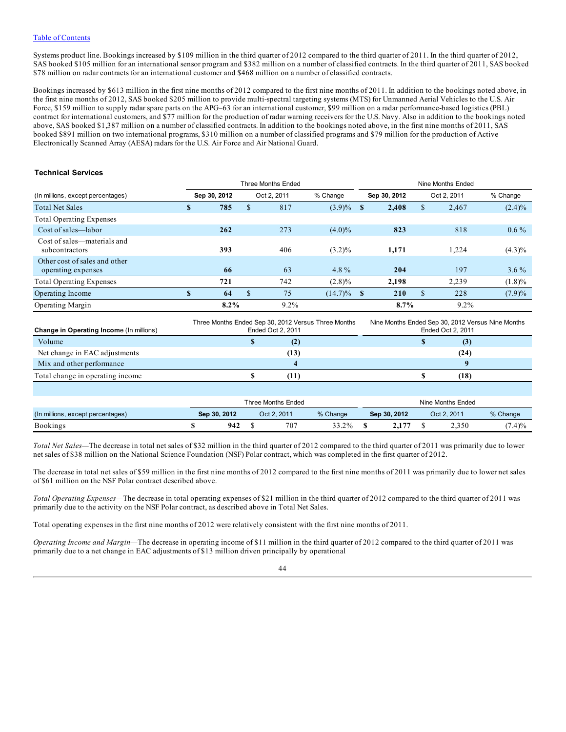Systems product line. Bookings increased by $109 million in the third quarter of 2012 compared to the third quarter of 2011. In the third quarter of 2012, SAS booked $105 million for an international sensor program and $382 million on a number of classified contracts. In the third quarter of 2011, SAS booked $78 million on radar contracts for an international customer and $468 million on a number of classified contracts.

Bookings increased by $613 million in the first nine months of 2012 compared to the first nine months of 2011. In addition to the bookings noted above, in the first nine months of 2012, SAS booked $205 million to provide multi-spectral targeting systems (MTS) for Unmanned Aerial Vehicles to the U.S. Air Force, $159 million to supply radar spare parts on the APG–63 for an international customer, $99 million on a radar performance-based logistics (PBL) contract for international customers, and $77 million for the production of radar warning receivers for the U.S. Navy. Also in addition to the bookings noted above, SAS booked $1,387 million on a number of classified contracts. In addition to the bookings noted above, in the first nine months of 2011, SAS booked $891 million on two international programs, $310 million on a number of classified programs and $79 million for the production of Active Electronically Scanned Array (AESA) radars for the U.S. Air Force and Air National Guard.

### Technical Services

| | Three Months Ended | | | Nine Months Ended | | |
|---|---|---|---|---|---|---|
| (In millions, except percentages) | Sep 30, 2012 | Oct 2, 2011 | % Change | Sep 30, 2012 | Oct 2, 2011 | % Change |
| Total Net Sales | **$ 785** | $ 817 | (3.9)% | **$ 2,408** | $ 2,467 | (2.4)% |
| Total Operating Expenses | | | | | | |
| Cost of sales—labor | **262** | 273 | (4.0)% | **823** | 818 | 0.6 % |
| Cost of sales—materials and subcontractors | **393** | 406 | (3.2)% | **1,171** | 1,224 | (4.3)% |
| Other cost of sales and other operating expenses | **66** | 63 | 4.8 % | **204** | 197 | 3.6 % |
| Total Operating Expenses | **721** | 742 | (2.8)% | **2,198** | 2,239 | (1.8)% |
| Operating Income | **$ 64** | $ 75 | (14.7)% | **$ 210** | $ 228 | (7.9)% |
| Operating Margin | **8.2%** | 9.2% | | **8.7%** | 9.2% | |

| Change in Operating Income (In millions) | Three Months Ended Sep 30, 2012 Versus Three Months Ended Oct 2, 2011 | Nine Months Ended Sep 30, 2012 Versus Nine Months Ended Oct 2, 2011 |
|---|---|---|
| Volume | **$ (2)** | **$ (3)** |
| Net change in EAC adjustments | **(13)** | **(24)** |
| Mix and other performance | **4** | **9** |
| Total change in operating income | **$ (11)** | **$ (18)** |

| | Three Months Ended | | | Nine Months Ended | | |
|---|---|---|---|---|---|---|
| (In millions, except percentages) | Sep 30, 2012 | Oct 2, 2011 | % Change | Sep 30, 2012 | Oct 2, 2011 | % Change |
| Bookings | **$ 942** | $ 707 | 33.2% | **$ 2,177** | $ 2,350 | (7.4)% |

*Total Net Sales*—The decrease in total net sales of $32 million in the third quarter of 2012 compared to the third quarter of 2011 was primarily due to lower net sales of $38 million on the National Science Foundation (NSF) Polar contract, which was completed in the first quarter of 2012.

The decrease in total net sales of $59 million in the first nine months of 2012 compared to the first nine months of 2011 was primarily due to lower net sales of $61 million on the NSF Polar contract described above.

*Total Operating Expenses*—The decrease in total operating expenses of $21 million in the third quarter of 2012 compared to the third quarter of 2011 was primarily due to the activity on the NSF Polar contract, as described above in Total Net Sales.

Total operating expenses in the first nine months of 2012 were relatively consistent with the first nine months of 2011.

*Operating Income and Margin*—The decrease in operating income of $11 million in the third quarter of 2012 compared to the third quarter of 2011 was primarily due to a net change in EAC adjustments of $13 million driven principally by operational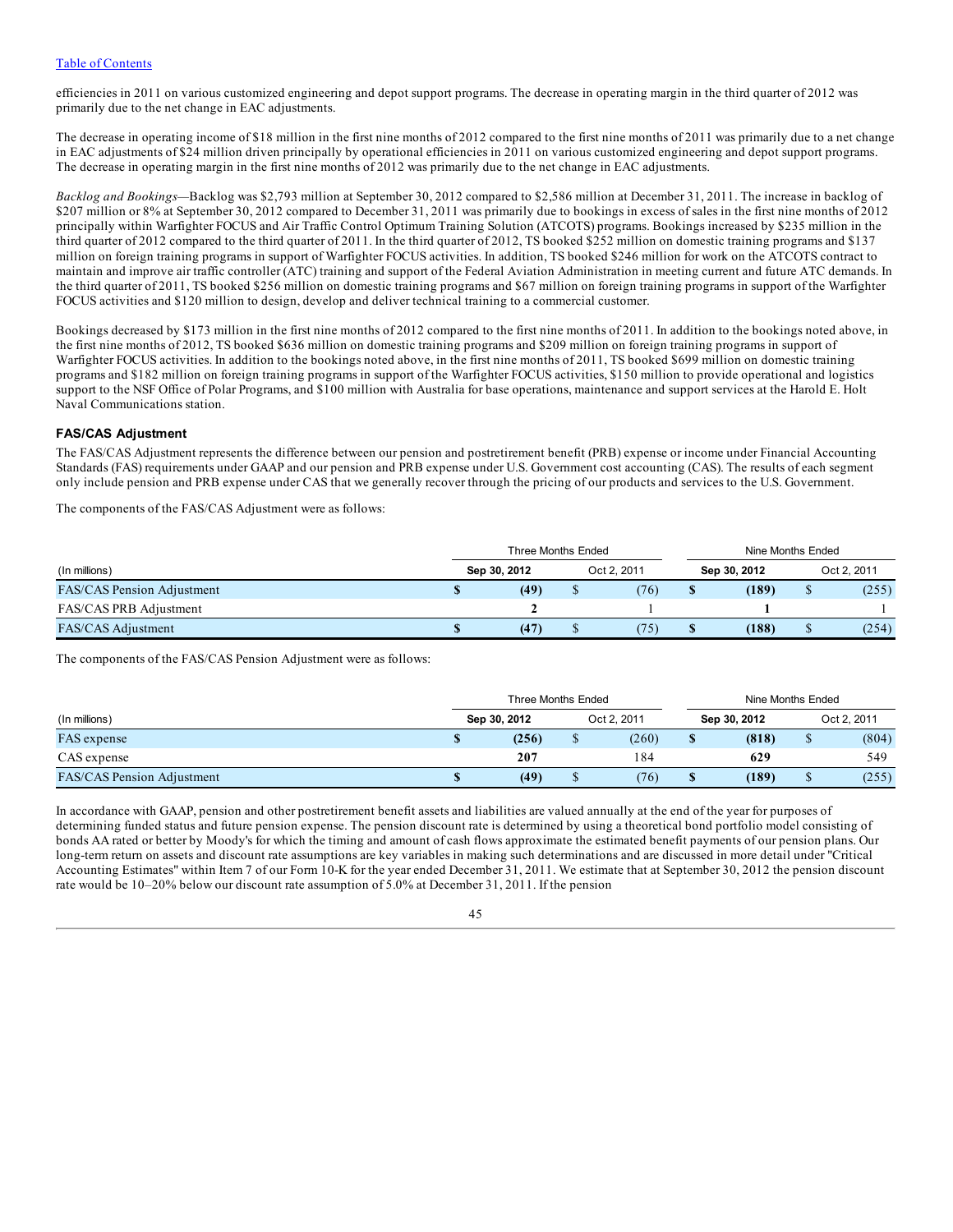efficiencies in 2011 on various customized engineering and depot support programs. The decrease in operating margin in the third quarter of 2012 was primarily due to the net change in EAC adjustments.

The decrease in operating income of $18 million in the first nine months of 2012 compared to the first nine months of 2011 was primarily due to a net change in EAC adjustments of $24 million driven principally by operational efficiencies in 2011 on various customized engineering and depot support programs. The decrease in operating margin in the first nine months of 2012 was primarily due to the net change in EAC adjustments.

*Backlog and Bookings*—Backlog was $2,793 million at September 30, 2012 compared to $2,586 million at December 31, 2011. The increase in backlog of $207 million or 8% at September 30, 2012 compared to December 31, 2011 was primarily due to bookings in excess of sales in the first nine months of 2012 principally within Warfighter FOCUS and Air Traffic Control Optimum Training Solution (ATCOTS) programs. Bookings increased by $235 million in the third quarter of 2012 compared to the third quarter of 2011. In the third quarter of 2012, TS booked $252 million on domestic training programs and $137 million on foreign training programs in support of Warfighter FOCUS activities. In addition, TS booked $246 million for work on the ATCOTS contract to maintain and improve air traffic controller (ATC) training and support of the Federal Aviation Administration in meeting current and future ATC demands. In the third quarter of 2011, TS booked $256 million on domestic training programs and $67 million on foreign training programs in support of the Warfighter FOCUS activities and $120 million to design, develop and deliver technical training to a commercial customer.

Bookings decreased by $173 million in the first nine months of 2012 compared to the first nine months of 2011. In addition to the bookings noted above, in the first nine months of 2012, TS booked $636 million on domestic training programs and $209 million on foreign training programs in support of Warfighter FOCUS activities. In addition to the bookings noted above, in the first nine months of 2011, TS booked $699 million on domestic training programs and $182 million on foreign training programs in support of the Warfighter FOCUS activities, $150 million to provide operational and logistics support to the NSF Office of Polar Programs, and $100 million with Australia for base operations, maintenance and support services at the Harold E. Holt Naval Communications station.

### FAS/CAS Adjustment

The FAS/CAS Adjustment represents the difference between our pension and postretirement benefit (PRB) expense or income under Financial Accounting Standards (FAS) requirements under GAAP and our pension and PRB expense under U.S. Government cost accounting (CAS). The results of each segment only include pension and PRB expense under CAS that we generally recover through the pricing of our products and services to the U.S. Government.

The components of the FAS/CAS Adjustment were as follows:

| | Three Months Ended | | Nine Months Ended | |
|---|---|---|---|---|
| (In millions) | **Sep 30, 2012** | Oct 2, 2011 | **Sep 30, 2012** | Oct 2, 2011 |
| FAS/CAS Pension Adjustment | **$ (49)** | $ (76) | **$ (189)** | $ (255) |
| FAS/CAS PRB Adjustment | **2** | 1 | **1** | 1 |
| FAS/CAS Adjustment | **$ (47)** | $ (75) | **$ (188)** | $ (254) |

The components of the FAS/CAS Pension Adjustment were as follows:

| | Three Months Ended | | Nine Months Ended | |
|---|---|---|---|---|
| (In millions) | **Sep 30, 2012** | Oct 2, 2011 | **Sep 30, 2012** | Oct 2, 2011 |
| FAS expense | **$ (256)** | $ (260) | **$ (818)** | $ (804) |
| CAS expense | **207** | 184 | **629** | 549 |
| FAS/CAS Pension Adjustment | **$ (49)** | $ (76) | **$ (189)** | $ (255) |

In accordance with GAAP, pension and other postretirement benefit assets and liabilities are valued annually at the end of the year for purposes of determining funded status and future pension expense. The pension discount rate is determined by using a theoretical bond portfolio model consisting of bonds AA rated or better by Moody's for which the timing and amount of cash flows approximate the estimated benefit payments of our pension plans. Our long-term return on assets and discount rate assumptions are key variables in making such determinations and are discussed in more detail under "Critical Accounting Estimates" within Item 7 of our Form 10-K for the year ended December 31, 2011. We estimate that at September 30, 2012 the pension discount rate would be 10–20% below our discount rate assumption of 5.0% at December 31, 2011. If the pension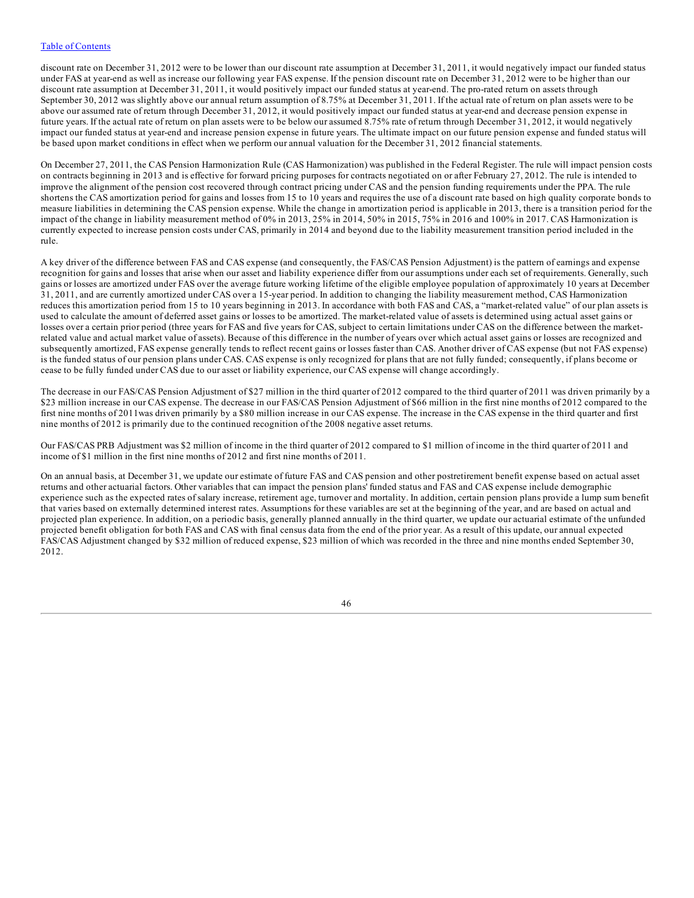discount rate on December 31, 2012 were to be lower than our discount rate assumption at December 31, 2011, it would negatively impact our funded status under FAS at year-end as well as increase our following year FAS expense. If the pension discount rate on December 31, 2012 were to be higher than our discount rate assumption at December 31, 2011, it would positively impact our funded status at year-end. The pro-rated return on assets through September 30, 2012 was slightly above our annual return assumption of 8.75% at December 31, 2011. If the actual rate of return on plan assets were to be above our assumed rate of return through December 31, 2012, it would positively impact our funded status at year-end and decrease pension expense in future years. If the actual rate of return on plan assets were to be below our assumed 8.75% rate of return through December 31, 2012, it would negatively impact our funded status at year-end and increase pension expense in future years. The ultimate impact on our future pension expense and funded status will be based upon market conditions in effect when we perform our annual valuation for the December 31, 2012 financial statements.

On December 27, 2011, the CAS Pension Harmonization Rule (CAS Harmonization) was published in the Federal Register. The rule will impact pension costs on contracts beginning in 2013 and is effective for forward pricing purposes for contracts negotiated on or after February 27, 2012. The rule is intended to improve the alignment of the pension cost recovered through contract pricing under CAS and the pension funding requirements under the PPA. The rule shortens the CAS amortization period for gains and losses from 15 to 10 years and requires the use of a discount rate based on high quality corporate bonds to measure liabilities in determining the CAS pension expense. While the change in amortization period is applicable in 2013, there is a transition period for the impact of the change in liability measurement method of 0% in 2013, 25% in 2014, 50% in 2015, 75% in 2016 and 100% in 2017. CAS Harmonization is currently expected to increase pension costs under CAS, primarily in 2014 and beyond due to the liability measurement transition period included in the rule.

A key driver of the difference between FAS and CAS expense (and consequently, the FAS/CAS Pension Adjustment) is the pattern of earnings and expense recognition for gains and losses that arise when our asset and liability experience differ from our assumptions under each set of requirements. Generally, such gains or losses are amortized under FAS over the average future working lifetime of the eligible employee population of approximately 10 years at December 31, 2011, and are currently amortized under CAS over a 15-year period. In addition to changing the liability measurement method, CAS Harmonization reduces this amortization period from 15 to 10 years beginning in 2013. In accordance with both FAS and CAS, a "market-related value" of our plan assets is used to calculate the amount of deferred asset gains or losses to be amortized. The market-related value of assets is determined using actual asset gains or losses over a certain prior period (three years for FAS and five years for CAS, subject to certain limitations under CAS on the difference between the market-related value and actual market value of assets). Because of this difference in the number of years over which actual asset gains or losses are recognized and subsequently amortized, FAS expense generally tends to reflect recent gains or losses faster than CAS. Another driver of CAS expense (but not FAS expense) is the funded status of our pension plans under CAS. CAS expense is only recognized for plans that are not fully funded; consequently, if plans become or cease to be fully funded under CAS due to our asset or liability experience, our CAS expense will change accordingly.

The decrease in our FAS/CAS Pension Adjustment of $27 million in the third quarter of 2012 compared to the third quarter of 2011 was driven primarily by a $23 million increase in our CAS expense. The decrease in our FAS/CAS Pension Adjustment of $66 million in the first nine months of 2012 compared to the first nine months of 2011was driven primarily by a $80 million increase in our CAS expense. The increase in the CAS expense in the third quarter and first nine months of 2012 is primarily due to the continued recognition of the 2008 negative asset returns.

Our FAS/CAS PRB Adjustment was $2 million of income in the third quarter of 2012 compared to $1 million of income in the third quarter of 2011 and income of $1 million in the first nine months of 2012 and first nine months of 2011.

On an annual basis, at December 31, we update our estimate of future FAS and CAS pension and other postretirement benefit expense based on actual asset returns and other actuarial factors. Other variables that can impact the pension plans' funded status and FAS and CAS expense include demographic experience such as the expected rates of salary increase, retirement age, turnover and mortality. In addition, certain pension plans provide a lump sum benefit that varies based on externally determined interest rates. Assumptions for these variables are set at the beginning of the year, and are based on actual and projected plan experience. In addition, on a periodic basis, generally planned annually in the third quarter, we update our actuarial estimate of the unfunded projected benefit obligation for both FAS and CAS with final census data from the end of the prior year. As a result of this update, our annual expected FAS/CAS Adjustment changed by $32 million of reduced expense, $23 million of which was recorded in the three and nine months ended September 30, 2012.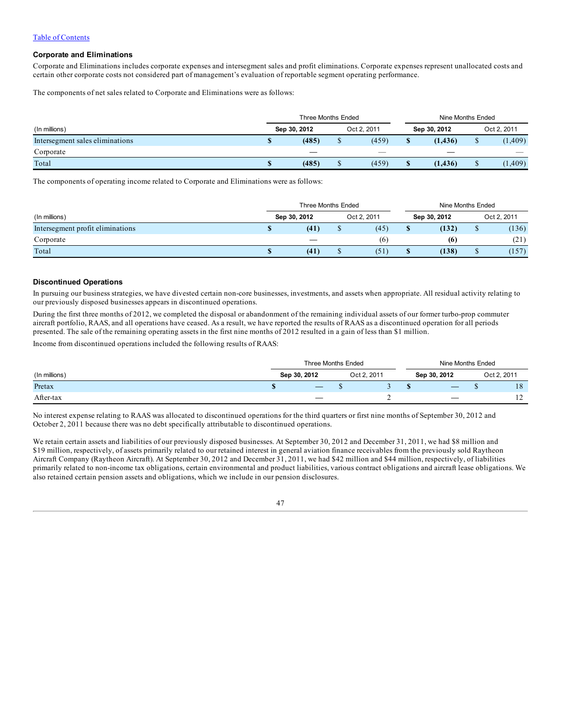[Table of Contents](#)

### Corporate and Eliminations

Corporate and Eliminations includes corporate expenses and intersegment sales and profit eliminations. Corporate expenses represent unallocated costs and certain other corporate costs not considered part of management's evaluation of reportable segment operating performance.

The components of net sales related to Corporate and Eliminations were as follows:

| | Three Months Ended | | Nine Months Ended | |
|---|---|---|---|---|
| (In millions) | **Sep 30, 2012** | Oct 2, 2011 | **Sep 30, 2012** | Oct 2, 2011 |
| Intersegment sales eliminations | **$ (485)** | $ (459) | **$ (1,436)** | $ (1,409) |
| Corporate | **—** | — | **—** | — |
| Total | **$ (485)** | $ (459) | **$ (1,436)** | $ (1,409) |

The components of operating income related to Corporate and Eliminations were as follows:

| | Three Months Ended | | Nine Months Ended | |
|---|---|---|---|---|
| (In millions) | **Sep 30, 2012** | Oct 2, 2011 | **Sep 30, 2012** | Oct 2, 2011 |
| Intersegment profit eliminations | **$ (41)** | $ (45) | **$ (132)** | $ (136) |
| Corporate | **—** | (6) | **(6)** | (21) |
| Total | **$ (41)** | $ (51) | **$ (138)** | $ (157) |

### Discontinued Operations

In pursuing our business strategies, we have divested certain non-core businesses, investments, and assets when appropriate. All residual activity relating to our previously disposed businesses appears in discontinued operations.

During the first three months of 2012, we completed the disposal or abandonment of the remaining individual assets of our former turbo-prop commuter aircraft portfolio, RAAS, and all operations have ceased. As a result, we have reported the results of RAAS as a discontinued operation for all periods presented. The sale of the remaining operating assets in the first nine months of 2012 resulted in a gain of less than $1 million.

Income from discontinued operations included the following results of RAAS:

| | Three Months Ended | | Nine Months Ended | |
|---|---|---|---|---|
| (In millions) | **Sep 30, 2012** | Oct 2, 2011 | **Sep 30, 2012** | Oct 2, 2011 |
| Pretax | **$ —** | $ 3 | **$ —** | $ 18 |
| After-tax | **—** | 2 | **—** | 12 |

No interest expense relating to RAAS was allocated to discontinued operations for the third quarters or first nine months of September 30, 2012 and October 2, 2011 because there was no debt specifically attributable to discontinued operations.

We retain certain assets and liabilities of our previously disposed businesses. At September 30, 2012 and December 31, 2011, we had $8 million and $19 million, respectively, of assets primarily related to our retained interest in general aviation finance receivables from the previously sold Raytheon Aircraft Company (Raytheon Aircraft). At September 30, 2012 and December 31, 2011, we had $42 million and $44 million, respectively, of liabilities primarily related to non-income tax obligations, certain environmental and product liabilities, various contract obligations and aircraft lease obligations. We also retained certain pension assets and obligations, which we include in our pension disclosures.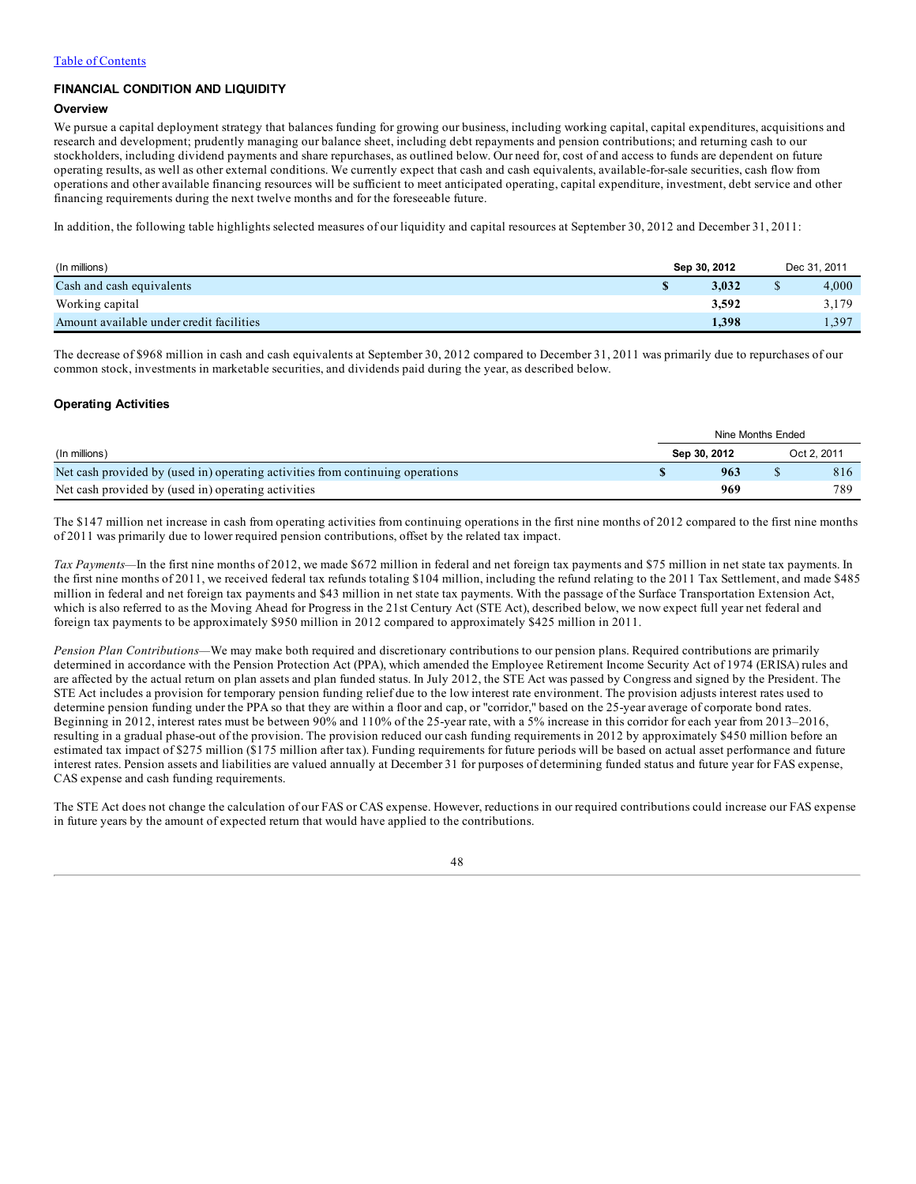## FINANCIAL CONDITION AND LIQUIDITY

### Overview

We pursue a capital deployment strategy that balances funding for growing our business, including working capital, capital expenditures, acquisitions and research and development; prudently managing our balance sheet, including debt repayments and pension contributions; and returning cash to our stockholders, including dividend payments and share repurchases, as outlined below. Our need for, cost of and access to funds are dependent on future operating results, as well as other external conditions. We currently expect that cash and cash equivalents, available-for-sale securities, cash flow from operations and other available financing resources will be sufficient to meet anticipated operating, capital expenditure, investment, debt service and other financing requirements during the next twelve months and for the foreseeable future.

In addition, the following table highlights selected measures of our liquidity and capital resources at September 30, 2012 and December 31, 2011:

| (In millions) | Sep 30, 2012 | Dec 31, 2011 |
|---|---|---|
| Cash and cash equivalents | **$ 3,032** | $ 4,000 |
| Working capital | **3,592** | 3,179 |
| Amount available under credit facilities | **1,398** | 1,397 |

The decrease of $968 million in cash and cash equivalents at September 30, 2012 compared to December 31, 2011 was primarily due to repurchases of our common stock, investments in marketable securities, and dividends paid during the year, as described below.

### Operating Activities

| | Nine Months Ended | |
|---|---|---|
| (In millions) | Sep 30, 2012 | Oct 2, 2011 |
| Net cash provided by (used in) operating activities from continuing operations | **$ 963** | $ 816 |
| Net cash provided by (used in) operating activities | **969** | 789 |

The $147 million net increase in cash from operating activities from continuing operations in the first nine months of 2012 compared to the first nine months of 2011 was primarily due to lower required pension contributions, offset by the related tax impact.

*Tax Payments*—In the first nine months of 2012, we made $672 million in federal and net foreign tax payments and $75 million in net state tax payments. In the first nine months of 2011, we received federal tax refunds totaling $104 million, including the refund relating to the 2011 Tax Settlement, and made $485 million in federal and net foreign tax payments and $43 million in net state tax payments. With the passage of the Surface Transportation Extension Act, which is also referred to as the Moving Ahead for Progress in the 21st Century Act (STE Act), described below, we now expect full year net federal and foreign tax payments to be approximately $950 million in 2012 compared to approximately $425 million in 2011.

*Pension Plan Contributions*—We may make both required and discretionary contributions to our pension plans. Required contributions are primarily determined in accordance with the Pension Protection Act (PPA), which amended the Employee Retirement Income Security Act of 1974 (ERISA) rules and are affected by the actual return on plan assets and plan funded status. In July 2012, the STE Act was passed by Congress and signed by the President. The STE Act includes a provision for temporary pension funding relief due to the low interest rate environment. The provision adjusts interest rates used to determine pension funding under the PPA so that they are within a floor and cap, or "corridor," based on the 25-year average of corporate bond rates. Beginning in 2012, interest rates must be between 90% and 110% of the 25-year rate, with a 5% increase in this corridor for each year from 2013–2016, resulting in a gradual phase-out of the provision. The provision reduced our cash funding requirements in 2012 by approximately $450 million before an estimated tax impact of $275 million ($175 million after tax). Funding requirements for future periods will be based on actual asset performance and future interest rates. Pension assets and liabilities are valued annually at December 31 for purposes of determining funded status and future year for FAS expense, CAS expense and cash funding requirements.

The STE Act does not change the calculation of our FAS or CAS expense. However, reductions in our required contributions could increase our FAS expense in future years by the amount of expected return that would have applied to the contributions.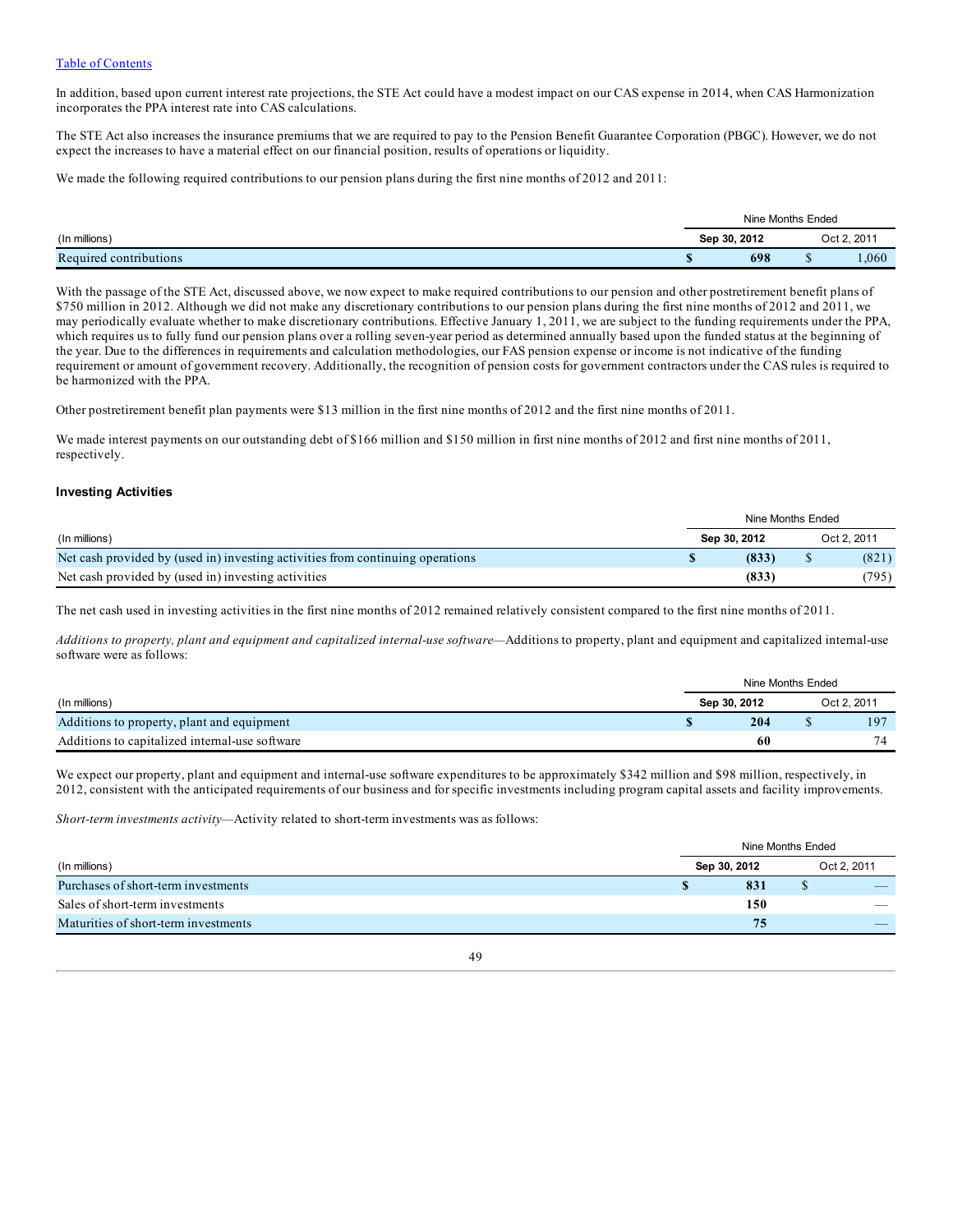In addition, based upon current interest rate projections, the STE Act could have a modest impact on our CAS expense in 2014, when CAS Harmonization incorporates the PPA interest rate into CAS calculations.

The STE Act also increases the insurance premiums that we are required to pay to the Pension Benefit Guarantee Corporation (PBGC). However, we do not expect the increases to have a material effect on our financial position, results of operations or liquidity.

We made the following required contributions to our pension plans during the first nine months of 2012 and 2011:

| | Nine Months Ended | |
|---|---|---|
| (In millions) | **Sep 30, 2012** | Oct 2, 2011 |
| Required contributions | **$ 698** | $ 1,060 |

With the passage of the STE Act, discussed above, we now expect to make required contributions to our pension and other postretirement benefit plans of $750 million in 2012. Although we did not make any discretionary contributions to our pension plans during the first nine months of 2012 and 2011, we may periodically evaluate whether to make discretionary contributions. Effective January 1, 2011, we are subject to the funding requirements under the PPA, which requires us to fully fund our pension plans over a rolling seven-year period as determined annually based upon the funded status at the beginning of the year. Due to the differences in requirements and calculation methodologies, our FAS pension expense or income is not indicative of the funding requirement or amount of government recovery. Additionally, the recognition of pension costs for government contractors under the CAS rules is required to be harmonized with the PPA.

Other postretirement benefit plan payments were $13 million in the first nine months of 2012 and the first nine months of 2011.

We made interest payments on our outstanding debt of $166 million and $150 million in first nine months of 2012 and first nine months of 2011, respectively.

### Investing Activities

| | Nine Months Ended | |
|---|---|---|
| (In millions) | **Sep 30, 2012** | Oct 2, 2011 |
| Net cash provided by (used in) investing activities from continuing operations | **$ (833)** | $ (821) |
| Net cash provided by (used in) investing activities | **(833)** | (795) |

The net cash used in investing activities in the first nine months of 2012 remained relatively consistent compared to the first nine months of 2011.

*Additions to property, plant and equipment and capitalized internal-use software*—Additions to property, plant and equipment and capitalized internal-use software were as follows:

| | Nine Months Ended | |
|---|---|---|
| (In millions) | **Sep 30, 2012** | Oct 2, 2011 |
| Additions to property, plant and equipment | **$ 204** | $ 197 |
| Additions to capitalized internal-use software | **60** | 74 |

We expect our property, plant and equipment and internal-use software expenditures to be approximately $342 million and $98 million, respectively, in 2012, consistent with the anticipated requirements of our business and for specific investments including program capital assets and facility improvements.

*Short-term investments activity*—Activity related to short-term investments was as follows:

| | Nine Months Ended | |
|---|---|---|
| (In millions) | **Sep 30, 2012** | Oct 2, 2011 |
| Purchases of short-term investments | **$ 831** | $ — |
| Sales of short-term investments | **150** | — |
| Maturities of short-term investments | **75** | — |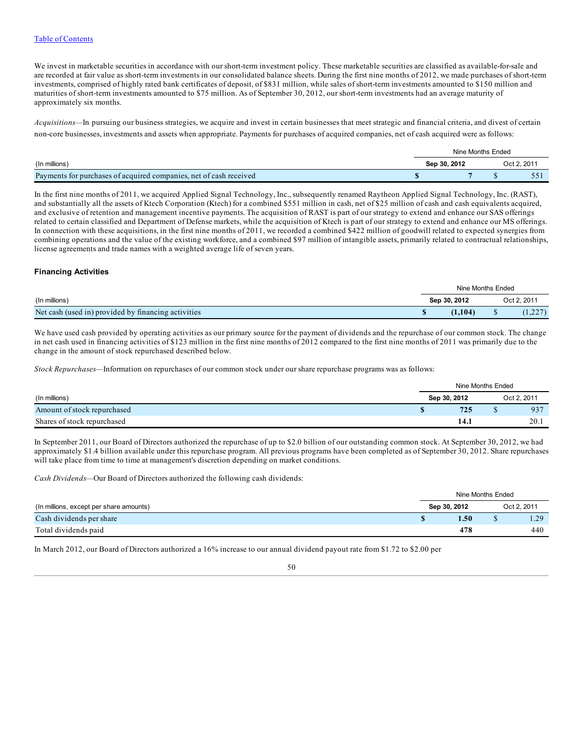We invest in marketable securities in accordance with our short-term investment policy. These marketable securities are classified as available-for-sale and are recorded at fair value as short-term investments in our consolidated balance sheets. During the first nine months of 2012, we made purchases of short-term investments, comprised of highly rated bank certificates of deposit, of $831 million, while sales of short-term investments amounted to $150 million and maturities of short-term investments amounted to $75 million. As of September 30, 2012, our short-term investments had an average maturity of approximately six months.

*Acquisitions*—In pursuing our business strategies, we acquire and invest in certain businesses that meet strategic and financial criteria, and divest of certain non-core businesses, investments and assets when appropriate. Payments for purchases of acquired companies, net of cash acquired were as follows:

| | Nine Months Ended | |
|---|---|---|
| (In millions) | **Sep 30, 2012** | Oct 2, 2011 |
| Payments for purchases of acquired companies, net of cash received | **$ 7** | $ 551 |

In the first nine months of 2011, we acquired Applied Signal Technology, Inc., subsequently renamed Raytheon Applied Signal Technology, Inc. (RAST), and substantially all the assets of Ktech Corporation (Ktech) for a combined $551 million in cash, net of $25 million of cash and cash equivalents acquired, and exclusive of retention and management incentive payments. The acquisition of RAST is part of our strategy to extend and enhance our SAS offerings related to certain classified and Department of Defense markets, while the acquisition of Ktech is part of our strategy to extend and enhance our MS offerings. In connection with these acquisitions, in the first nine months of 2011, we recorded a combined $422 million of goodwill related to expected synergies from combining operations and the value of the existing workforce, and a combined $97 million of intangible assets, primarily related to contractual relationships, license agreements and trade names with a weighted average life of seven years.

### Financing Activities

| | Nine Months Ended | |
|---|---|---|
| (In millions) | **Sep 30, 2012** | Oct 2, 2011 |
| Net cash (used in) provided by financing activities | **$ (1,104)** | $ (1,227) |

We have used cash provided by operating activities as our primary source for the payment of dividends and the repurchase of our common stock. The change in net cash used in financing activities of $123 million in the first nine months of 2012 compared to the first nine months of 2011 was primarily due to the change in the amount of stock repurchased described below.

*Stock Repurchases*—Information on repurchases of our common stock under our share repurchase programs was as follows:

| | Nine Months Ended | |
|---|---|---|
| (In millions) | **Sep 30, 2012** | Oct 2, 2011 |
| Amount of stock repurchased | **$ 725** | $ 937 |
| Shares of stock repurchased | **14.1** | 20.1 |

In September 2011, our Board of Directors authorized the repurchase of up to $2.0 billion of our outstanding common stock. At September 30, 2012, we had approximately $1.4 billion available under this repurchase program. All previous programs have been completed as of September 30, 2012. Share repurchases will take place from time to time at management's discretion depending on market conditions.

*Cash Dividends*—Our Board of Directors authorized the following cash dividends:

| | Nine Months Ended | |
|---|---|---|
| (In millions, except per share amounts) | **Sep 30, 2012** | Oct 2, 2011 |
| Cash dividends per share | **$ 1.50** | $ 1.29 |
| Total dividends paid | **478** | 440 |

In March 2012, our Board of Directors authorized a 16% increase to our annual dividend payout rate from $1.72 to $2.00 per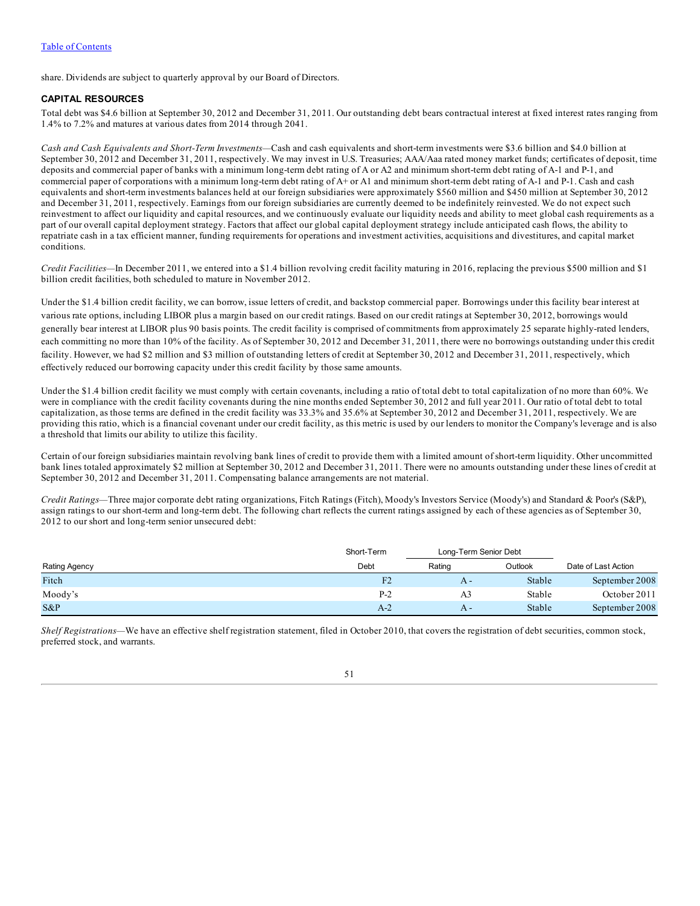share. Dividends are subject to quarterly approval by our Board of Directors.

## CAPITAL RESOURCES

Total debt was $4.6 billion at September 30, 2012 and December 31, 2011. Our outstanding debt bears contractual interest at fixed interest rates ranging from 1.4% to 7.2% and matures at various dates from 2014 through 2041.

*Cash and Cash Equivalents and Short-Term Investments*—Cash and cash equivalents and short-term investments were $3.6 billion and $4.0 billion at September 30, 2012 and December 31, 2011, respectively. We may invest in U.S. Treasuries; AAA/Aaa rated money market funds; certificates of deposit, time deposits and commercial paper of banks with a minimum long-term debt rating of A or A2 and minimum short-term debt rating of A-1 and P-1, and commercial paper of corporations with a minimum long-term debt rating of A+ or A1 and minimum short-term debt rating of A-1 and P-1. Cash and cash equivalents and short-term investments balances held at our foreign subsidiaries were approximately $560 million and $450 million at September 30, 2012 and December 31, 2011, respectively. Earnings from our foreign subsidiaries are currently deemed to be indefinitely reinvested. We do not expect such reinvestment to affect our liquidity and capital resources, and we continuously evaluate our liquidity needs and ability to meet global cash requirements as a part of our overall capital deployment strategy. Factors that affect our global capital deployment strategy include anticipated cash flows, the ability to repatriate cash in a tax efficient manner, funding requirements for operations and investment activities, acquisitions and divestitures, and capital market conditions.

*Credit Facilities*—In December 2011, we entered into a $1.4 billion revolving credit facility maturing in 2016, replacing the previous $500 million and $1 billion credit facilities, both scheduled to mature in November 2012.

Under the $1.4 billion credit facility, we can borrow, issue letters of credit, and backstop commercial paper. Borrowings under this facility bear interest at various rate options, including LIBOR plus a margin based on our credit ratings. Based on our credit ratings at September 30, 2012, borrowings would generally bear interest at LIBOR plus 90 basis points. The credit facility is comprised of commitments from approximately 25 separate highly-rated lenders, each committing no more than 10% of the facility. As of September 30, 2012 and December 31, 2011, there were no borrowings outstanding under this credit facility. However, we had $2 million and $3 million of outstanding letters of credit at September 30, 2012 and December 31, 2011, respectively, which effectively reduced our borrowing capacity under this credit facility by those same amounts.

Under the $1.4 billion credit facility we must comply with certain covenants, including a ratio of total debt to total capitalization of no more than 60%. We were in compliance with the credit facility covenants during the nine months ended September 30, 2012 and full year 2011. Our ratio of total debt to total capitalization, as those terms are defined in the credit facility was 33.3% and 35.6% at September 30, 2012 and December 31, 2011, respectively. We are providing this ratio, which is a financial covenant under our credit facility, as this metric is used by our lenders to monitor the Company's leverage and is also a threshold that limits our ability to utilize this facility.

Certain of our foreign subsidiaries maintain revolving bank lines of credit to provide them with a limited amount of short-term liquidity. Other uncommitted bank lines totaled approximately $2 million at September 30, 2012 and December 31, 2011. There were no amounts outstanding under these lines of credit at September 30, 2012 and December 31, 2011. Compensating balance arrangements are not material.

*Credit Ratings*—Three major corporate debt rating organizations, Fitch Ratings (Fitch), Moody's Investors Service (Moody's) and Standard & Poor's (S&P), assign ratings to our short-term and long-term debt. The following chart reflects the current ratings assigned by each of these agencies as of September 30, 2012 to our short and long-term senior unsecured debt:

| | Short-Term | Long-Term Senior Debt | | |
|---|---|---|---|---|
| Rating Agency | Debt | Rating | Outlook | Date of Last Action |
| Fitch | F2 | A - | Stable | September 2008 |
| Moody's | P-2 | A3 | Stable | October 2011 |
| S&P | A-2 | A - | Stable | September 2008 |

*Shelf Registrations*—We have an effective shelf registration statement, filed in October 2010, that covers the registration of debt securities, common stock, preferred stock, and warrants.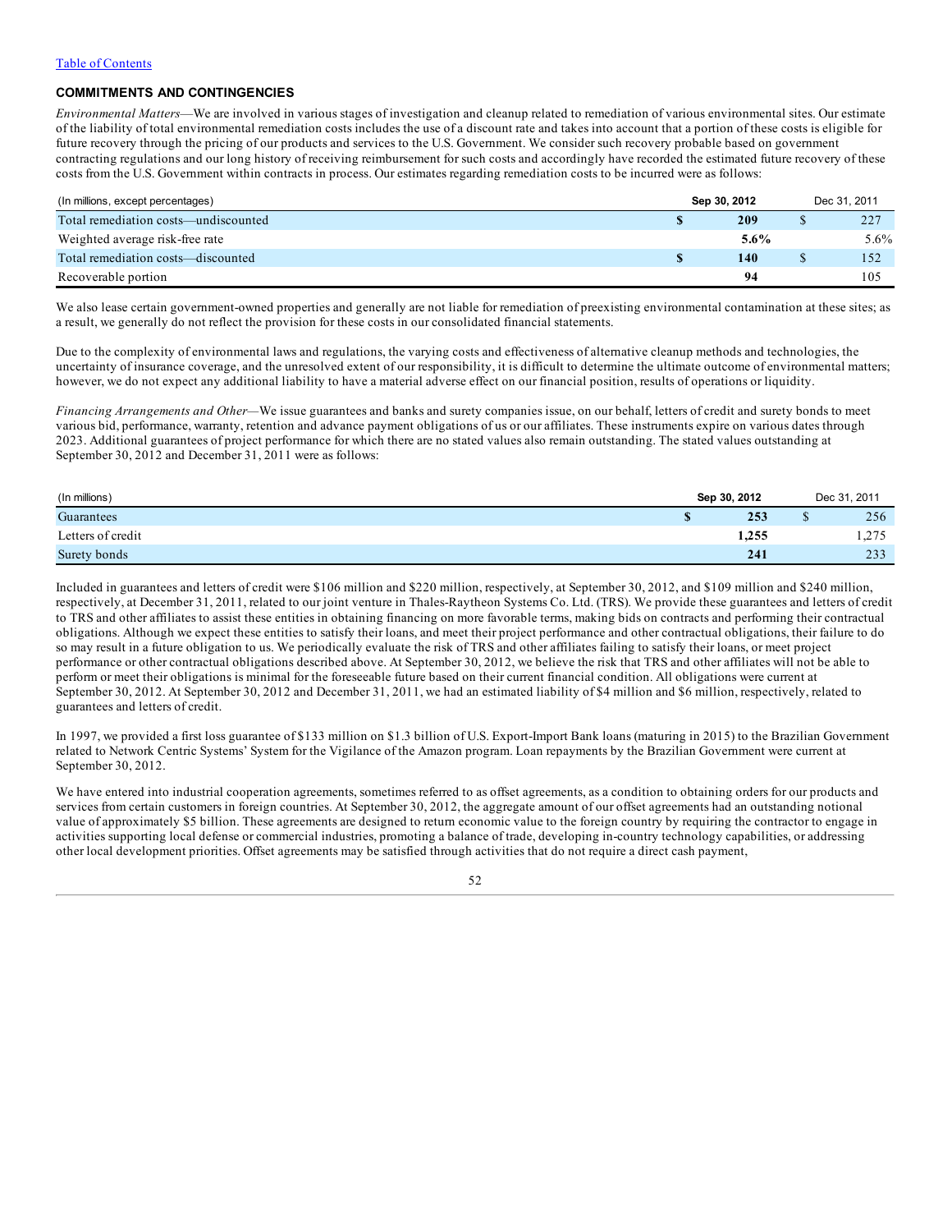## COMMITMENTS AND CONTINGENCIES

*Environmental Matters*—We are involved in various stages of investigation and cleanup related to remediation of various environmental sites. Our estimate of the liability of total environmental remediation costs includes the use of a discount rate and takes into account that a portion of these costs is eligible for future recovery through the pricing of our products and services to the U.S. Government. We consider such recovery probable based on government contracting regulations and our long history of receiving reimbursement for such costs and accordingly have recorded the estimated future recovery of these costs from the U.S. Government within contracts in process. Our estimates regarding remediation costs to be incurred were as follows:

| (In millions, except percentages) | Sep 30, 2012 | Dec 31, 2011 |
|---|---|---|
| Total remediation costs—undiscounted | **$ 209** | $ 227 |
| Weighted average risk-free rate | **5.6%** | 5.6% |
| Total remediation costs—discounted | **$ 140** | $ 152 |
| Recoverable portion | **94** | 105 |

We also lease certain government-owned properties and generally are not liable for remediation of preexisting environmental contamination at these sites; as a result, we generally do not reflect the provision for these costs in our consolidated financial statements.

Due to the complexity of environmental laws and regulations, the varying costs and effectiveness of alternative cleanup methods and technologies, the uncertainty of insurance coverage, and the unresolved extent of our responsibility, it is difficult to determine the ultimate outcome of environmental matters; however, we do not expect any additional liability to have a material adverse effect on our financial position, results of operations or liquidity.

*Financing Arrangements and Other*—We issue guarantees and banks and surety companies issue, on our behalf, letters of credit and surety bonds to meet various bid, performance, warranty, retention and advance payment obligations of us or our affiliates. These instruments expire on various dates through 2023. Additional guarantees of project performance for which there are no stated values also remain outstanding. The stated values outstanding at September 30, 2012 and December 31, 2011 were as follows:

| (In millions) | Sep 30, 2012 | Dec 31, 2011 |
|---|---|---|
| Guarantees | **$ 253** | $ 256 |
| Letters of credit | **1,255** | 1,275 |
| Surety bonds | **241** | 233 |

Included in guarantees and letters of credit were $106 million and $220 million, respectively, at September 30, 2012, and $109 million and $240 million, respectively, at December 31, 2011, related to our joint venture in Thales-Raytheon Systems Co. Ltd. (TRS). We provide these guarantees and letters of credit to TRS and other affiliates to assist these entities in obtaining financing on more favorable terms, making bids on contracts and performing their contractual obligations. Although we expect these entities to satisfy their loans, and meet their project performance and other contractual obligations, their failure to do so may result in a future obligation to us. We periodically evaluate the risk of TRS and other affiliates failing to satisfy their loans, or meet project performance or other contractual obligations described above. At September 30, 2012, we believe the risk that TRS and other affiliates will not be able to perform or meet their obligations is minimal for the foreseeable future based on their current financial condition. All obligations were current at September 30, 2012. At September 30, 2012 and December 31, 2011, we had an estimated liability of $4 million and $6 million, respectively, related to guarantees and letters of credit.

In 1997, we provided a first loss guarantee of $133 million on $1.3 billion of U.S. Export-Import Bank loans (maturing in 2015) to the Brazilian Government related to Network Centric Systems' System for the Vigilance of the Amazon program. Loan repayments by the Brazilian Government were current at September 30, 2012.

We have entered into industrial cooperation agreements, sometimes referred to as offset agreements, as a condition to obtaining orders for our products and services from certain customers in foreign countries. At September 30, 2012, the aggregate amount of our offset agreements had an outstanding notional value of approximately $5 billion. These agreements are designed to return economic value to the foreign country by requiring the contractor to engage in activities supporting local defense or commercial industries, promoting a balance of trade, developing in-country technology capabilities, or addressing other local development priorities. Offset agreements may be satisfied through activities that do not require a direct cash payment,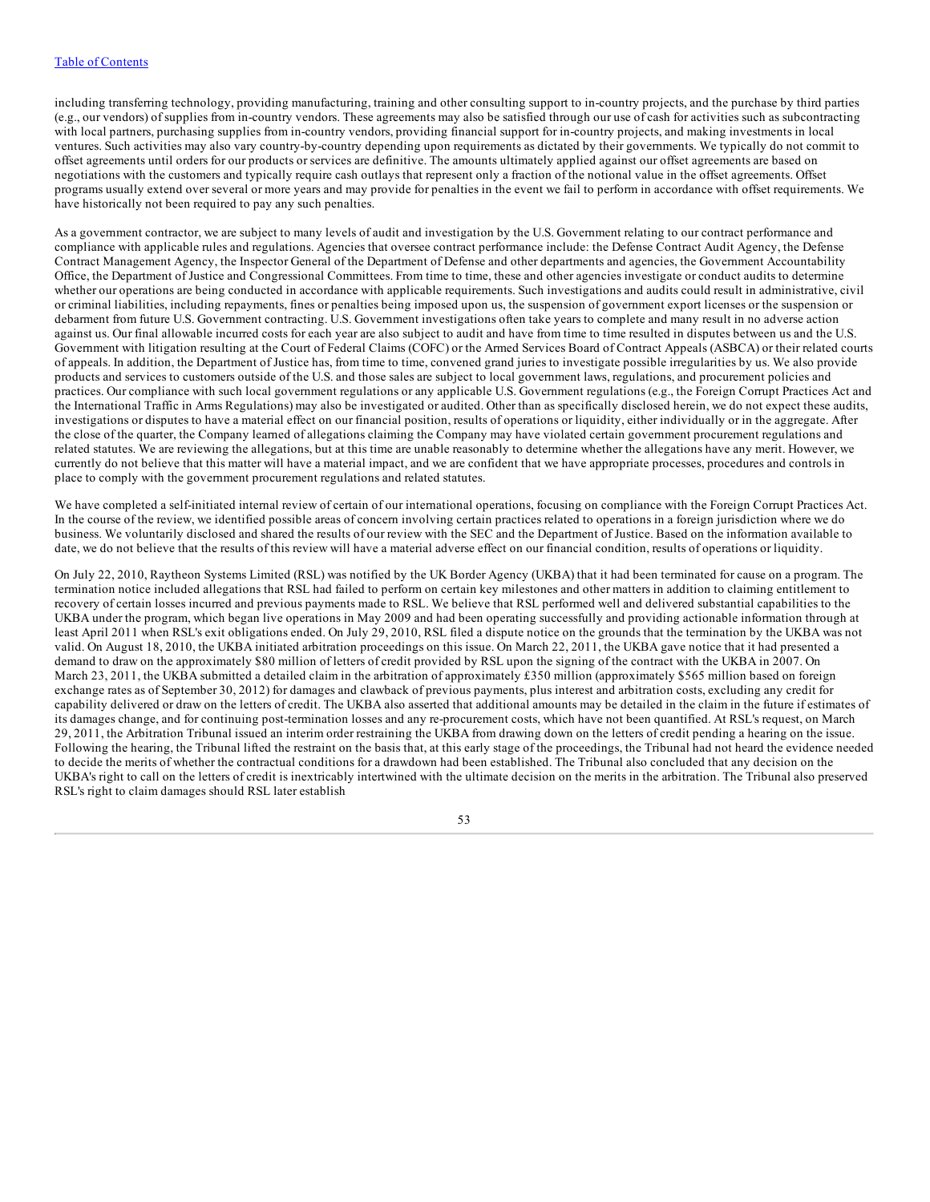including transferring technology, providing manufacturing, training and other consulting support to in-country projects, and the purchase by third parties (e.g., our vendors) of supplies from in-country vendors. These agreements may also be satisfied through our use of cash for activities such as subcontracting with local partners, purchasing supplies from in-country vendors, providing financial support for in-country projects, and making investments in local ventures. Such activities may also vary country-by-country depending upon requirements as dictated by their governments. We typically do not commit to offset agreements until orders for our products or services are definitive. The amounts ultimately applied against our offset agreements are based on negotiations with the customers and typically require cash outlays that represent only a fraction of the notional value in the offset agreements. Offset programs usually extend over several or more years and may provide for penalties in the event we fail to perform in accordance with offset requirements. We have historically not been required to pay any such penalties.

As a government contractor, we are subject to many levels of audit and investigation by the U.S. Government relating to our contract performance and compliance with applicable rules and regulations. Agencies that oversee contract performance include: the Defense Contract Audit Agency, the Defense Contract Management Agency, the Inspector General of the Department of Defense and other departments and agencies, the Government Accountability Office, the Department of Justice and Congressional Committees. From time to time, these and other agencies investigate or conduct audits to determine whether our operations are being conducted in accordance with applicable requirements. Such investigations and audits could result in administrative, civil or criminal liabilities, including repayments, fines or penalties being imposed upon us, the suspension of government export licenses or the suspension or debarment from future U.S. Government contracting. U.S. Government investigations often take years to complete and many result in no adverse action against us. Our final allowable incurred costs for each year are also subject to audit and have from time to time resulted in disputes between us and the U.S. Government with litigation resulting at the Court of Federal Claims (COFC) or the Armed Services Board of Contract Appeals (ASBCA) or their related courts of appeals. In addition, the Department of Justice has, from time to time, convened grand juries to investigate possible irregularities by us. We also provide products and services to customers outside of the U.S. and those sales are subject to local government laws, regulations, and procurement policies and practices. Our compliance with such local government regulations or any applicable U.S. Government regulations (e.g., the Foreign Corrupt Practices Act and the International Traffic in Arms Regulations) may also be investigated or audited. Other than as specifically disclosed herein, we do not expect these audits, investigations or disputes to have a material effect on our financial position, results of operations or liquidity, either individually or in the aggregate. After the close of the quarter, the Company learned of allegations claiming the Company may have violated certain government procurement regulations and related statutes. We are reviewing the allegations, but at this time are unable reasonably to determine whether the allegations have any merit. However, we currently do not believe that this matter will have a material impact, and we are confident that we have appropriate processes, procedures and controls in place to comply with the government procurement regulations and related statutes.

We have completed a self-initiated internal review of certain of our international operations, focusing on compliance with the Foreign Corrupt Practices Act. In the course of the review, we identified possible areas of concern involving certain practices related to operations in a foreign jurisdiction where we do business. We voluntarily disclosed and shared the results of our review with the SEC and the Department of Justice. Based on the information available to date, we do not believe that the results of this review will have a material adverse effect on our financial condition, results of operations or liquidity.

On July 22, 2010, Raytheon Systems Limited (RSL) was notified by the UK Border Agency (UKBA) that it had been terminated for cause on a program. The termination notice included allegations that RSL had failed to perform on certain key milestones and other matters in addition to claiming entitlement to recovery of certain losses incurred and previous payments made to RSL. We believe that RSL performed well and delivered substantial capabilities to the UKBA under the program, which began live operations in May 2009 and had been operating successfully and providing actionable information through at least April 2011 when RSL's exit obligations ended. On July 29, 2010, RSL filed a dispute notice on the grounds that the termination by the UKBA was not valid. On August 18, 2010, the UKBA initiated arbitration proceedings on this issue. On March 22, 2011, the UKBA gave notice that it had presented a demand to draw on the approximately $80 million of letters of credit provided by RSL upon the signing of the contract with the UKBA in 2007. On March 23, 2011, the UKBA submitted a detailed claim in the arbitration of approximately £350 million (approximately $565 million based on foreign exchange rates as of September 30, 2012) for damages and clawback of previous payments, plus interest and arbitration costs, excluding any credit for capability delivered or draw on the letters of credit. The UKBA also asserted that additional amounts may be detailed in the claim in the future if estimates of its damages change, and for continuing post-termination losses and any re-procurement costs, which have not been quantified. At RSL's request, on March 29, 2011, the Arbitration Tribunal issued an interim order restraining the UKBA from drawing down on the letters of credit pending a hearing on the issue. Following the hearing, the Tribunal lifted the restraint on the basis that, at this early stage of the proceedings, the Tribunal had not heard the evidence needed to decide the merits of whether the contractual conditions for a drawdown had been established. The Tribunal also concluded that any decision on the UKBA's right to call on the letters of credit is inextricably intertwined with the ultimate decision on the merits in the arbitration. The Tribunal also preserved RSL's right to claim damages should RSL later establish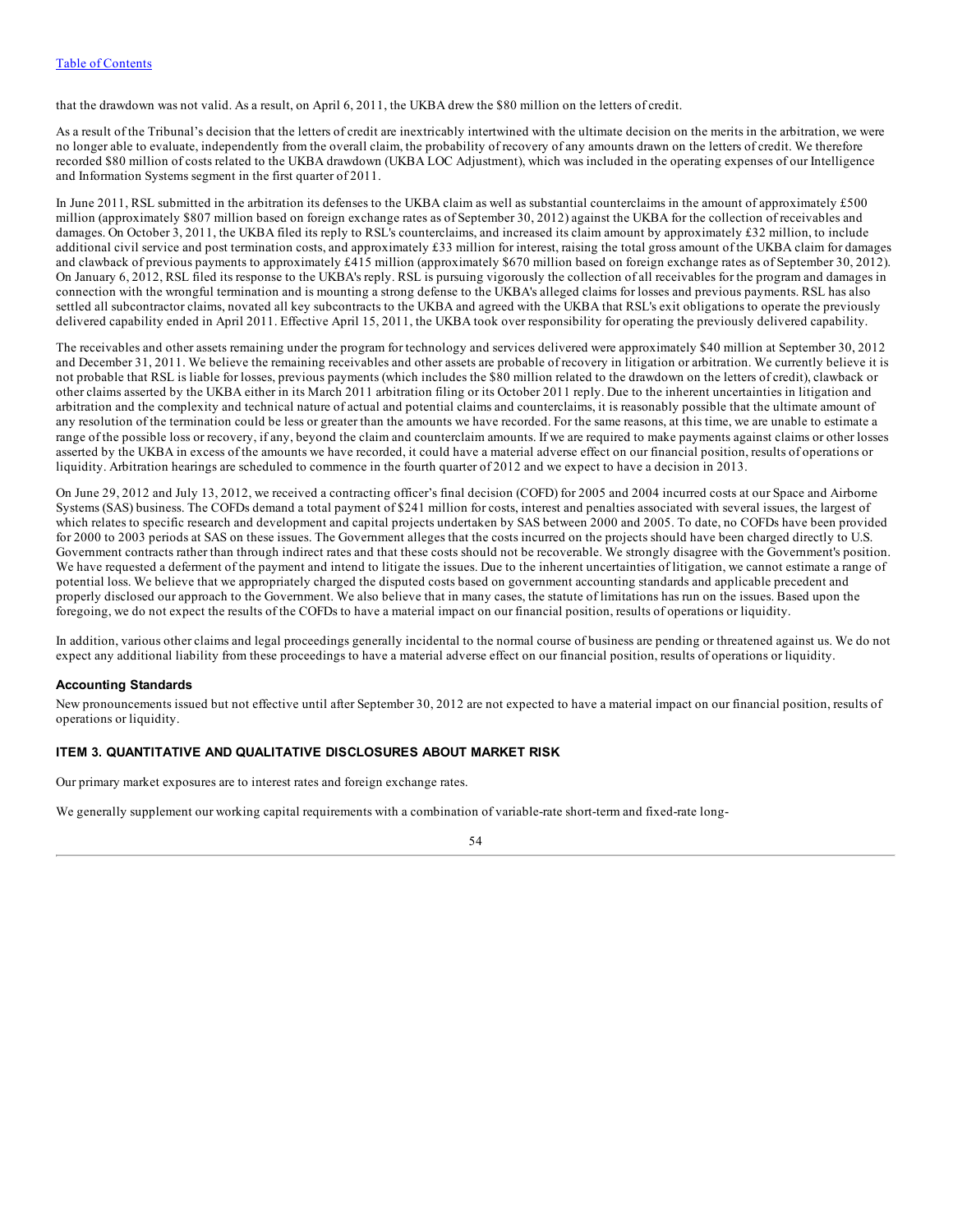that the drawdown was not valid. As a result, on April 6, 2011, the UKBA drew the $80 million on the letters of credit.

As a result of the Tribunal's decision that the letters of credit are inextricably intertwined with the ultimate decision on the merits in the arbitration, we were no longer able to evaluate, independently from the overall claim, the probability of recovery of any amounts drawn on the letters of credit. We therefore recorded $80 million of costs related to the UKBA drawdown (UKBA LOC Adjustment), which was included in the operating expenses of our Intelligence and Information Systems segment in the first quarter of 2011.

In June 2011, RSL submitted in the arbitration its defenses to the UKBA claim as well as substantial counterclaims in the amount of approximately £500 million (approximately $807 million based on foreign exchange rates as of September 30, 2012) against the UKBA for the collection of receivables and damages. On October 3, 2011, the UKBA filed its reply to RSL's counterclaims, and increased its claim amount by approximately £32 million, to include additional civil service and post termination costs, and approximately £33 million for interest, raising the total gross amount of the UKBA claim for damages and clawback of previous payments to approximately £415 million (approximately $670 million based on foreign exchange rates as of September 30, 2012). On January 6, 2012, RSL filed its response to the UKBA's reply. RSL is pursuing vigorously the collection of all receivables for the program and damages in connection with the wrongful termination and is mounting a strong defense to the UKBA's alleged claims for losses and previous payments. RSL has also settled all subcontractor claims, novated all key subcontracts to the UKBA and agreed with the UKBA that RSL's exit obligations to operate the previously delivered capability ended in April 2011. Effective April 15, 2011, the UKBA took over responsibility for operating the previously delivered capability.

The receivables and other assets remaining under the program for technology and services delivered were approximately $40 million at September 30, 2012 and December 31, 2011. We believe the remaining receivables and other assets are probable of recovery in litigation or arbitration. We currently believe it is not probable that RSL is liable for losses, previous payments (which includes the $80 million related to the drawdown on the letters of credit), clawback or other claims asserted by the UKBA either in its March 2011 arbitration filing or its October 2011 reply. Due to the inherent uncertainties in litigation and arbitration and the complexity and technical nature of actual and potential claims and counterclaims, it is reasonably possible that the ultimate amount of any resolution of the termination could be less or greater than the amounts we have recorded. For the same reasons, at this time, we are unable to estimate a range of the possible loss or recovery, if any, beyond the claim and counterclaim amounts. If we are required to make payments against claims or other losses asserted by the UKBA in excess of the amounts we have recorded, it could have a material adverse effect on our financial position, results of operations or liquidity. Arbitration hearings are scheduled to commence in the fourth quarter of 2012 and we expect to have a decision in 2013.

On June 29, 2012 and July 13, 2012, we received a contracting officer's final decision (COFD) for 2005 and 2004 incurred costs at our Space and Airborne Systems (SAS) business. The COFDs demand a total payment of $241 million for costs, interest and penalties associated with several issues, the largest of which relates to specific research and development and capital projects undertaken by SAS between 2000 and 2005. To date, no COFDs have been provided for 2000 to 2003 periods at SAS on these issues. The Government alleges that the costs incurred on the projects should have been charged directly to U.S. Government contracts rather than through indirect rates and that these costs should not be recoverable. We strongly disagree with the Government's position. We have requested a deferment of the payment and intend to litigate the issues. Due to the inherent uncertainties of litigation, we cannot estimate a range of potential loss. We believe that we appropriately charged the disputed costs based on government accounting standards and applicable precedent and properly disclosed our approach to the Government. We also believe that in many cases, the statute of limitations has run on the issues. Based upon the foregoing, we do not expect the results of the COFDs to have a material impact on our financial position, results of operations or liquidity.

In addition, various other claims and legal proceedings generally incidental to the normal course of business are pending or threatened against us. We do not expect any additional liability from these proceedings to have a material adverse effect on our financial position, results of operations or liquidity.

### Accounting Standards

New pronouncements issued but not effective until after September 30, 2012 are not expected to have a material impact on our financial position, results of operations or liquidity.

## ITEM 3. QUANTITATIVE AND QUALITATIVE DISCLOSURES ABOUT MARKET RISK

Our primary market exposures are to interest rates and foreign exchange rates.

We generally supplement our working capital requirements with a combination of variable-rate short-term and fixed-rate long-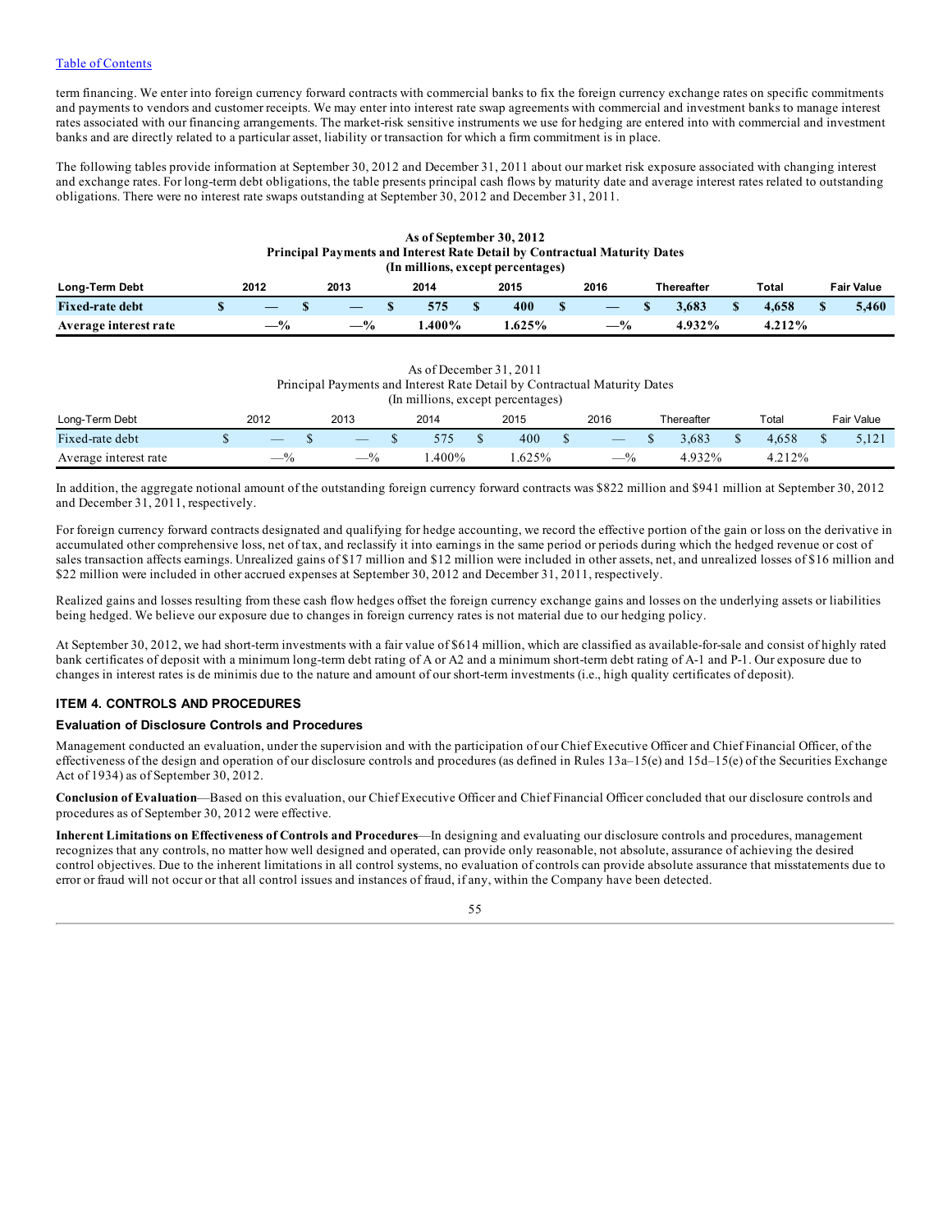term financing. We enter into foreign currency forward contracts with commercial banks to fix the foreign currency exchange rates on specific commitments and payments to vendors and customer receipts. We may enter into interest rate swap agreements with commercial and investment banks to manage interest rates associated with our financing arrangements. The market-risk sensitive instruments we use for hedging are entered into with commercial and investment banks and are directly related to a particular asset, liability or transaction for which a firm commitment is in place.

The following tables provide information at September 30, 2012 and December 31, 2011 about our market risk exposure associated with changing interest and exchange rates. For long-term debt obligations, the table presents principal cash flows by maturity date and average interest rates related to outstanding obligations. There were no interest rate swaps outstanding at September 30, 2012 and December 31, 2011.

**As of September 30, 2012**
**Principal Payments and Interest Rate Detail by Contractual Maturity Dates**
**(In millions, except percentages)**

| Long-Term Debt | 2012 | 2013 | 2014 | 2015 | 2016 | Thereafter | Total | Fair Value |
|---|---|---|---|---|---|---|---|---|
| **Fixed-rate debt** | **$ —** | **$ —** | **$ 575** | **$ 400** | **$ —** | **$ 3,683** | **$ 4,658** | **$ 5,460** |
| **Average interest rate** | **—%** | **—%** | **1.400%** | **1.625%** | **—%** | **4.932%** | **4.212%** | |

As of December 31, 2011
Principal Payments and Interest Rate Detail by Contractual Maturity Dates
(In millions, except percentages)

| Long-Term Debt | 2012 | 2013 | 2014 | 2015 | 2016 | Thereafter | Total | Fair Value |
|---|---|---|---|---|---|---|---|---|
| Fixed-rate debt | $ — | $ — | $ 575 | $ 400 | $ — | $ 3,683 | $ 4,658 | $ 5,121 |
| Average interest rate | —% | —% | 1.400% | 1.625% | —% | 4.932% | 4.212% | |

In addition, the aggregate notional amount of the outstanding foreign currency forward contracts was $822 million and $941 million at September 30, 2012 and December 31, 2011, respectively.

For foreign currency forward contracts designated and qualifying for hedge accounting, we record the effective portion of the gain or loss on the derivative in accumulated other comprehensive loss, net of tax, and reclassify it into earnings in the same period or periods during which the hedged revenue or cost of sales transaction affects earnings. Unrealized gains of $17 million and $12 million were included in other assets, net, and unrealized losses of $16 million and $22 million were included in other accrued expenses at September 30, 2012 and December 31, 2011, respectively.

Realized gains and losses resulting from these cash flow hedges offset the foreign currency exchange gains and losses on the underlying assets or liabilities being hedged. We believe our exposure due to changes in foreign currency rates is not material due to our hedging policy.

At September 30, 2012, we had short-term investments with a fair value of $614 million, which are classified as available-for-sale and consist of highly rated bank certificates of deposit with a minimum long-term debt rating of A or A2 and a minimum short-term debt rating of A-1 and P-1. Our exposure due to changes in interest rates is de minimis due to the nature and amount of our short-term investments (i.e., high quality certificates of deposit).

## ITEM 4. CONTROLS AND PROCEDURES

### Evaluation of Disclosure Controls and Procedures

Management conducted an evaluation, under the supervision and with the participation of our Chief Executive Officer and Chief Financial Officer, of the effectiveness of the design and operation of our disclosure controls and procedures (as defined in Rules 13a–15(e) and 15d–15(e) of the Securities Exchange Act of 1934) as of September 30, 2012.

**Conclusion of Evaluation**—Based on this evaluation, our Chief Executive Officer and Chief Financial Officer concluded that our disclosure controls and procedures as of September 30, 2012 were effective.

**Inherent Limitations on Effectiveness of Controls and Procedures**—In designing and evaluating our disclosure controls and procedures, management recognizes that any controls, no matter how well designed and operated, can provide only reasonable, not absolute, assurance of achieving the desired control objectives. Due to the inherent limitations in all control systems, no evaluation of controls can provide absolute assurance that misstatements due to error or fraud will not occur or that all control issues and instances of fraud, if any, within the Company have been detected.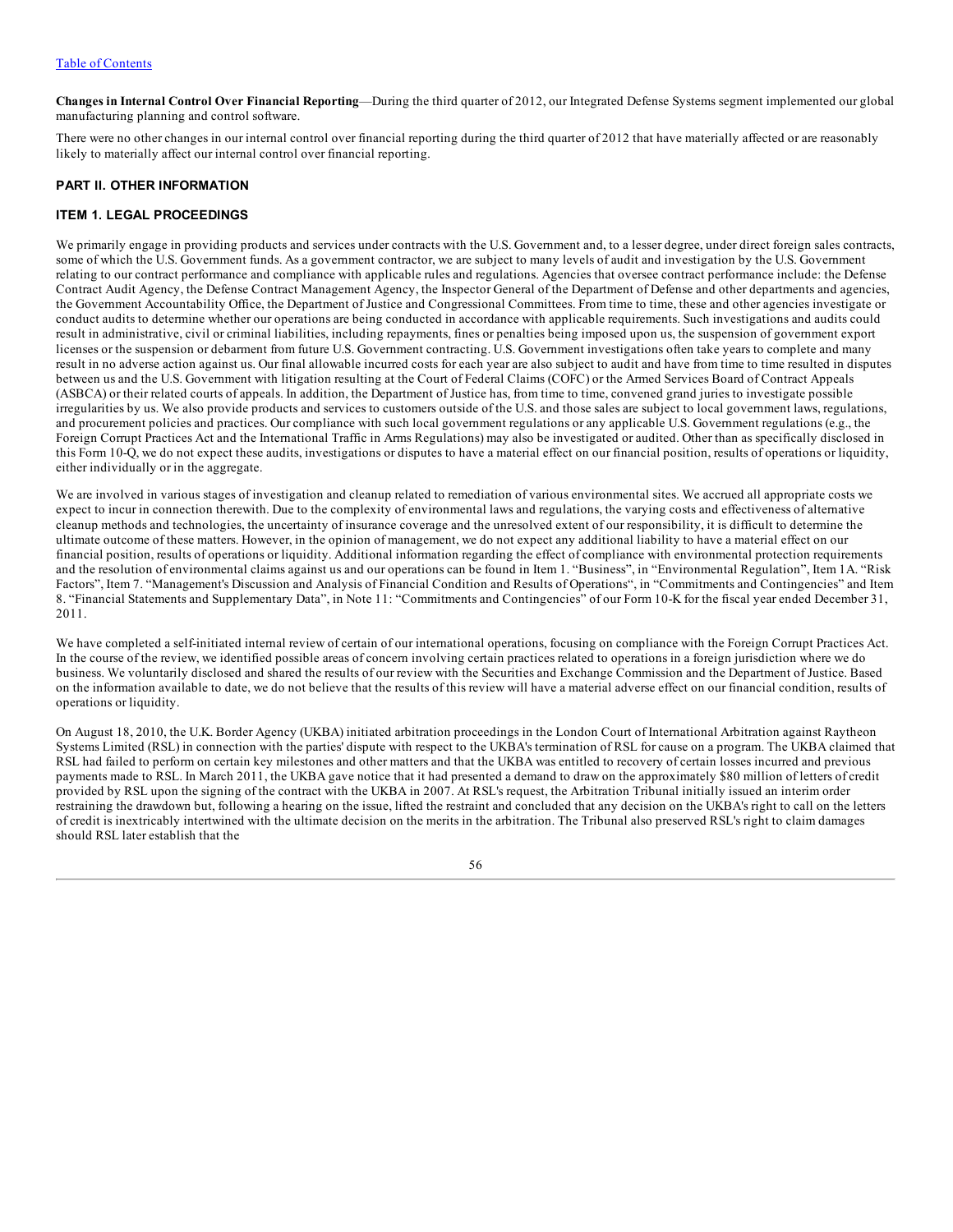**Changes in Internal Control Over Financial Reporting**—During the third quarter of 2012, our Integrated Defense Systems segment implemented our global manufacturing planning and control software.

There were no other changes in our internal control over financial reporting during the third quarter of 2012 that have materially affected or are reasonably likely to materially affect our internal control over financial reporting.

## PART II. OTHER INFORMATION

### ITEM 1. LEGAL PROCEEDINGS

We primarily engage in providing products and services under contracts with the U.S. Government and, to a lesser degree, under direct foreign sales contracts, some of which the U.S. Government funds. As a government contractor, we are subject to many levels of audit and investigation by the U.S. Government relating to our contract performance and compliance with applicable rules and regulations. Agencies that oversee contract performance include: the Defense Contract Audit Agency, the Defense Contract Management Agency, the Inspector General of the Department of Defense and other departments and agencies, the Government Accountability Office, the Department of Justice and Congressional Committees. From time to time, these and other agencies investigate or conduct audits to determine whether our operations are being conducted in accordance with applicable requirements. Such investigations and audits could result in administrative, civil or criminal liabilities, including repayments, fines or penalties being imposed upon us, the suspension of government export licenses or the suspension or debarment from future U.S. Government contracting. U.S. Government investigations often take years to complete and many result in no adverse action against us. Our final allowable incurred costs for each year are also subject to audit and have from time to time resulted in disputes between us and the U.S. Government with litigation resulting at the Court of Federal Claims (COFC) or the Armed Services Board of Contract Appeals (ASBCA) or their related courts of appeals. In addition, the Department of Justice has, from time to time, convened grand juries to investigate possible irregularities by us. We also provide products and services to customers outside of the U.S. and those sales are subject to local government laws, regulations, and procurement policies and practices. Our compliance with such local government regulations or any applicable U.S. Government regulations (e.g., the Foreign Corrupt Practices Act and the International Traffic in Arms Regulations) may also be investigated or audited. Other than as specifically disclosed in this Form 10-Q, we do not expect these audits, investigations or disputes to have a material effect on our financial position, results of operations or liquidity, either individually or in the aggregate.

We are involved in various stages of investigation and cleanup related to remediation of various environmental sites. We accrued all appropriate costs we expect to incur in connection therewith. Due to the complexity of environmental laws and regulations, the varying costs and effectiveness of alternative cleanup methods and technologies, the uncertainty of insurance coverage and the unresolved extent of our responsibility, it is difficult to determine the ultimate outcome of these matters. However, in the opinion of management, we do not expect any additional liability to have a material effect on our financial position, results of operations or liquidity. Additional information regarding the effect of compliance with environmental protection requirements and the resolution of environmental claims against us and our operations can be found in Item 1. "Business", in "Environmental Regulation", Item 1A. "Risk Factors", Item 7. "Management's Discussion and Analysis of Financial Condition and Results of Operations", in "Commitments and Contingencies" and Item 8. "Financial Statements and Supplementary Data", in Note 11: "Commitments and Contingencies" of our Form 10-K for the fiscal year ended December 31, 2011.

We have completed a self-initiated internal review of certain of our international operations, focusing on compliance with the Foreign Corrupt Practices Act. In the course of the review, we identified possible areas of concern involving certain practices related to operations in a foreign jurisdiction where we do business. We voluntarily disclosed and shared the results of our review with the Securities and Exchange Commission and the Department of Justice. Based on the information available to date, we do not believe that the results of this review will have a material adverse effect on our financial condition, results of operations or liquidity.

On August 18, 2010, the U.K. Border Agency (UKBA) initiated arbitration proceedings in the London Court of International Arbitration against Raytheon Systems Limited (RSL) in connection with the parties' dispute with respect to the UKBA's termination of RSL for cause on a program. The UKBA claimed that RSL had failed to perform on certain key milestones and other matters and that the UKBA was entitled to recovery of certain losses incurred and previous payments made to RSL. In March 2011, the UKBA gave notice that it had presented a demand to draw on the approximately $80 million of letters of credit provided by RSL upon the signing of the contract with the UKBA in 2007. At RSL's request, the Arbitration Tribunal initially issued an interim order restraining the drawdown but, following a hearing on the issue, lifted the restraint and concluded that any decision on the UKBA's right to call on the letters of credit is inextricably intertwined with the ultimate decision on the merits in the arbitration. The Tribunal also preserved RSL's right to claim damages should RSL later establish that the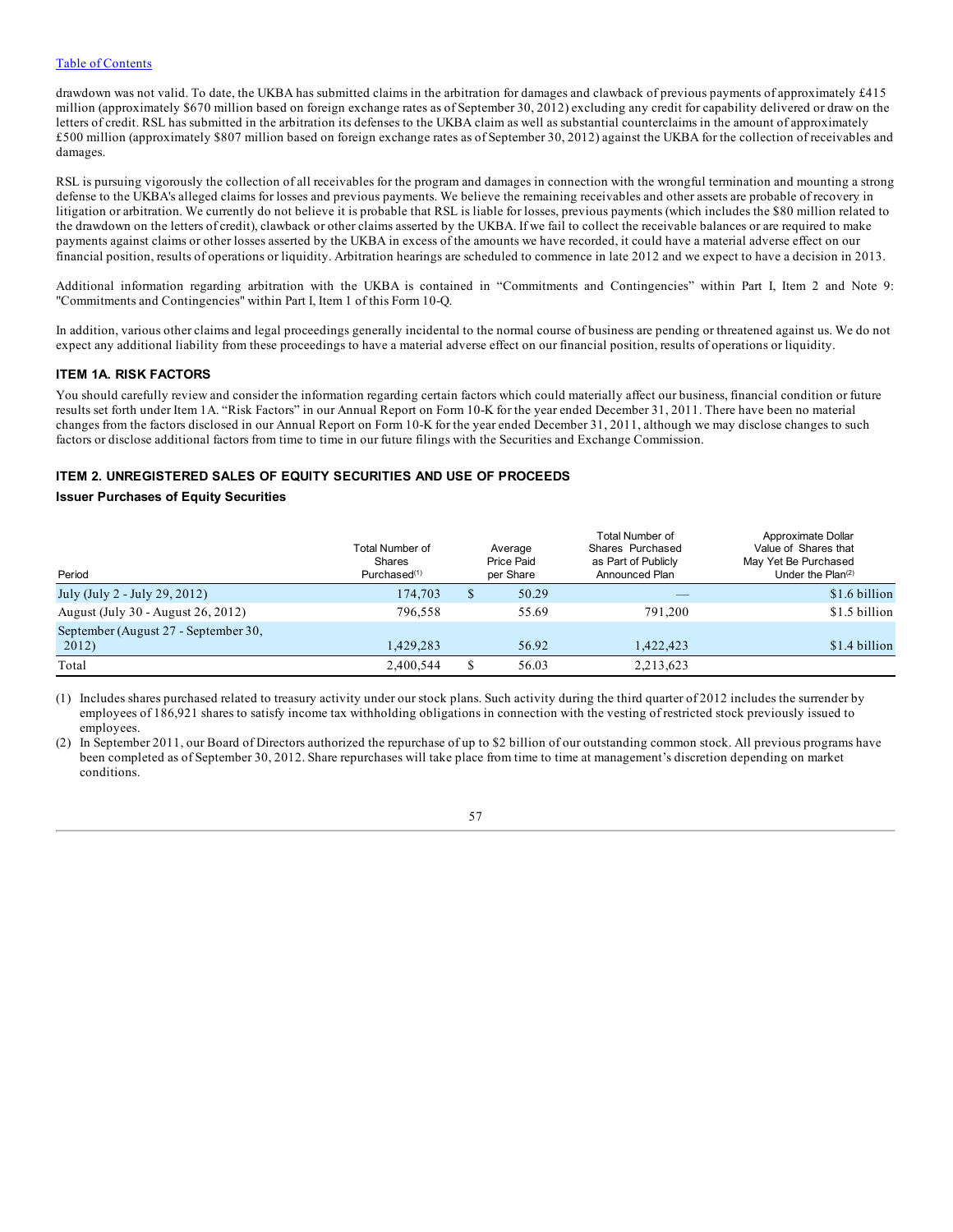drawdown was not valid. To date, the UKBA has submitted claims in the arbitration for damages and clawback of previous payments of approximately £415 million (approximately $670 million based on foreign exchange rates as of September 30, 2012) excluding any credit for capability delivered or draw on the letters of credit. RSL has submitted in the arbitration its defenses to the UKBA claim as well as substantial counterclaims in the amount of approximately £500 million (approximately $807 million based on foreign exchange rates as of September 30, 2012) against the UKBA for the collection of receivables and damages.

RSL is pursuing vigorously the collection of all receivables for the program and damages in connection with the wrongful termination and mounting a strong defense to the UKBA's alleged claims for losses and previous payments. We believe the remaining receivables and other assets are probable of recovery in litigation or arbitration. We currently do not believe it is probable that RSL is liable for losses, previous payments (which includes the $80 million related to the drawdown on the letters of credit), clawback or other claims asserted by the UKBA. If we fail to collect the receivable balances or are required to make payments against claims or other losses asserted by the UKBA in excess of the amounts we have recorded, it could have a material adverse effect on our financial position, results of operations or liquidity. Arbitration hearings are scheduled to commence in late 2012 and we expect to have a decision in 2013.

Additional information regarding arbitration with the UKBA is contained in "Commitments and Contingencies" within Part I, Item 2 and Note 9: "Commitments and Contingencies" within Part I, Item 1 of this Form 10-Q.

In addition, various other claims and legal proceedings generally incidental to the normal course of business are pending or threatened against us. We do not expect any additional liability from these proceedings to have a material adverse effect on our financial position, results of operations or liquidity.

### ITEM 1A. RISK FACTORS

You should carefully review and consider the information regarding certain factors which could materially affect our business, financial condition or future results set forth under Item 1A. "Risk Factors" in our Annual Report on Form 10-K for the year ended December 31, 2011. There have been no material changes from the factors disclosed in our Annual Report on Form 10-K for the year ended December 31, 2011, although we may disclose changes to such factors or disclose additional factors from time to time in our future filings with the Securities and Exchange Commission.

### ITEM 2. UNREGISTERED SALES OF EQUITY SECURITIES AND USE OF PROCEEDS

#### Issuer Purchases of Equity Securities

| Period | Total Number of Shares Purchased[1] | Average Price Paid per Share | Total Number of Shares Purchased as Part of Publicly Announced Plan | Approximate Dollar Value of Shares that May Yet Be Purchased Under the Plan[2] |
|---|---|---|---|---|
| July (July 2 - July 29, 2012) | 174,703 | $ 50.29 | — | $1.6 billion |
| August (July 30 - August 26, 2012) | 796,558 | 55.69 | 791,200 | $1.5 billion |
| September (August 27 - September 30, 2012) | 1,429,283 | 56.92 | 1,422,423 | $1.4 billion |
| Total | 2,400,544 | $ 56.03 | 2,213,623 | |

(1) Includes shares purchased related to treasury activity under our stock plans. Such activity during the third quarter of 2012 includes the surrender by employees of 186,921 shares to satisfy income tax withholding obligations in connection with the vesting of restricted stock previously issued to employees.

(2) In September 2011, our Board of Directors authorized the repurchase of up to $2 billion of our outstanding common stock. All previous programs have been completed as of September 30, 2012. Share repurchases will take place from time to time at management's discretion depending on market conditions.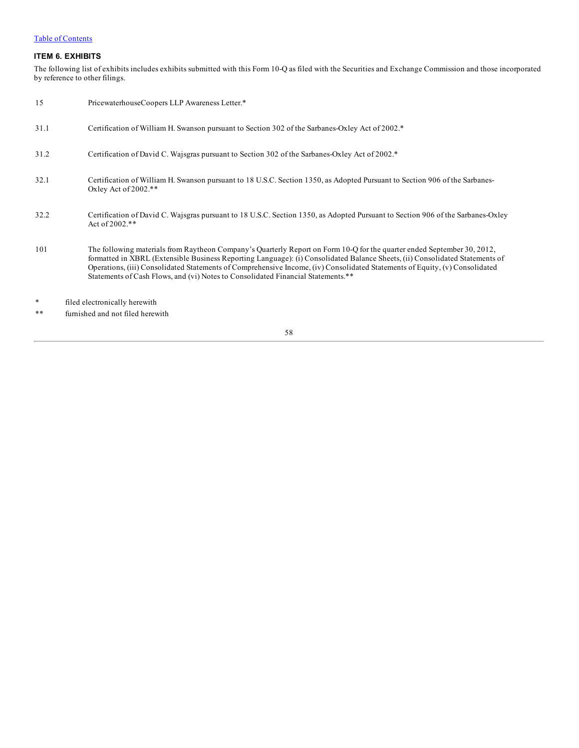## ITEM 6. EXHIBITS

The following list of exhibits includes exhibits submitted with this Form 10-Q as filed with the Securities and Exchange Commission and those incorporated by reference to other filings.

| | |
|---|---|
| 15 | PricewaterhouseCoopers LLP Awareness Letter.* |
| 31.1 | Certification of William H. Swanson pursuant to Section 302 of the Sarbanes-Oxley Act of 2002.* |
| 31.2 | Certification of David C. Wajsgras pursuant to Section 302 of the Sarbanes-Oxley Act of 2002.* |
| 32.1 | Certification of William H. Swanson pursuant to 18 U.S.C. Section 1350, as Adopted Pursuant to Section 906 of the Sarbanes-Oxley Act of 2002.** |
| 32.2 | Certification of David C. Wajsgras pursuant to 18 U.S.C. Section 1350, as Adopted Pursuant to Section 906 of the Sarbanes-Oxley Act of 2002.** |
| 101 | The following materials from Raytheon Company's Quarterly Report on Form 10-Q for the quarter ended September 30, 2012, formatted in XBRL (Extensible Business Reporting Language): (i) Consolidated Balance Sheets, (ii) Consolidated Statements of Operations, (iii) Consolidated Statements of Comprehensive Income, (iv) Consolidated Statements of Equity, (v) Consolidated Statements of Cash Flows, and (vi) Notes to Consolidated Financial Statements.** |

\* filed electronically herewith

\*\* furnished and not filed herewith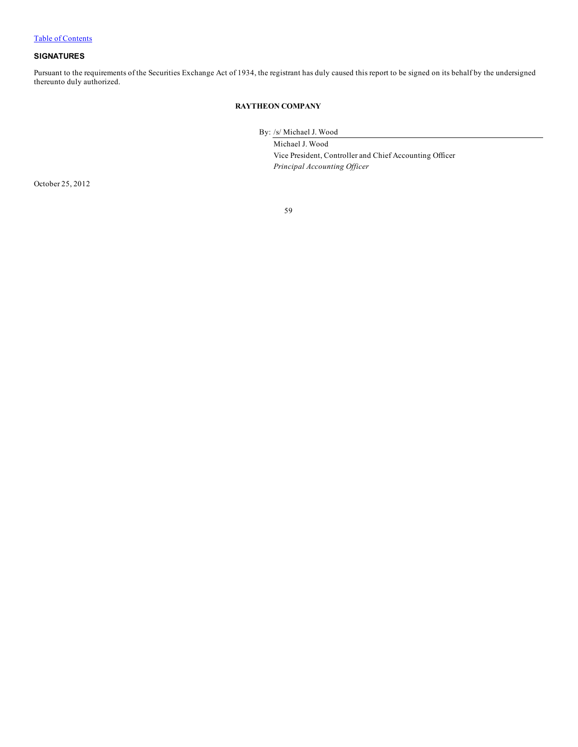[Table of Contents](#)

## SIGNATURES

Pursuant to the requirements of the Securities Exchange Act of 1934, the registrant has duly caused this report to be signed on its behalf by the undersigned thereunto duly authorized.

**RAYTHEON COMPANY**

By: /s/ Michael J. Wood

Michael J. Wood
Vice President, Controller and Chief Accounting Officer
*Principal Accounting Officer*

October 25, 2012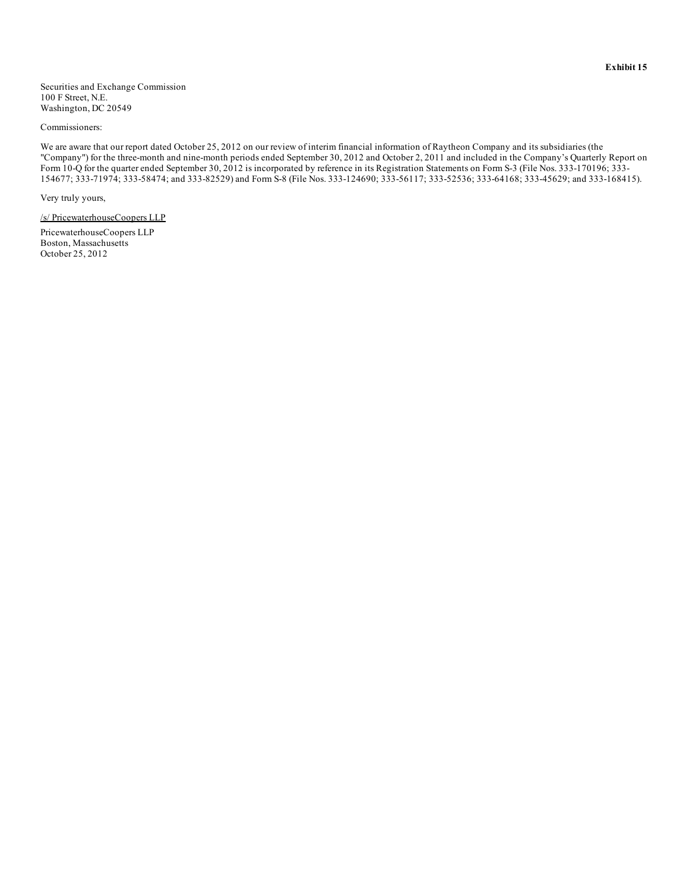**Exhibit 15**

Securities and Exchange Commission
100 F Street, N.E.
Washington, DC 20549

Commissioners:

We are aware that our report dated October 25, 2012 on our review of interim financial information of Raytheon Company and its subsidiaries (the "Company") for the three-month and nine-month periods ended September 30, 2012 and October 2, 2011 and included in the Company's Quarterly Report on Form 10-Q for the quarter ended September 30, 2012 is incorporated by reference in its Registration Statements on Form S-3 (File Nos. 333-170196; 333-154677; 333-71974; 333-58474; and 333-82529) and Form S-8 (File Nos. 333-124690; 333-56117; 333-52536; 333-64168; 333-45629; and 333-168415).

Very truly yours,

/s/ PricewaterhouseCoopers LLP

PricewaterhouseCoopers LLP
Boston, Massachusetts
October 25, 2012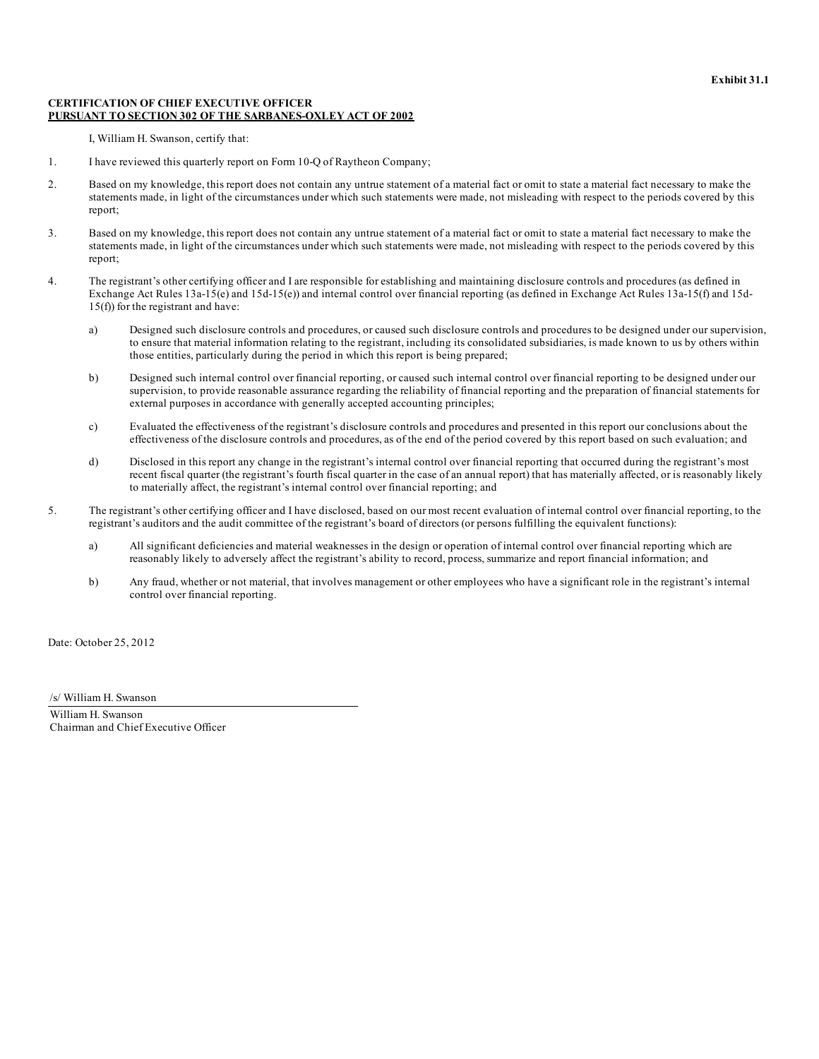**Exhibit 31.1**

**CERTIFICATION OF CHIEF EXECUTIVE OFFICER**
**PURSUANT TO SECTION 302 OF THE SARBANES-OXLEY ACT OF 2002**

I, William H. Swanson, certify that:

1. I have reviewed this quarterly report on Form 10-Q of Raytheon Company;

2. Based on my knowledge, this report does not contain any untrue statement of a material fact or omit to state a material fact necessary to make the statements made, in light of the circumstances under which such statements were made, not misleading with respect to the periods covered by this report;

3. Based on my knowledge, this report does not contain any untrue statement of a material fact or omit to state a material fact necessary to make the statements made, in light of the circumstances under which such statements were made, not misleading with respect to the periods covered by this report;

4. The registrant's other certifying officer and I are responsible for establishing and maintaining disclosure controls and procedures (as defined in Exchange Act Rules 13a-15(e) and 15d-15(e)) and internal control over financial reporting (as defined in Exchange Act Rules 13a-15(f) and 15d-15(f)) for the registrant and have:

   a) Designed such disclosure controls and procedures, or caused such disclosure controls and procedures to be designed under our supervision, to ensure that material information relating to the registrant, including its consolidated subsidiaries, is made known to us by others within those entities, particularly during the period in which this report is being prepared;

   b) Designed such internal control over financial reporting, or caused such internal control over financial reporting to be designed under our supervision, to provide reasonable assurance regarding the reliability of financial reporting and the preparation of financial statements for external purposes in accordance with generally accepted accounting principles;

   c) Evaluated the effectiveness of the registrant's disclosure controls and procedures and presented in this report our conclusions about the effectiveness of the disclosure controls and procedures, as of the end of the period covered by this report based on such evaluation; and

   d) Disclosed in this report any change in the registrant's internal control over financial reporting that occurred during the registrant's most recent fiscal quarter (the registrant's fourth fiscal quarter in the case of an annual report) that has materially affected, or is reasonably likely to materially affect, the registrant's internal control over financial reporting; and

5. The registrant's other certifying officer and I have disclosed, based on our most recent evaluation of internal control over financial reporting, to the registrant's auditors and the audit committee of the registrant's board of directors (or persons fulfilling the equivalent functions):

   a) All significant deficiencies and material weaknesses in the design or operation of internal control over financial reporting which are reasonably likely to adversely affect the registrant's ability to record, process, summarize and report financial information; and

   b) Any fraud, whether or not material, that involves management or other employees who have a significant role in the registrant's internal control over financial reporting.

Date: October 25, 2012

/s/ William H. Swanson

William H. Swanson
Chairman and Chief Executive Officer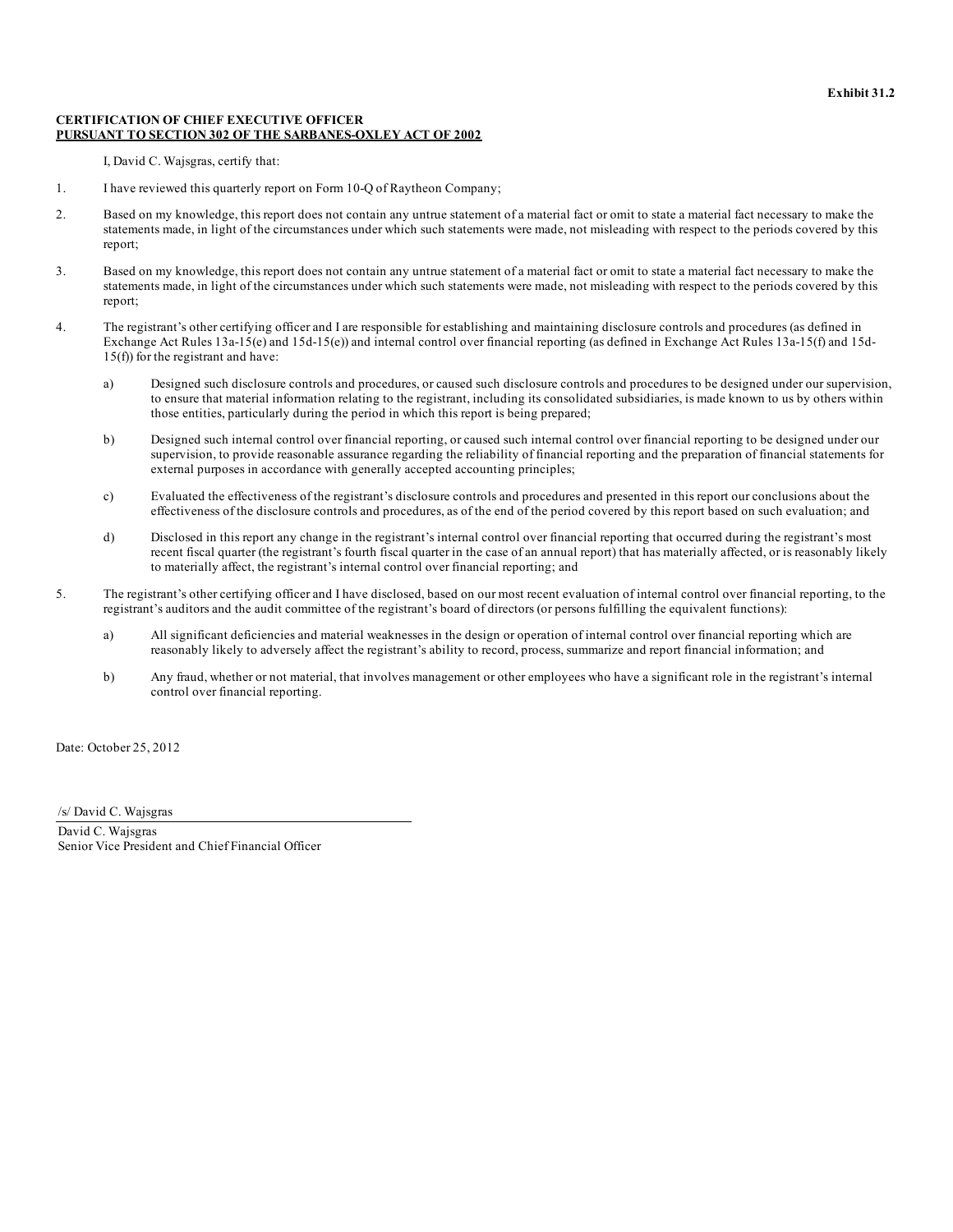**Exhibit 31.2**

**CERTIFICATION OF CHIEF EXECUTIVE OFFICER**
**PURSUANT TO SECTION 302 OF THE SARBANES-OXLEY ACT OF 2002**

I, David C. Wajsgras, certify that:

1. I have reviewed this quarterly report on Form 10-Q of Raytheon Company;

2. Based on my knowledge, this report does not contain any untrue statement of a material fact or omit to state a material fact necessary to make the statements made, in light of the circumstances under which such statements were made, not misleading with respect to the periods covered by this report;

3. Based on my knowledge, this report does not contain any untrue statement of a material fact or omit to state a material fact necessary to make the statements made, in light of the circumstances under which such statements were made, not misleading with respect to the periods covered by this report;

4. The registrant's other certifying officer and I are responsible for establishing and maintaining disclosure controls and procedures (as defined in Exchange Act Rules 13a-15(e) and 15d-15(e)) and internal control over financial reporting (as defined in Exchange Act Rules 13a-15(f) and 15d-15(f)) for the registrant and have:

   a) Designed such disclosure controls and procedures, or caused such disclosure controls and procedures to be designed under our supervision, to ensure that material information relating to the registrant, including its consolidated subsidiaries, is made known to us by others within those entities, particularly during the period in which this report is being prepared;

   b) Designed such internal control over financial reporting, or caused such internal control over financial reporting to be designed under our supervision, to provide reasonable assurance regarding the reliability of financial reporting and the preparation of financial statements for external purposes in accordance with generally accepted accounting principles;

   c) Evaluated the effectiveness of the registrant's disclosure controls and procedures and presented in this report our conclusions about the effectiveness of the disclosure controls and procedures, as of the end of the period covered by this report based on such evaluation; and

   d) Disclosed in this report any change in the registrant's internal control over financial reporting that occurred during the registrant's most recent fiscal quarter (the registrant's fourth fiscal quarter in the case of an annual report) that has materially affected, or is reasonably likely to materially affect, the registrant's internal control over financial reporting; and

5. The registrant's other certifying officer and I have disclosed, based on our most recent evaluation of internal control over financial reporting, to the registrant's auditors and the audit committee of the registrant's board of directors (or persons fulfilling the equivalent functions):

   a) All significant deficiencies and material weaknesses in the design or operation of internal control over financial reporting which are reasonably likely to adversely affect the registrant's ability to record, process, summarize and report financial information; and

   b) Any fraud, whether or not material, that involves management or other employees who have a significant role in the registrant's internal control over financial reporting.

Date: October 25, 2012

/s/ David C. Wajsgras

David C. Wajsgras
Senior Vice President and Chief Financial Officer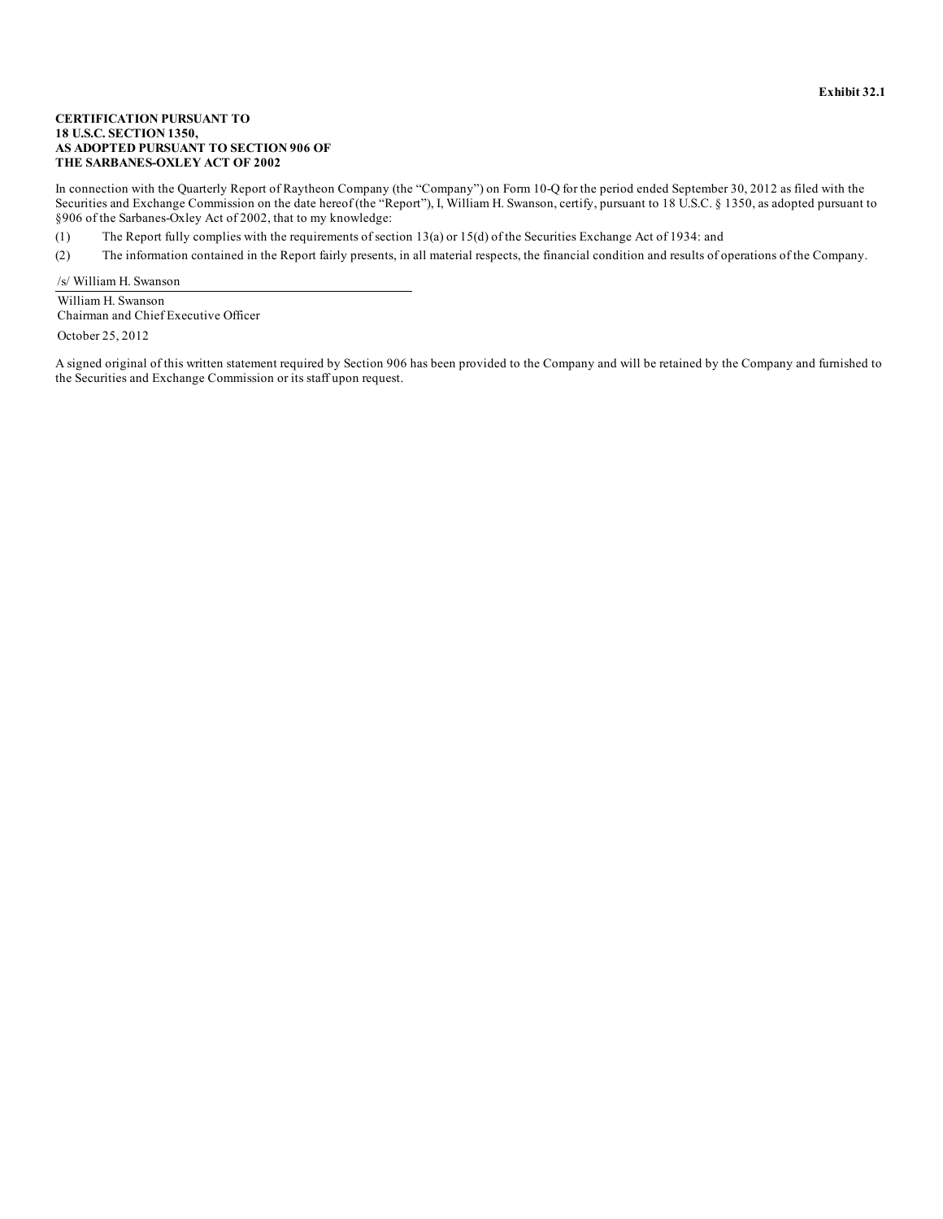**Exhibit 32.1**

**CERTIFICATION PURSUANT TO
18 U.S.C. SECTION 1350,
AS ADOPTED PURSUANT TO SECTION 906 OF
THE SARBANES-OXLEY ACT OF 2002**

In connection with the Quarterly Report of Raytheon Company (the "Company") on Form 10-Q for the period ended September 30, 2012 as filed with the Securities and Exchange Commission on the date hereof (the "Report"), I, William H. Swanson, certify, pursuant to 18 U.S.C. § 1350, as adopted pursuant to §906 of the Sarbanes-Oxley Act of 2002, that to my knowledge:

(1) The Report fully complies with the requirements of section 13(a) or 15(d) of the Securities Exchange Act of 1934: and

(2) The information contained in the Report fairly presents, in all material respects, the financial condition and results of operations of the Company.

/s/ William H. Swanson

William H. Swanson
Chairman and Chief Executive Officer

October 25, 2012

A signed original of this written statement required by Section 906 has been provided to the Company and will be retained by the Company and furnished to the Securities and Exchange Commission or its staff upon request.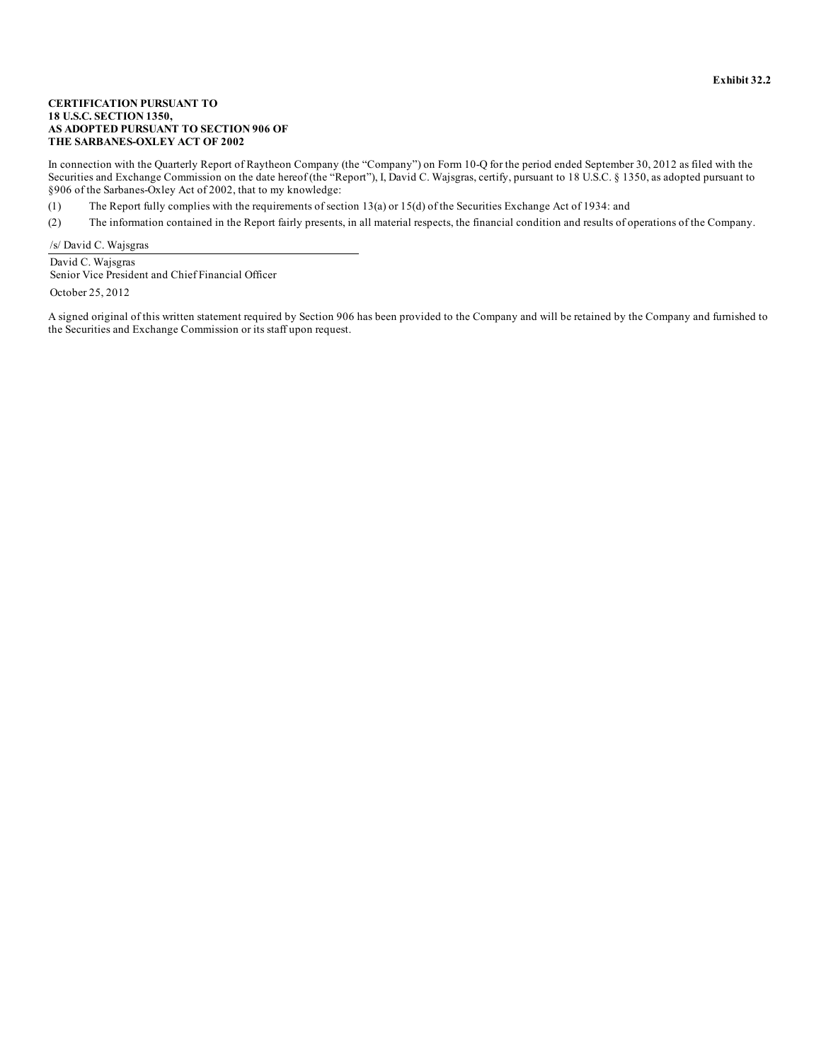**Exhibit 32.2**

**CERTIFICATION PURSUANT TO**
**18 U.S.C. SECTION 1350,**
**AS ADOPTED PURSUANT TO SECTION 906 OF**
**THE SARBANES-OXLEY ACT OF 2002**

In connection with the Quarterly Report of Raytheon Company (the "Company") on Form 10-Q for the period ended September 30, 2012 as filed with the Securities and Exchange Commission on the date hereof (the "Report"), I, David C. Wajsgras, certify, pursuant to 18 U.S.C. § 1350, as adopted pursuant to §906 of the Sarbanes-Oxley Act of 2002, that to my knowledge:

(1) The Report fully complies with the requirements of section 13(a) or 15(d) of the Securities Exchange Act of 1934: and

(2) The information contained in the Report fairly presents, in all material respects, the financial condition and results of operations of the Company.

/s/ David C. Wajsgras

David C. Wajsgras
Senior Vice President and Chief Financial Officer

October 25, 2012

A signed original of this written statement required by Section 906 has been provided to the Company and will be retained by the Company and furnished to the Securities and Exchange Commission or its staff upon request.